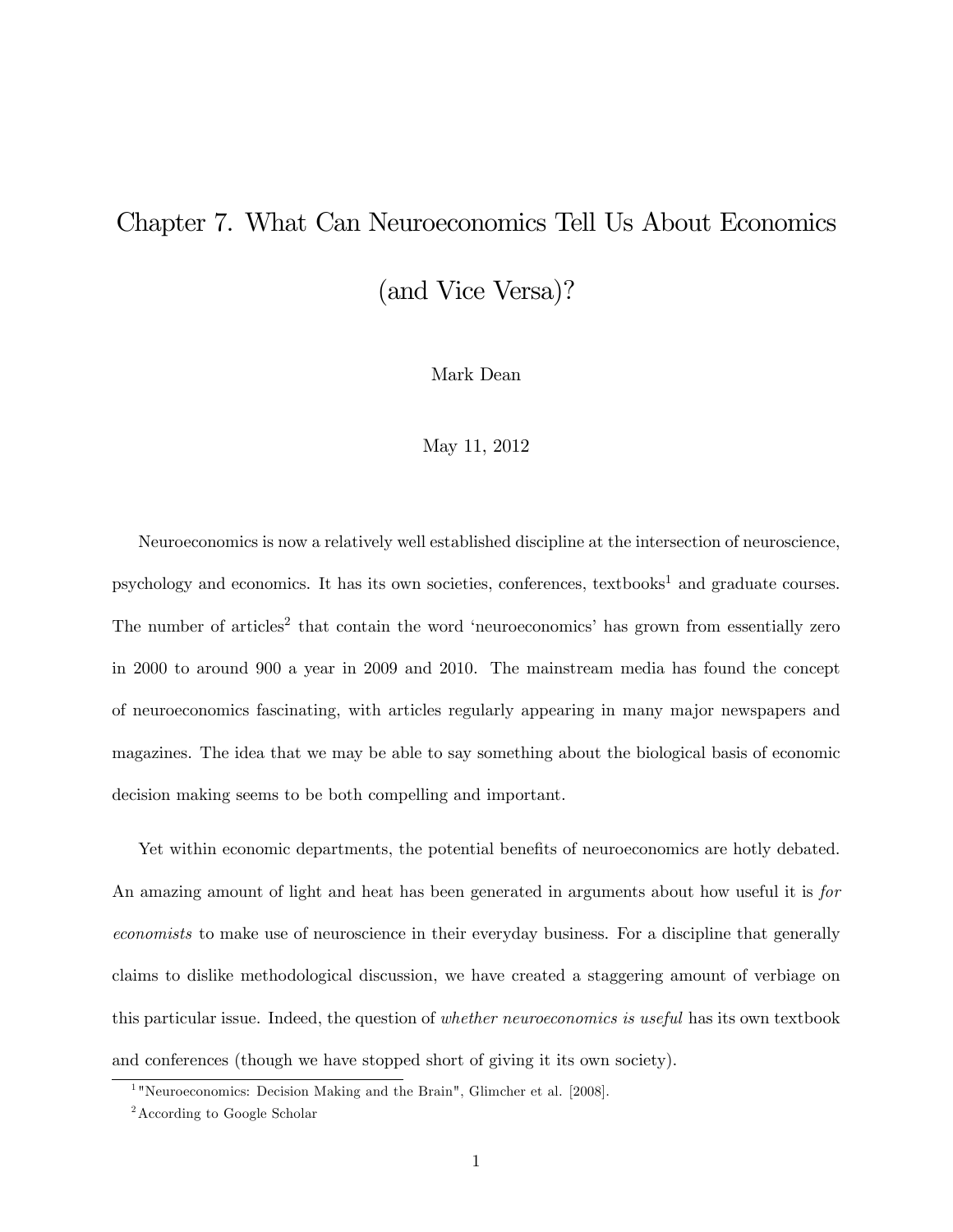# Chapter 7. What Can Neuroeconomics Tell Us About Economics (and Vice Versa)?

Mark Dean

May 11, 2012

Neuroeconomics is now a relatively well established discipline at the intersection of neuroscience, psychology and economics. It has its own societies, conferences, textbooks[1] and graduate courses. The number of articles[2] that contain the word 'neuroeconomics' has grown from essentially zero in 2000 to around 900 a year in 2009 and 2010. The mainstream media has found the concept of neuroeconomics fascinating, with articles regularly appearing in many major newspapers and magazines. The idea that we may be able to say something about the biological basis of economic decision making seems to be both compelling and important.

Yet within economic departments, the potential benefits of neuroeconomics are hotly debated. An amazing amount of light and heat has been generated in arguments about how useful it is *for economists* to make use of neuroscience in their everyday business. For a discipline that generally claims to dislike methodological discussion, we have created a staggering amount of verbiage on this particular issue. Indeed, the question of *whether neuroeconomics is useful* has its own textbook and conferences (though we have stopped short of giving it its own society).

[1] "Neuroeconomics: Decision Making and the Brain", Glimcher et al. [2008].

[2] According to Google Scholar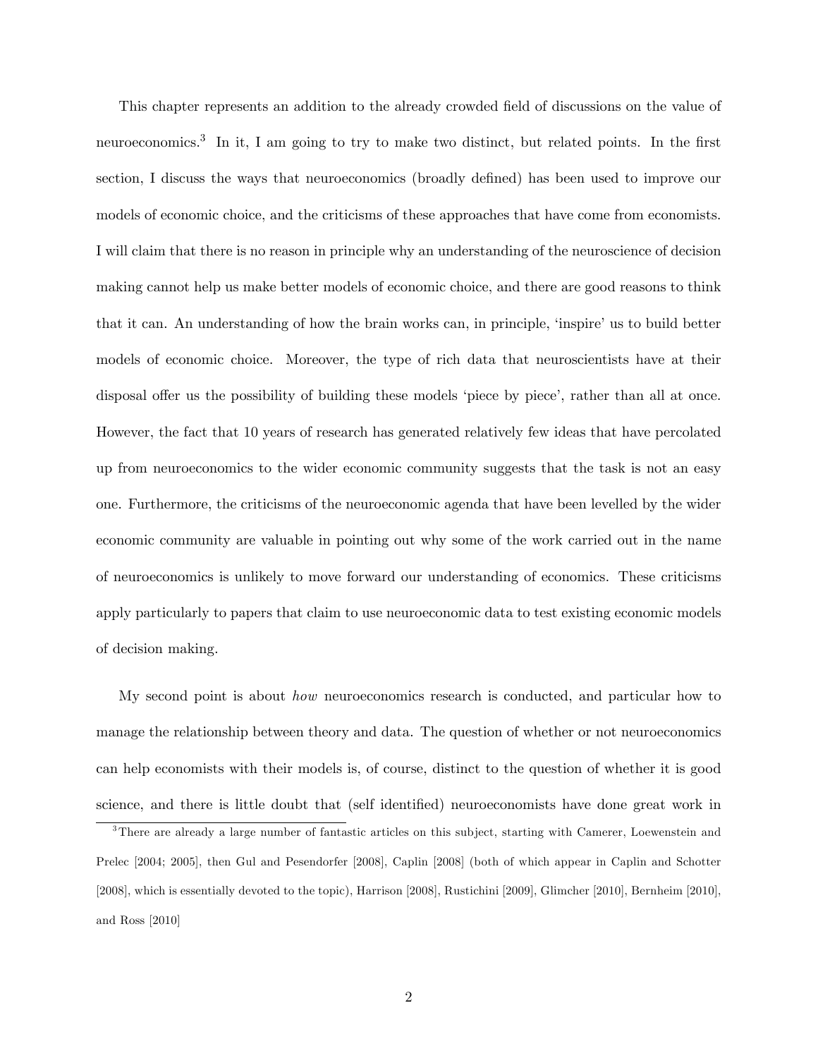This chapter represents an addition to the already crowded field of discussions on the value of neuroeconomics.[3] In it, I am going to try to make two distinct, but related points. In the first section, I discuss the ways that neuroeconomics (broadly defined) has been used to improve our models of economic choice, and the criticisms of these approaches that have come from economists. I will claim that there is no reason in principle why an understanding of the neuroscience of decision making cannot help us make better models of economic choice, and there are good reasons to think that it can. An understanding of how the brain works can, in principle, 'inspire' us to build better models of economic choice. Moreover, the type of rich data that neuroscientists have at their disposal offer us the possibility of building these models 'piece by piece', rather than all at once. However, the fact that 10 years of research has generated relatively few ideas that have percolated up from neuroeconomics to the wider economic community suggests that the task is not an easy one. Furthermore, the criticisms of the neuroeconomic agenda that have been levelled by the wider economic community are valuable in pointing out why some of the work carried out in the name of neuroeconomics is unlikely to move forward our understanding of economics. These criticisms apply particularly to papers that claim to use neuroeconomic data to test existing economic models of decision making.

My second point is about *how* neuroeconomics research is conducted, and particular how to manage the relationship between theory and data. The question of whether or not neuroeconomics can help economists with their models is, of course, distinct to the question of whether it is good science, and there is little doubt that (self identified) neuroeconomists have done great work in

[3] There are already a large number of fantastic articles on this subject, starting with Camerer, Loewenstein and Prelec [2004; 2005], then Gul and Pesendorfer [2008], Caplin [2008] (both of which appear in Caplin and Schotter [2008], which is essentially devoted to the topic), Harrison [2008], Rustichini [2009], Glimcher [2010], Bernheim [2010], and Ross [2010]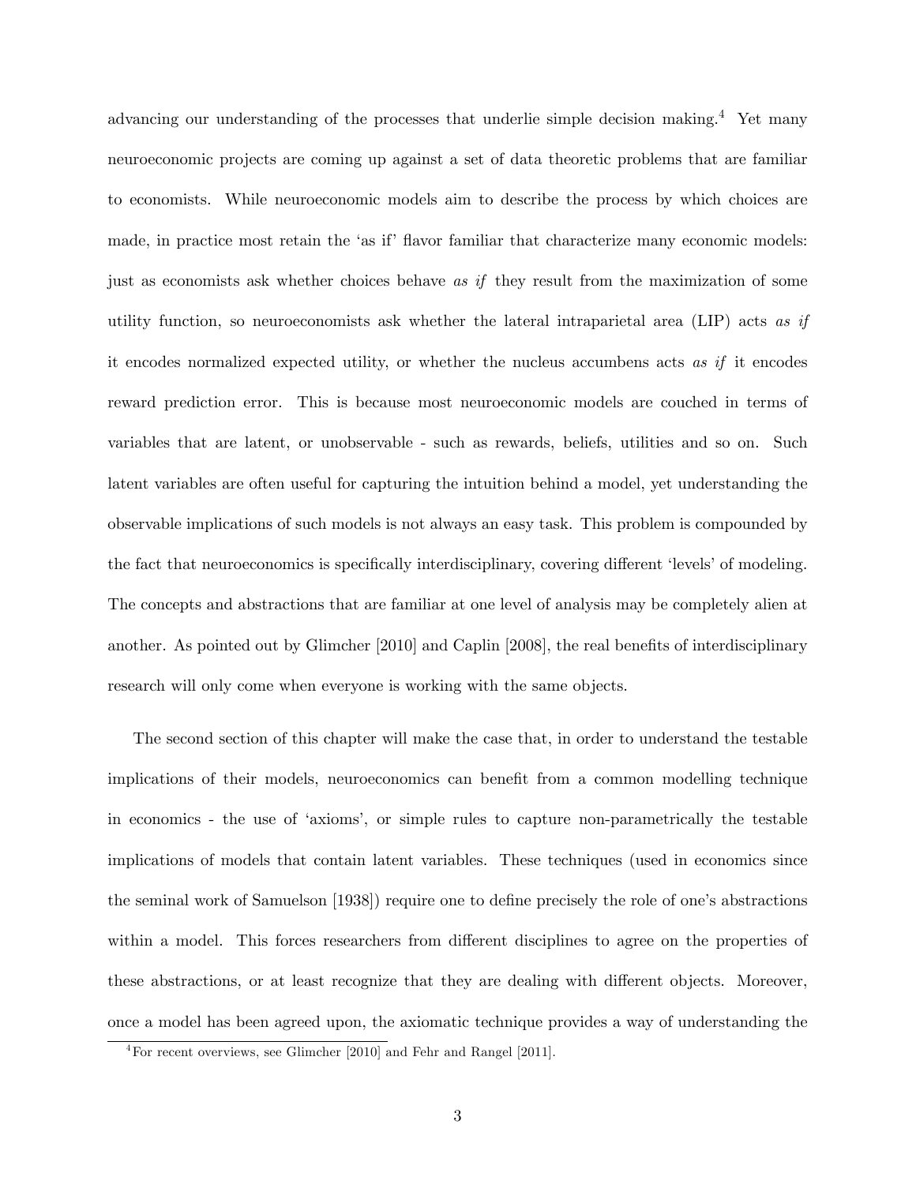advancing our understanding of the processes that underlie simple decision making.[4] Yet many neuroeconomic projects are coming up against a set of data theoretic problems that are familiar to economists. While neuroeconomic models aim to describe the process by which choices are made, in practice most retain the 'as if' flavor familiar that characterize many economic models: just as economists ask whether choices behave *as if* they result from the maximization of some utility function, so neuroeconomists ask whether the lateral intraparietal area (LIP) acts *as if* it encodes normalized expected utility, or whether the nucleus accumbens acts *as if* it encodes reward prediction error. This is because most neuroeconomic models are couched in terms of variables that are latent, or unobservable - such as rewards, beliefs, utilities and so on. Such latent variables are often useful for capturing the intuition behind a model, yet understanding the observable implications of such models is not always an easy task. This problem is compounded by the fact that neuroeconomics is specifically interdisciplinary, covering different 'levels' of modeling. The concepts and abstractions that are familiar at one level of analysis may be completely alien at another. As pointed out by Glimcher [2010] and Caplin [2008], the real benefits of interdisciplinary research will only come when everyone is working with the same objects.

The second section of this chapter will make the case that, in order to understand the testable implications of their models, neuroeconomics can benefit from a common modelling technique in economics - the use of 'axioms', or simple rules to capture non-parametrically the testable implications of models that contain latent variables. These techniques (used in economics since the seminal work of Samuelson [1938]) require one to define precisely the role of one's abstractions within a model. This forces researchers from different disciplines to agree on the properties of these abstractions, or at least recognize that they are dealing with different objects. Moreover, once a model has been agreed upon, the axiomatic technique provides a way of understanding the

[4] For recent overviews, see Glimcher [2010] and Fehr and Rangel [2011].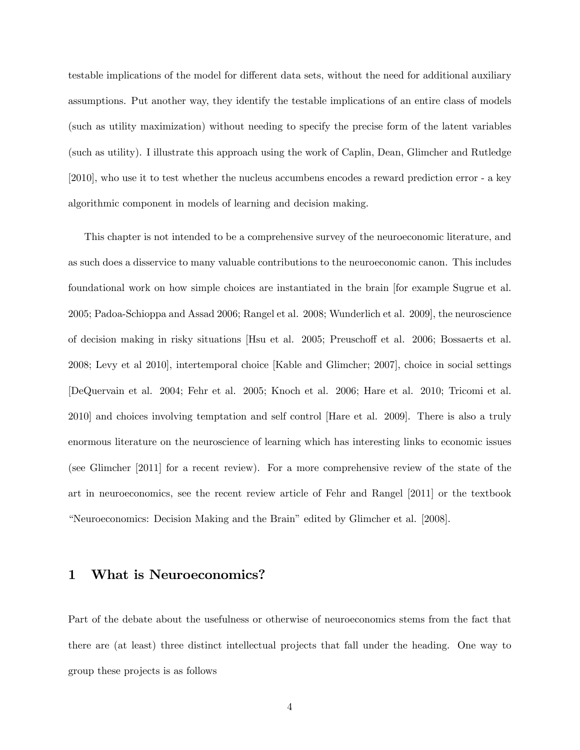testable implications of the model for different data sets, without the need for additional auxiliary assumptions. Put another way, they identify the testable implications of an entire class of models (such as utility maximization) without needing to specify the precise form of the latent variables (such as utility). I illustrate this approach using the work of Caplin, Dean, Glimcher and Rutledge [2010], who use it to test whether the nucleus accumbens encodes a reward prediction error - a key algorithmic component in models of learning and decision making.

This chapter is not intended to be a comprehensive survey of the neuroeconomic literature, and as such does a disservice to many valuable contributions to the neuroeconomic canon. This includes foundational work on how simple choices are instantiated in the brain [for example Sugrue et al. 2005; Padoa-Schioppa and Assad 2006; Rangel et al. 2008; Wunderlich et al. 2009], the neuroscience of decision making in risky situations [Hsu et al. 2005; Preuschoff et al. 2006; Bossaerts et al. 2008; Levy et al 2010], intertemporal choice [Kable and Glimcher; 2007], choice in social settings [DeQuervain et al. 2004; Fehr et al. 2005; Knoch et al. 2006; Hare et al. 2010; Tricomi et al. 2010] and choices involving temptation and self control [Hare et al. 2009]. There is also a truly enormous literature on the neuroscience of learning which has interesting links to economic issues (see Glimcher [2011] for a recent review). For a more comprehensive review of the state of the art in neuroeconomics, see the recent review article of Fehr and Rangel [2011] or the textbook "Neuroeconomics: Decision Making and the Brain" edited by Glimcher et al. [2008].

# 1 What is Neuroeconomics?

Part of the debate about the usefulness or otherwise of neuroeconomics stems from the fact that there are (at least) three distinct intellectual projects that fall under the heading. One way to group these projects is as follows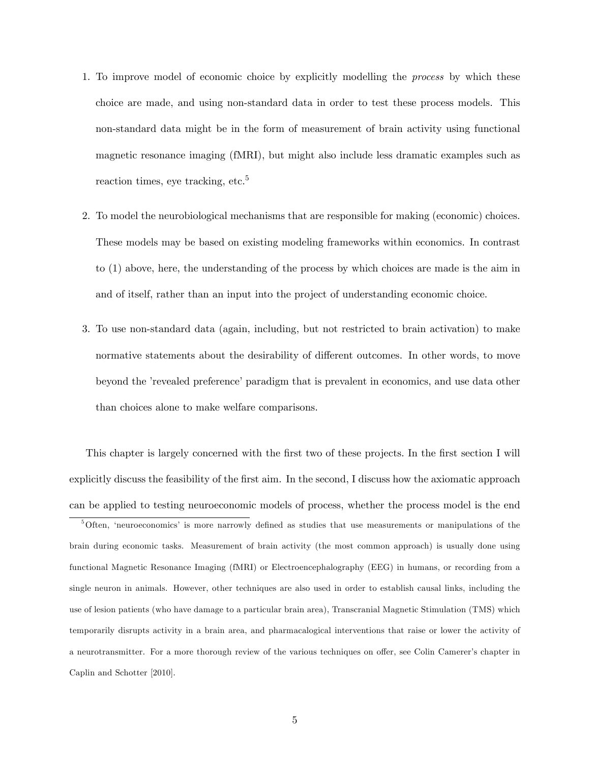1. To improve model of economic choice by explicitly modelling the *process* by which these choice are made, and using non-standard data in order to test these process models. This non-standard data might be in the form of measurement of brain activity using functional magnetic resonance imaging (fMRI), but might also include less dramatic examples such as reaction times, eye tracking, etc.[5]

2. To model the neurobiological mechanisms that are responsible for making (economic) choices. These models may be based on existing modeling frameworks within economics. In contrast to (1) above, here, the understanding of the process by which choices are made is the aim in and of itself, rather than an input into the project of understanding economic choice.

3. To use non-standard data (again, including, but not restricted to brain activation) to make normative statements about the desirability of different outcomes. In other words, to move beyond the 'revealed preference' paradigm that is prevalent in economics, and use data other than choices alone to make welfare comparisons.

This chapter is largely concerned with the first two of these projects. In the first section I will explicitly discuss the feasibility of the first aim. In the second, I discuss how the axiomatic approach can be applied to testing neuroeconomic models of process, whether the process model is the end

[5] Often, 'neuroeconomics' is more narrowly defined as studies that use measurements or manipulations of the brain during economic tasks. Measurement of brain activity (the most common approach) is usually done using functional Magnetic Resonance Imaging (fMRI) or Electroencephalography (EEG) in humans, or recording from a single neuron in animals. However, other techniques are also used in order to establish causal links, including the use of lesion patients (who have damage to a particular brain area), Transcranial Magnetic Stimulation (TMS) which temporarily disrupts activity in a brain area, and pharmacalogical interventions that raise or lower the activity of a neurotransmitter. For a more thorough review of the various techniques on offer, see Colin Camerer's chapter in Caplin and Schotter [2010].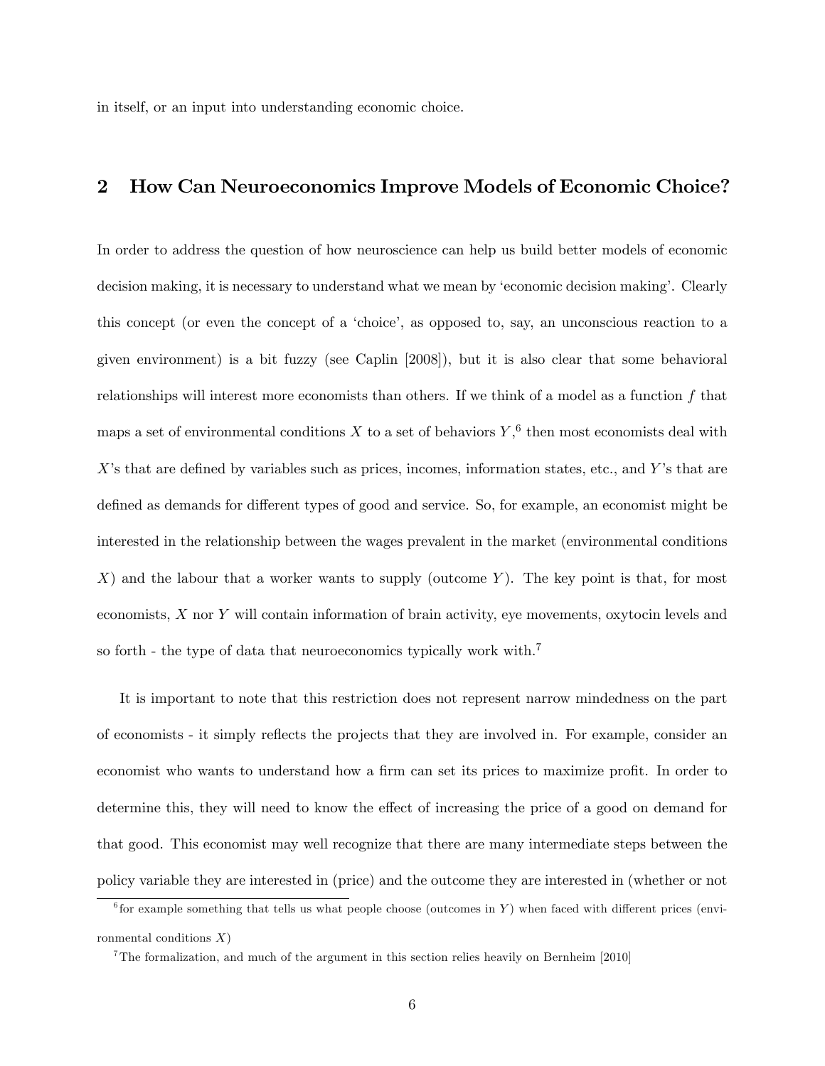in itself, or an input into understanding economic choice.

## 2 How Can Neuroeconomics Improve Models of Economic Choice?

In order to address the question of how neuroscience can help us build better models of economic decision making, it is necessary to understand what we mean by 'economic decision making'. Clearly this concept (or even the concept of a 'choice', as opposed to, say, an unconscious reaction to a given environment) is a bit fuzzy (see Caplin [2008]), but it is also clear that some behavioral relationships will interest more economists than others. If we think of a model as a function $f$ that maps a set of environmental conditions $X$ to a set of behaviors $Y$,[6] then most economists deal with $X$'s that are defined by variables such as prices, incomes, information states, etc., and $Y$'s that are defined as demands for different types of good and service. So, for example, an economist might be interested in the relationship between the wages prevalent in the market (environmental conditions $X$) and the labour that a worker wants to supply (outcome $Y$). The key point is that, for most economists, $X$ nor $Y$ will contain information of brain activity, eye movements, oxytocin levels and so forth - the type of data that neuroeconomics typically work with.[7]

It is important to note that this restriction does not represent narrow mindedness on the part of economists - it simply reflects the projects that they are involved in. For example, consider an economist who wants to understand how a firm can set its prices to maximize profit. In order to determine this, they will need to know the effect of increasing the price of a good on demand for that good. This economist may well recognize that there are many intermediate steps between the policy variable they are interested in (price) and the outcome they are interested in (whether or not

[6] for example something that tells us what people choose (outcomes in $Y$) when faced with different prices (environmental conditions $X$)

[7] The formalization, and much of the argument in this section relies heavily on Bernheim [2010]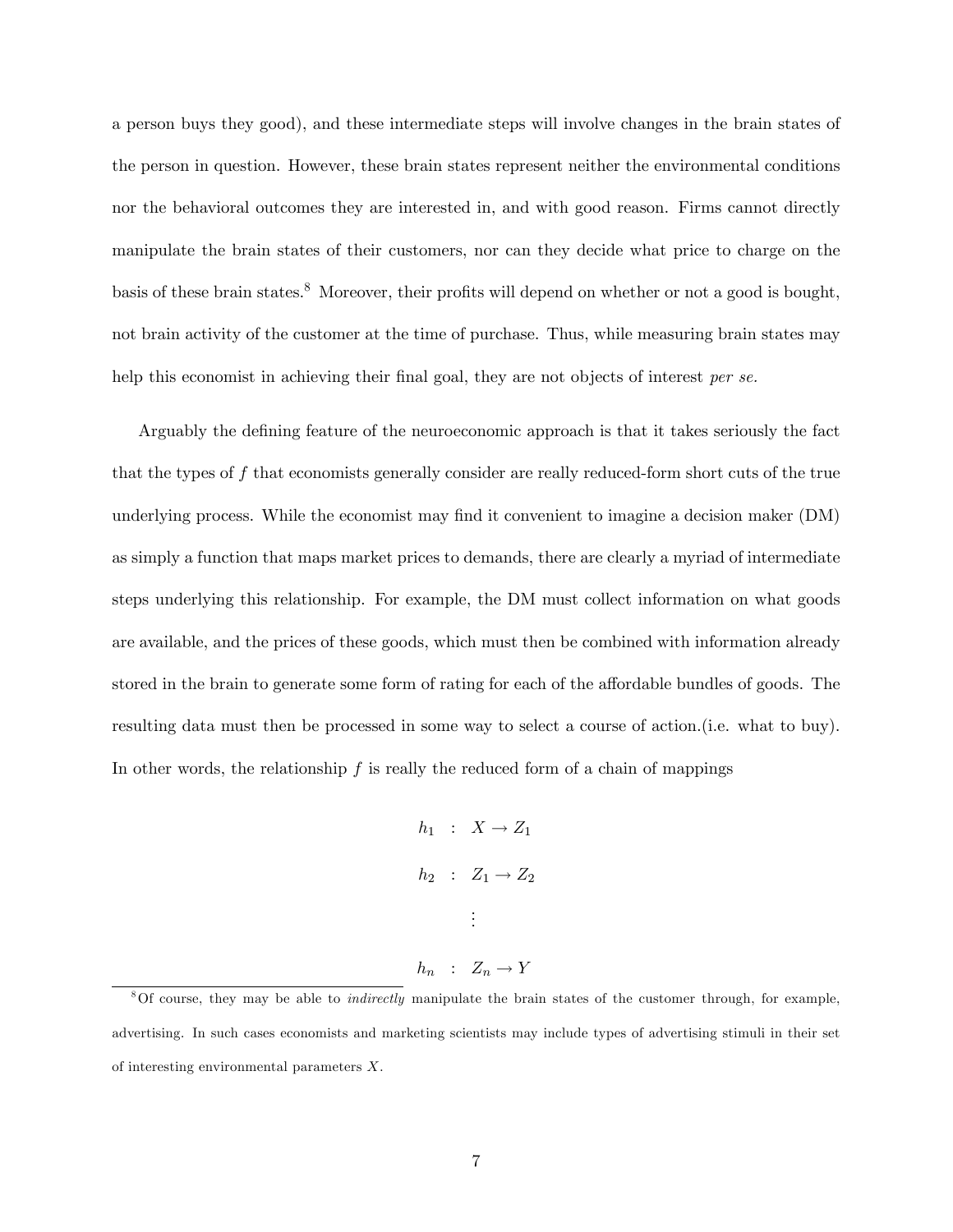a person buys they good), and these intermediate steps will involve changes in the brain states of the person in question. However, these brain states represent neither the environmental conditions nor the behavioral outcomes they are interested in, and with good reason. Firms cannot directly manipulate the brain states of their customers, nor can they decide what price to charge on the basis of these brain states.[8] Moreover, their profits will depend on whether or not a good is bought, not brain activity of the customer at the time of purchase. Thus, while measuring brain states may help this economist in achieving their final goal, they are not objects of interest *per se.*

Arguably the defining feature of the neuroeconomic approach is that it takes seriously the fact that the types of $f$ that economists generally consider are really reduced-form short cuts of the true underlying process. While the economist may find it convenient to imagine a decision maker (DM) as simply a function that maps market prices to demands, there are clearly a myriad of intermediate steps underlying this relationship. For example, the DM must collect information on what goods are available, and the prices of these goods, which must then be combined with information already stored in the brain to generate some form of rating for each of the affordable bundles of goods. The resulting data must then be processed in some way to select a course of action.(i.e. what to buy). In other words, the relationship $f$ is really the reduced form of a chain of mappings

$$
\begin{aligned}
h_1 &: X \rightarrow Z_1 \\
h_2 &: Z_1 \rightarrow Z_2 \\
&\vdots \\
h_n &: Z_n \rightarrow Y
\end{aligned}
$$

[8] Of course, they may be able to *indirectly* manipulate the brain states of the customer through, for example, advertising. In such cases economists and marketing scientists may include types of advertising stimuli in their set of interesting environmental parameters $X$.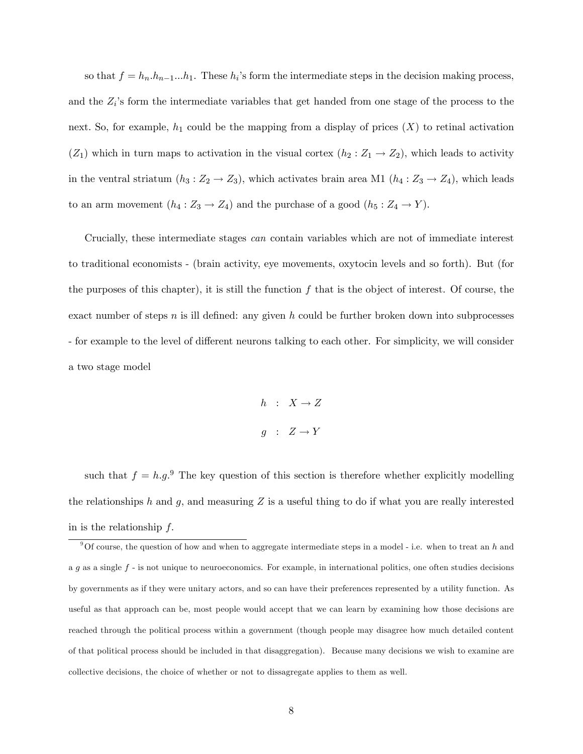so that $f = h_n.h_{n-1}...h_1$. These $h_i$'s form the intermediate steps in the decision making process, and the $Z_i$'s form the intermediate variables that get handed from one stage of the process to the next. So, for example, $h_1$ could be the mapping from a display of prices ($X$) to retinal activation ($Z_1$) which in turn maps to activation in the visual cortex ($h_2 : Z_1 \to Z_2$), which leads to activity in the ventral striatum ($h_3 : Z_2 \to Z_3$), which activates brain area M1 ($h_4 : Z_3 \to Z_4$), which leads to an arm movement ($h_4 : Z_3 \to Z_4$) and the purchase of a good ($h_5 : Z_4 \to Y$).

Crucially, these intermediate stages *can* contain variables which are not of immediate interest to traditional economists - (brain activity, eye movements, oxytocin levels and so forth). But (for the purposes of this chapter), it is still the function $f$ that is the object of interest. Of course, the exact number of steps $n$ is ill defined: any given $h$ could be further broken down into subprocesses - for example to the level of different neurons talking to each other. For simplicity, we will consider a two stage model

$$h \; : \; X \to Z$$

$$g \; : \; Z \to Y$$

such that $f = h.g$.[9] The key question of this section is therefore whether explicitly modelling the relationships $h$ and $g$, and measuring $Z$ is a useful thing to do if what you are really interested in is the relationship $f$.

[9] Of course, the question of how and when to aggregate intermediate steps in a model - i.e. when to treat an $h$ and a $g$ as a single $f$ - is not unique to neuroeconomics. For example, in international politics, one often studies decisions by governments as if they were unitary actors, and so can have their preferences represented by a utility function. As useful as that approach can be, most people would accept that we can learn by examining how those decisions are reached through the political process within a government (though people may disagree how much detailed content of that political process should be included in that disaggregation). Because many decisions we wish to examine are collective decisions, the choice of whether or not to dissagregate applies to them as well.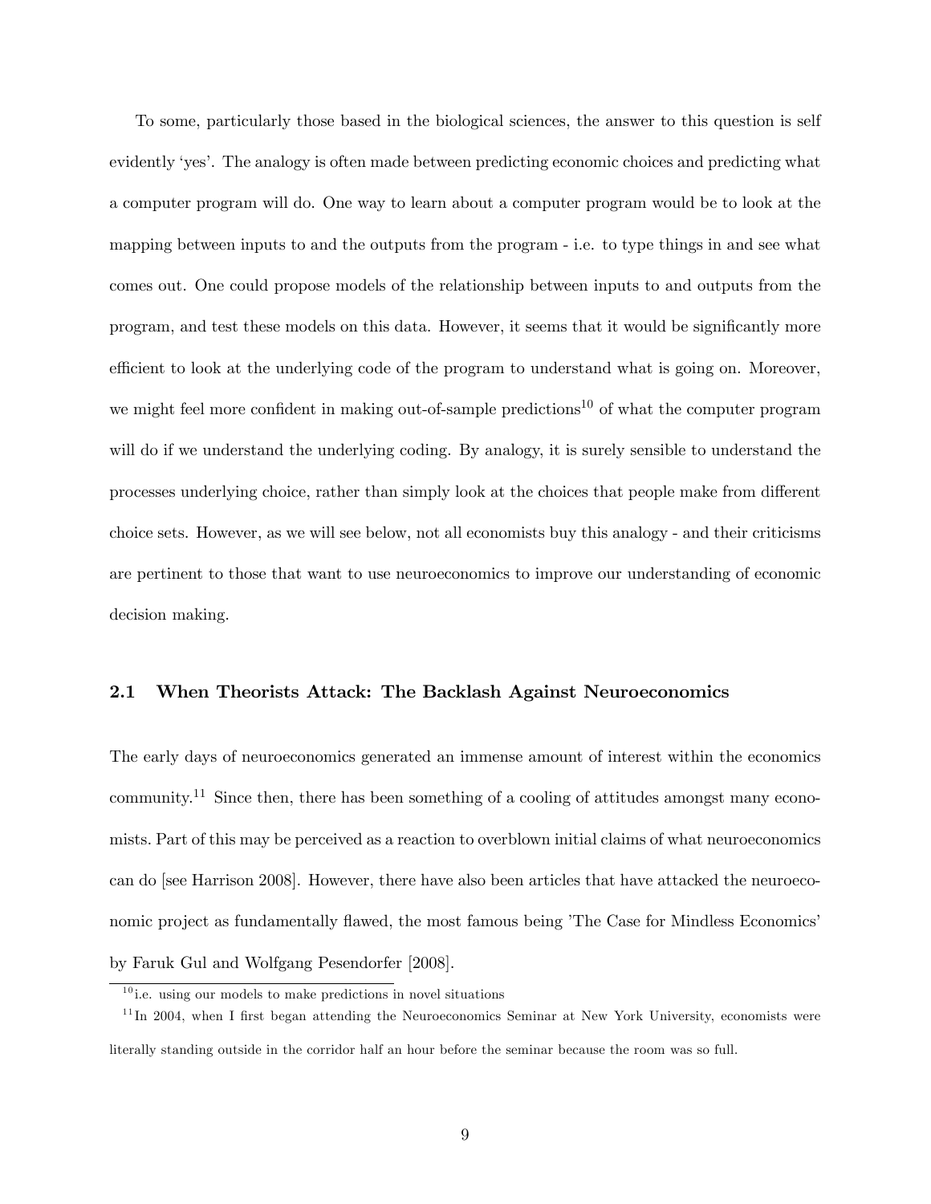To some, particularly those based in the biological sciences, the answer to this question is self evidently 'yes'. The analogy is often made between predicting economic choices and predicting what a computer program will do. One way to learn about a computer program would be to look at the mapping between inputs to and the outputs from the program - i.e. to type things in and see what comes out. One could propose models of the relationship between inputs to and outputs from the program, and test these models on this data. However, it seems that it would be significantly more efficient to look at the underlying code of the program to understand what is going on. Moreover, we might feel more confident in making out-of-sample predictions[10] of what the computer program will do if we understand the underlying coding. By analogy, it is surely sensible to understand the processes underlying choice, rather than simply look at the choices that people make from different choice sets. However, as we will see below, not all economists buy this analogy - and their criticisms are pertinent to those that want to use neuroeconomics to improve our understanding of economic decision making.

### 2.1 When Theorists Attack: The Backlash Against Neuroeconomics

The early days of neuroeconomics generated an immense amount of interest within the economics community.[11] Since then, there has been something of a cooling of attitudes amongst many economists. Part of this may be perceived as a reaction to overblown initial claims of what neuroeconomics can do [see Harrison 2008]. However, there have also been articles that have attacked the neuroeconomic project as fundamentally flawed, the most famous being 'The Case for Mindless Economics' by Faruk Gul and Wolfgang Pesendorfer [2008].

[10] i.e. using our models to make predictions in novel situations

[11] In 2004, when I first began attending the Neuroeconomics Seminar at New York University, economists were literally standing outside in the corridor half an hour before the seminar because the room was so full.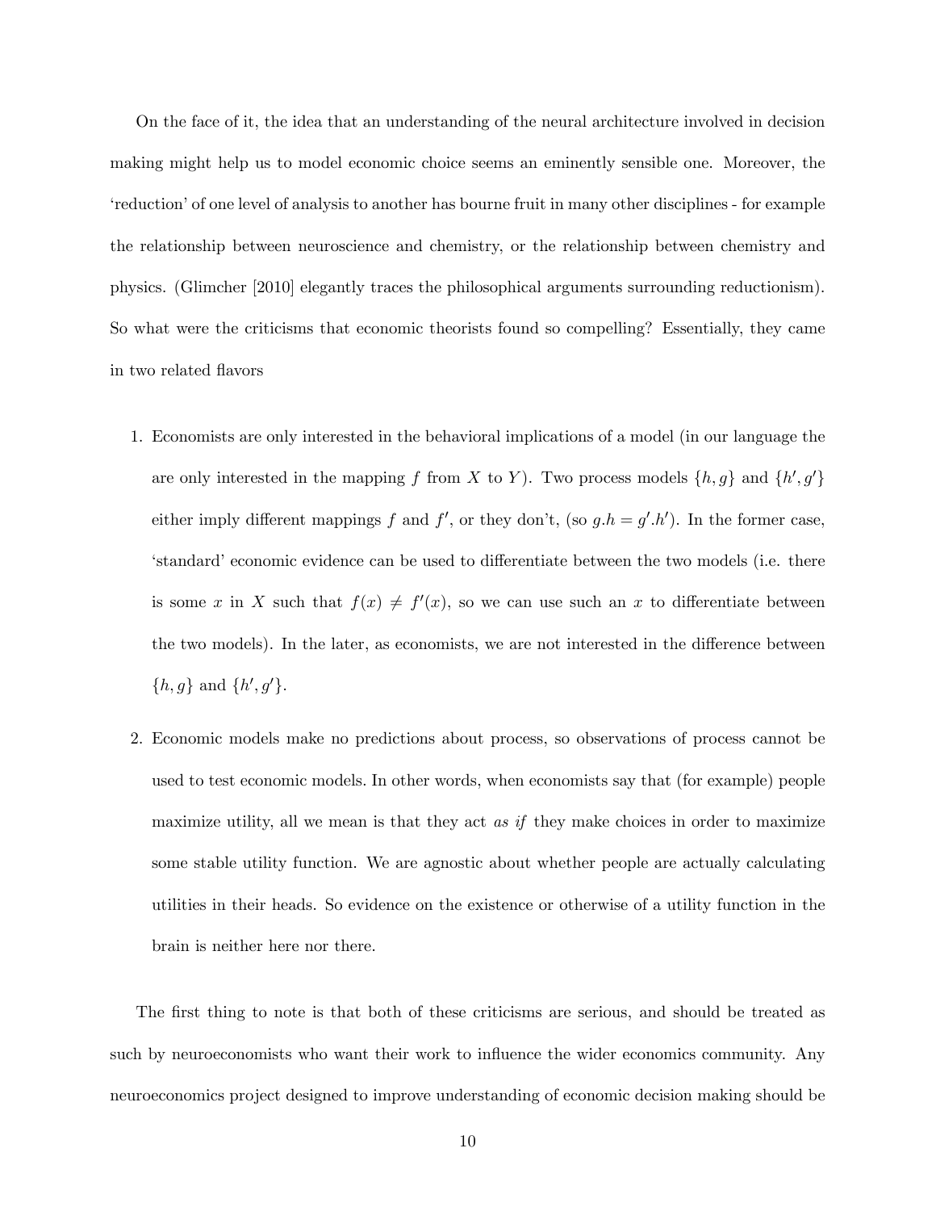On the face of it, the idea that an understanding of the neural architecture involved in decision making might help us to model economic choice seems an eminently sensible one. Moreover, the 'reduction' of one level of analysis to another has bourne fruit in many other disciplines - for example the relationship between neuroscience and chemistry, or the relationship between chemistry and physics. (Glimcher [2010] elegantly traces the philosophical arguments surrounding reductionism). So what were the criticisms that economic theorists found so compelling? Essentially, they came in two related flavors

1. Economists are only interested in the behavioral implications of a model (in our language the are only interested in the mapping $f$ from $X$ to $Y$). Two process models $\{h, g\}$ and $\{h', g'\}$ either imply different mappings $f$ and $f'$, or they don't, (so $g.h = g'.h'$). In the former case, 'standard' economic evidence can be used to differentiate between the two models (i.e. there is some $x$ in $X$ such that $f(x) \neq f'(x)$, so we can use such an $x$ to differentiate between the two models). In the later, as economists, we are not interested in the difference between $\{h, g\}$ and $\{h', g'\}$.

2. Economic models make no predictions about process, so observations of process cannot be used to test economic models. In other words, when economists say that (for example) people maximize utility, all we mean is that they act *as if* they make choices in order to maximize some stable utility function. We are agnostic about whether people are actually calculating utilities in their heads. So evidence on the existence or otherwise of a utility function in the brain is neither here nor there.

The first thing to note is that both of these criticisms are serious, and should be treated as such by neuroeconomists who want their work to influence the wider economics community. Any neuroeconomics project designed to improve understanding of economic decision making should be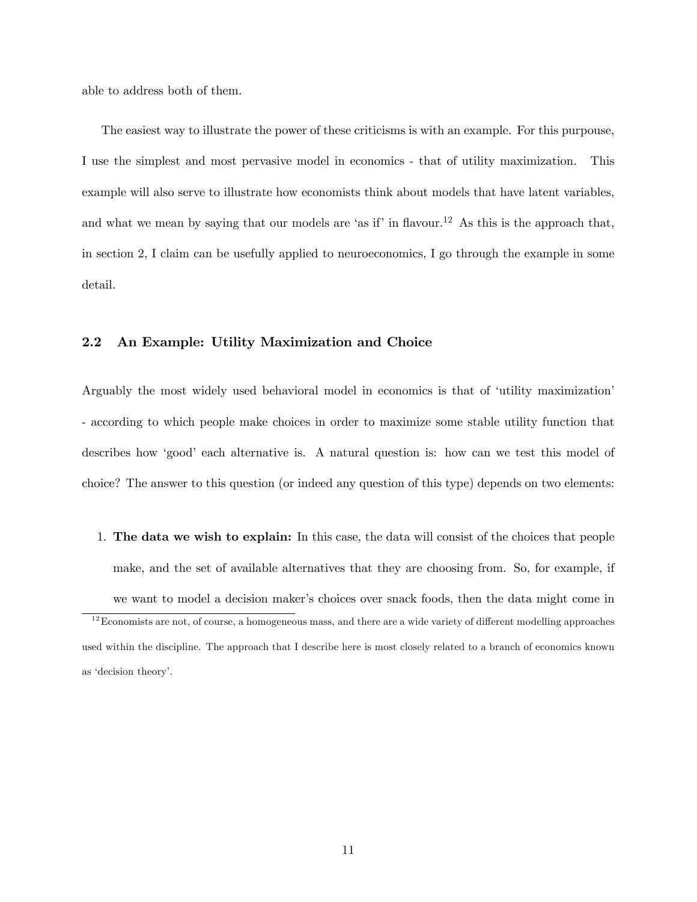able to address both of them.

The easiest way to illustrate the power of these criticisms is with an example. For this purpouse, I use the simplest and most pervasive model in economics - that of utility maximization. This example will also serve to illustrate how economists think about models that have latent variables, and what we mean by saying that our models are 'as if' in flavour.[12] As this is the approach that, in section 2, I claim can be usefully applied to neuroeconomics, I go through the example in some detail.

### 2.2 An Example: Utility Maximization and Choice

Arguably the most widely used behavioral model in economics is that of 'utility maximization' - according to which people make choices in order to maximize some stable utility function that describes how 'good' each alternative is. A natural question is: how can we test this model of choice? The answer to this question (or indeed any question of this type) depends on two elements:

1. **The data we wish to explain:** In this case, the data will consist of the choices that people make, and the set of available alternatives that they are choosing from. So, for example, if we want to model a decision maker's choices over snack foods, then the data might come in

[12] Economists are not, of course, a homogeneous mass, and there are a wide variety of different modelling approaches used within the discipline. The approach that I describe here is most closely related to a branch of economics known as 'decision theory'.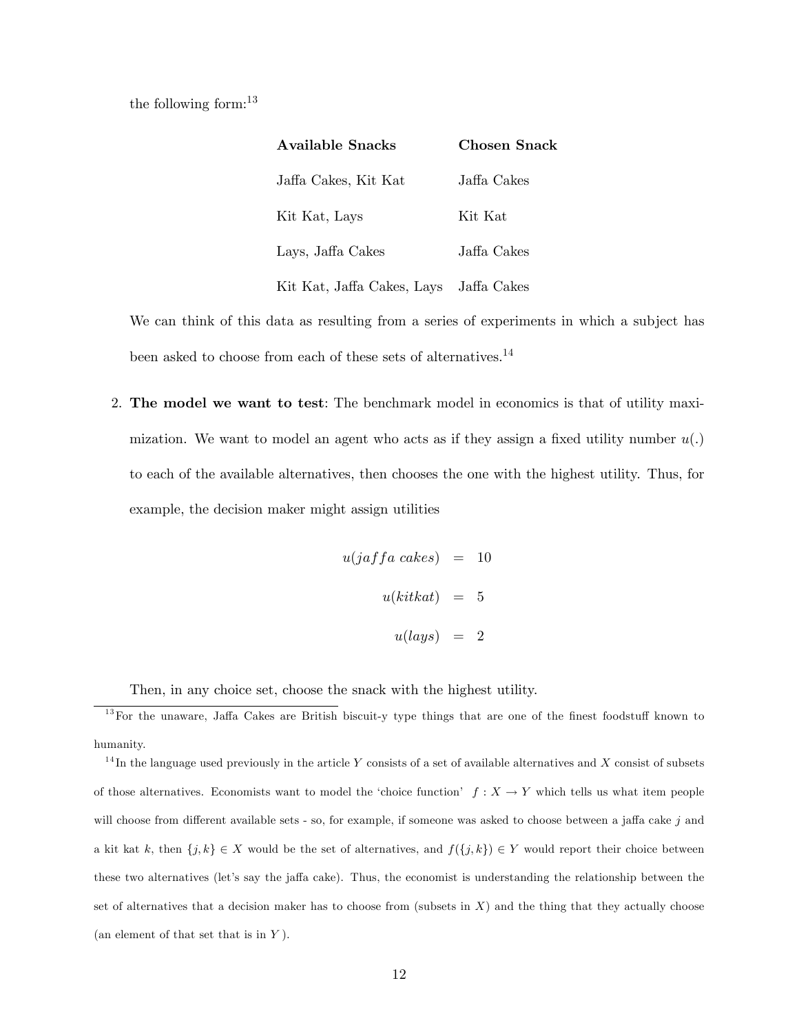the following form:[13]

| **Available Snacks** | **Chosen Snack** |
|---|---|
| Jaffa Cakes, Kit Kat | Jaffa Cakes |
| Kit Kat, Lays | Kit Kat |
| Lays, Jaffa Cakes | Jaffa Cakes |
| Kit Kat, Jaffa Cakes, Lays | Jaffa Cakes |

We can think of this data as resulting from a series of experiments in which a subject has been asked to choose from each of these sets of alternatives.[14]

2. **The model we want to test**: The benchmark model in economics is that of utility maximization. We want to model an agent who acts as if they assign a fixed utility number $u(.)$ to each of the available alternatives, then chooses the one with the highest utility. Thus, for example, the decision maker might assign utilities

$$\begin{aligned} u(jaffa\ cakes) &= 10 \\ u(kitkat) &= 5 \\ u(lays) &= 2 \end{aligned}$$

Then, in any choice set, choose the snack with the highest utility.

---

[13] For the unaware, Jaffa Cakes are British biscuit-y type things that are one of the finest foodstuff known to humanity.

[14] In the language used previously in the article $Y$ consists of a set of available alternatives and $X$ consist of subsets of those alternatives. Economists want to model the 'choice function' $f : X \to Y$ which tells us what item people will choose from different available sets - so, for example, if someone was asked to choose between a jaffa cake $j$ and a kit kat $k$, then $\{j, k\} \in X$ would be the set of alternatives, and $f(\{j, k\}) \in Y$ would report their choice between these two alternatives (let's say the jaffa cake). Thus, the economist is understanding the relationship between the set of alternatives that a decision maker has to choose from (subsets in $X$) and the thing that they actually choose (an element of that set that is in $Y$).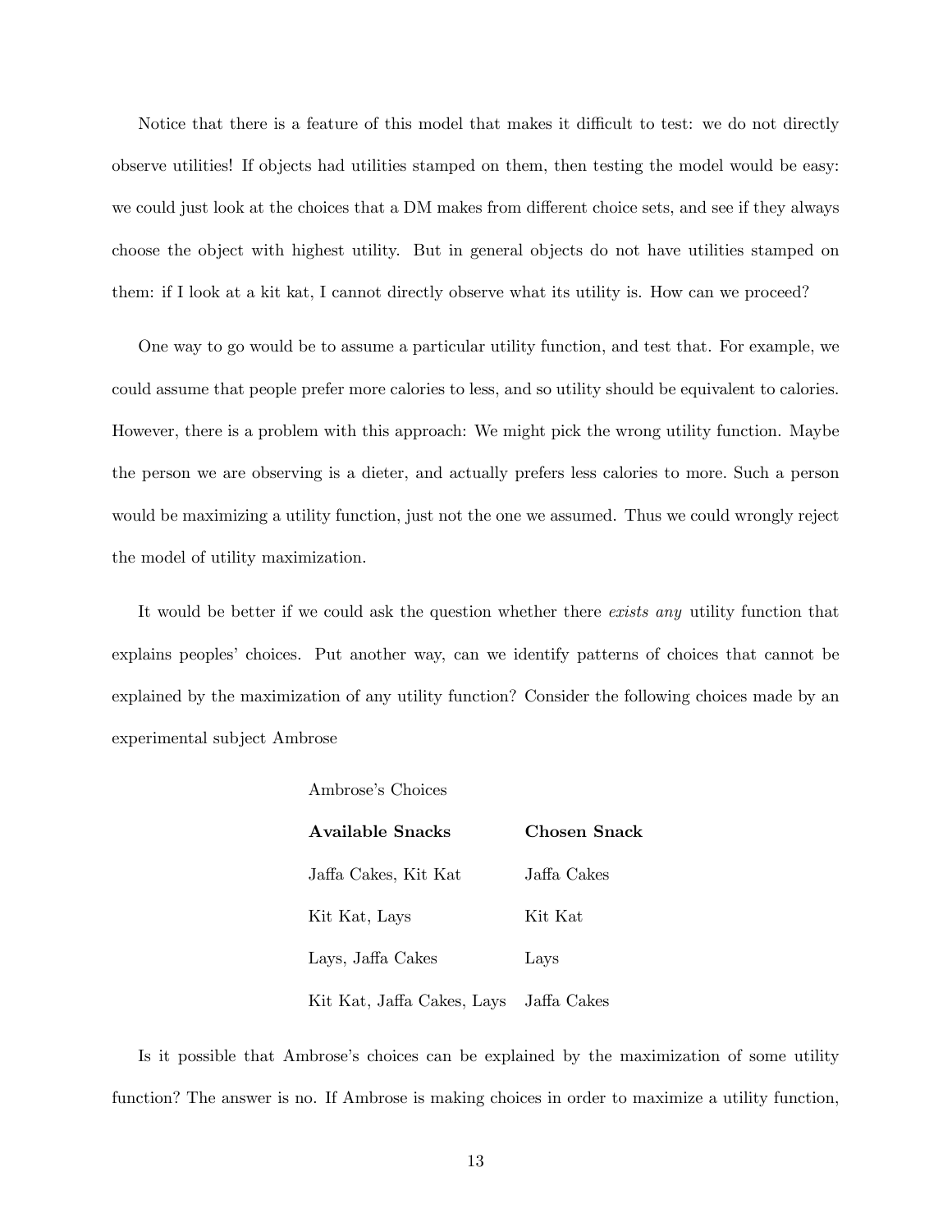Notice that there is a feature of this model that makes it difficult to test: we do not directly observe utilities! If objects had utilities stamped on them, then testing the model would be easy: we could just look at the choices that a DM makes from different choice sets, and see if they always choose the object with highest utility. But in general objects do not have utilities stamped on them: if I look at a kit kat, I cannot directly observe what its utility is. How can we proceed?

One way to go would be to assume a particular utility function, and test that. For example, we could assume that people prefer more calories to less, and so utility should be equivalent to calories. However, there is a problem with this approach: We might pick the wrong utility function. Maybe the person we are observing is a dieter, and actually prefers less calories to more. Such a person would be maximizing a utility function, just not the one we assumed. Thus we could wrongly reject the model of utility maximization.

It would be better if we could ask the question whether there *exists any* utility function that explains peoples' choices. Put another way, can we identify patterns of choices that cannot be explained by the maximization of any utility function? Consider the following choices made by an experimental subject Ambrose

Ambrose's Choices

| **Available Snacks** | **Chosen Snack** |
|---|---|
| Jaffa Cakes, Kit Kat | Jaffa Cakes |
| Kit Kat, Lays | Kit Kat |
| Lays, Jaffa Cakes | Lays |
| Kit Kat, Jaffa Cakes, Lays | Jaffa Cakes |

Is it possible that Ambrose's choices can be explained by the maximization of some utility function? The answer is no. If Ambrose is making choices in order to maximize a utility function,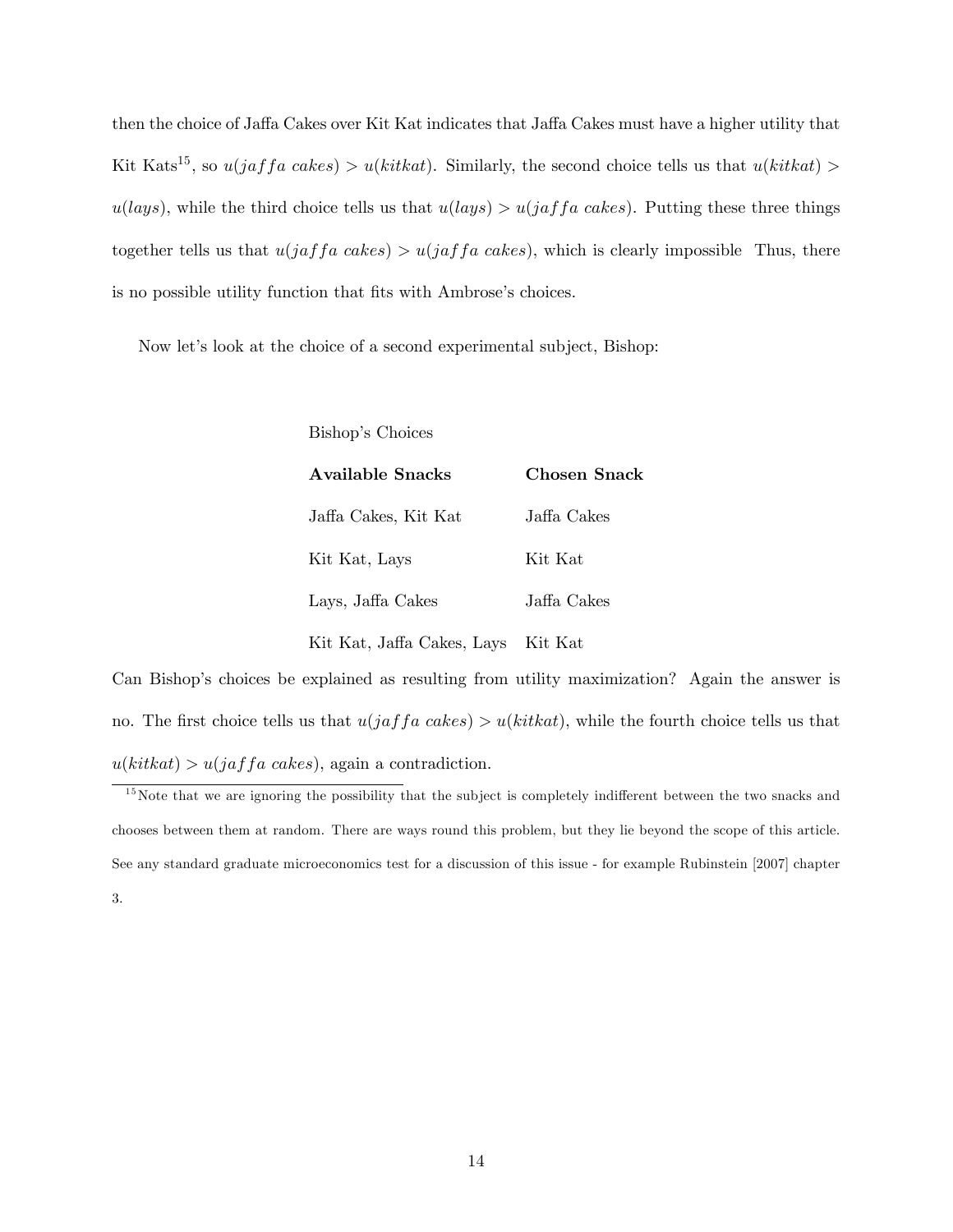then the choice of Jaffa Cakes over Kit Kat indicates that Jaffa Cakes must have a higher utility that Kit Kats[15], so $u(jaffa\ cakes) > u(kitkat)$. Similarly, the second choice tells us that $u(kitkat) > u(lays)$, while the third choice tells us that $u(lays) > u(jaffa\ cakes)$. Putting these three things together tells us that $u(jaffa\ cakes) > u(jaffa\ cakes)$, which is clearly impossible Thus, there is no possible utility function that fits with Ambrose's choices.

Now let's look at the choice of a second experimental subject, Bishop:

Bishop's Choices

| **Available Snacks** | **Chosen Snack** |
|---|---|
| Jaffa Cakes, Kit Kat | Jaffa Cakes |
| Kit Kat, Lays | Kit Kat |
| Lays, Jaffa Cakes | Jaffa Cakes |
| Kit Kat, Jaffa Cakes, Lays | Kit Kat |

Can Bishop's choices be explained as resulting from utility maximization? Again the answer is no. The first choice tells us that $u(jaffa\ cakes) > u(kitkat)$, while the fourth choice tells us that $u(kitkat) > u(jaffa\ cakes)$, again a contradiction.

[15] Note that we are ignoring the possibility that the subject is completely indifferent between the two snacks and chooses between them at random. There are ways round this problem, but they lie beyond the scope of this article. See any standard graduate microeconomics test for a discussion of this issue - for example Rubinstein [2007] chapter 3.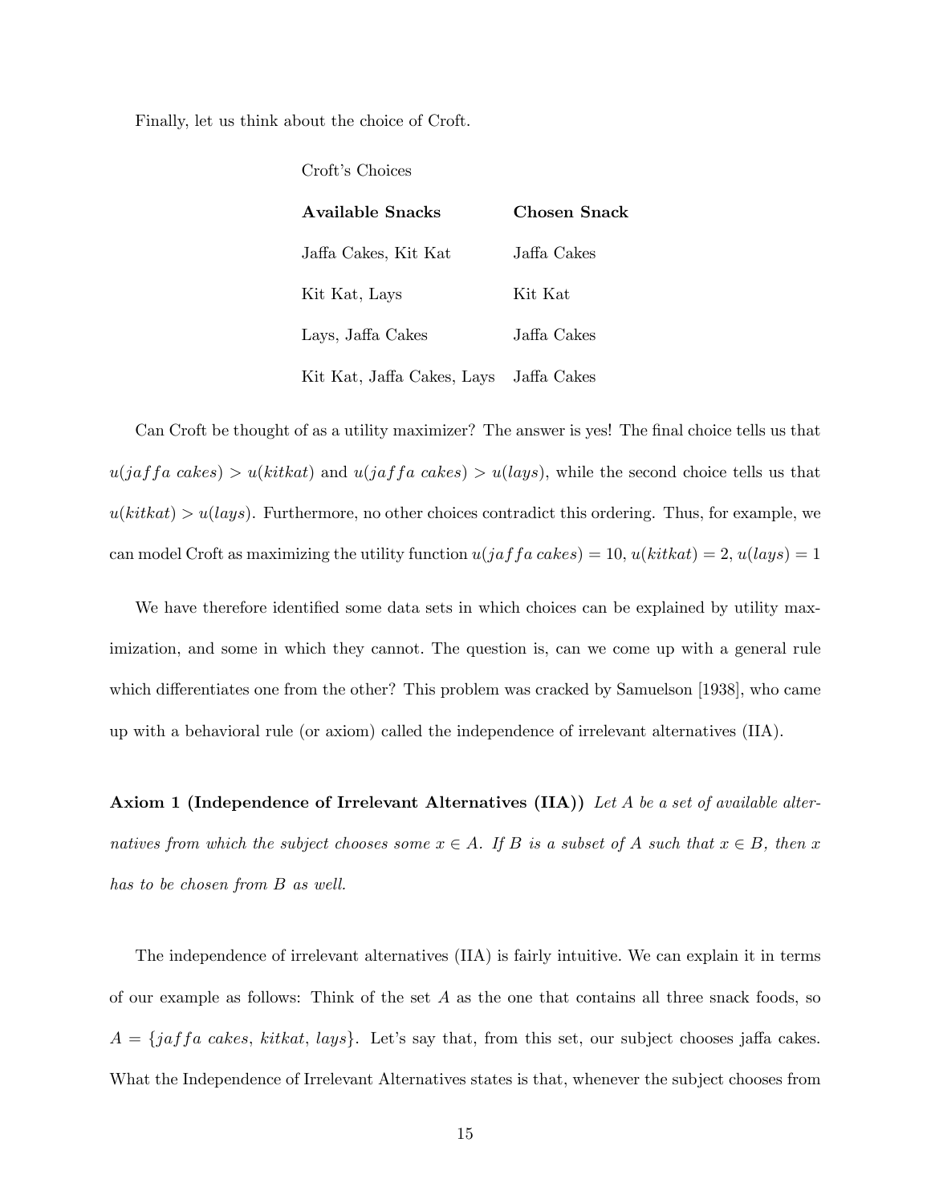Finally, let us think about the choice of Croft.

Croft's Choices

| **Available Snacks** | **Chosen Snack** |
|---|---|
| Jaffa Cakes, Kit Kat | Jaffa Cakes |
| Kit Kat, Lays | Kit Kat |
| Lays, Jaffa Cakes | Jaffa Cakes |
| Kit Kat, Jaffa Cakes, Lays | Jaffa Cakes |

Can Croft be thought of as a utility maximizer? The answer is yes! The final choice tells us that $u(jaffa\ cakes) > u(kitkat)$ and $u(jaffa\ cakes) > u(lays)$, while the second choice tells us that $u(kitkat) > u(lays)$. Furthermore, no other choices contradict this ordering. Thus, for example, we can model Croft as maximizing the utility function $u(jaffa\ cakes) = 10$, $u(kitkat) = 2$, $u(lays) = 1$

We have therefore identified some data sets in which choices can be explained by utility maximization, and some in which they cannot. The question is, can we come up with a general rule which differentiates one from the other? This problem was cracked by Samuelson [1938], who came up with a behavioral rule (or axiom) called the independence of irrelevant alternatives (IIA).

**Axiom 1 (Independence of Irrelevant Alternatives (IIA))** *Let $A$ be a set of available alternatives from which the subject chooses some $x \in A$. If $B$ is a subset of $A$ such that $x \in B$, then $x$ has to be chosen from $B$ as well.*

The independence of irrelevant alternatives (IIA) is fairly intuitive. We can explain it in terms of our example as follows: Think of the set $A$ as the one that contains all three snack foods, so $A = \{jaffa\ cakes,\ kitkat,\ lays\}$. Let's say that, from this set, our subject chooses jaffa cakes. What the Independence of Irrelevant Alternatives states is that, whenever the subject chooses from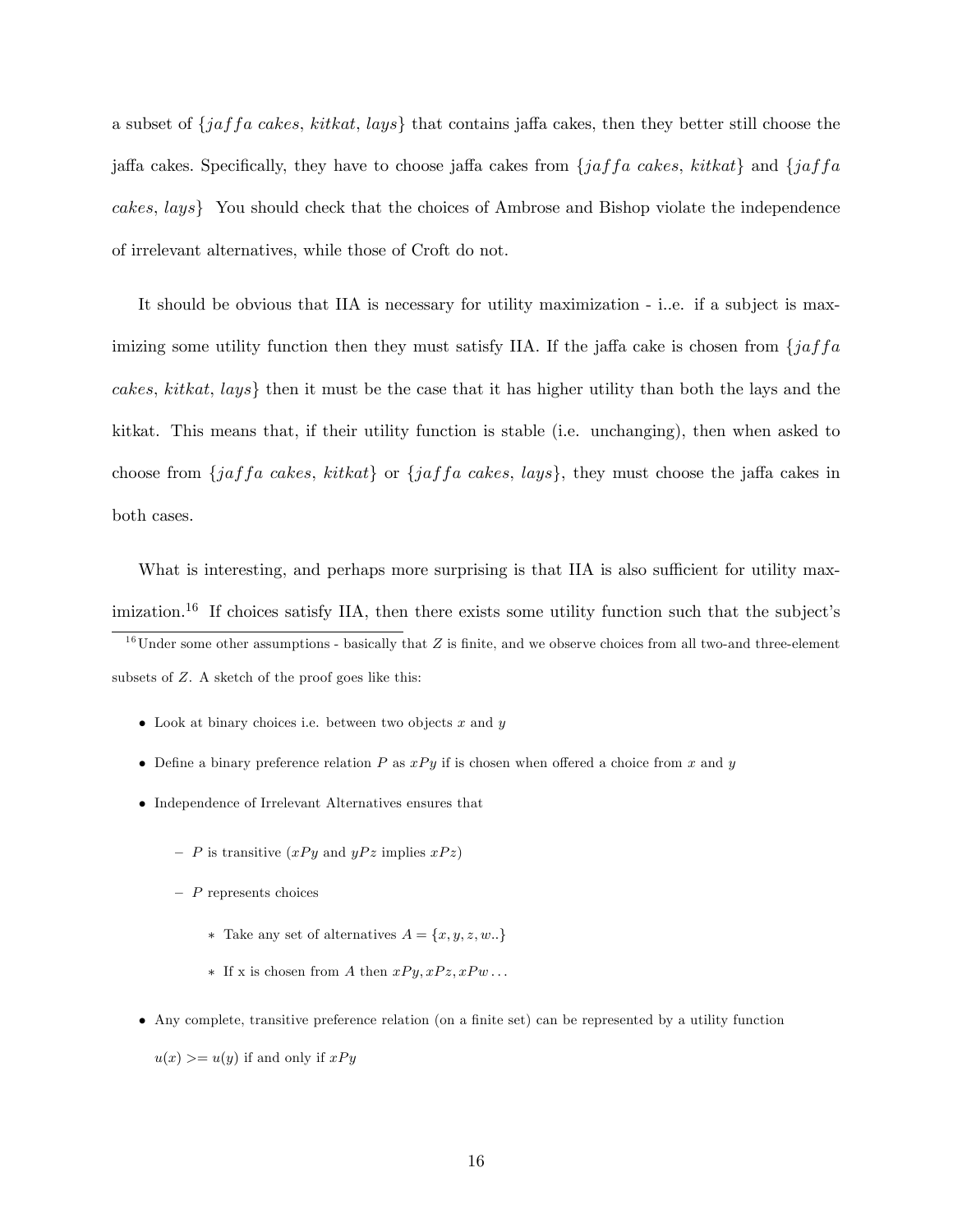a subset of $\{jaffa\ cakes,\ kitkat,\ lays\}$ that contains jaffa cakes, then they better still choose the jaffa cakes. Specifically, they have to choose jaffa cakes from $\{jaffa\ cakes,\ kitkat\}$ and $\{jaffa\ cakes,\ lays\}$ You should check that the choices of Ambrose and Bishop violate the independence of irrelevant alternatives, while those of Croft do not.

It should be obvious that IIA is necessary for utility maximization - i..e. if a subject is maximizing some utility function then they must satisfy IIA. If the jaffa cake is chosen from $\{jaffa\ cakes,\ kitkat,\ lays\}$ then it must be the case that it has higher utility than both the lays and the kitkat. This means that, if their utility function is stable (i.e. unchanging), then when asked to choose from $\{jaffa\ cakes,\ kitkat\}$ or $\{jaffa\ cakes,\ lays\}$, they must choose the jaffa cakes in both cases.

What is interesting, and perhaps more surprising is that IIA is also sufficient for utility maximization.[16] If choices satisfy IIA, then there exists some utility function such that the subject's

[16] Under some other assumptions - basically that $Z$ is finite, and we observe choices from all two-and three-element subsets of $Z$. A sketch of the proof goes like this:

- Look at binary choices i.e. between two objects $x$ and $y$
- Define a binary preference relation $P$ as $xPy$ if is chosen when offered a choice from $x$ and $y$
- Independence of Irrelevant Alternatives ensures that
  - $P$ is transitive ($xPy$ and $yPz$ implies $xPz$)
  - $P$ represents choices
    - Take any set of alternatives $A = \{x, y, z, w..\}$
    - If x is chosen from $A$ then $xPy, xPz, xPw \ldots$
- Any complete, transitive preference relation (on a finite set) can be represented by a utility function $u(x) >= u(y)$ if and only if $xPy$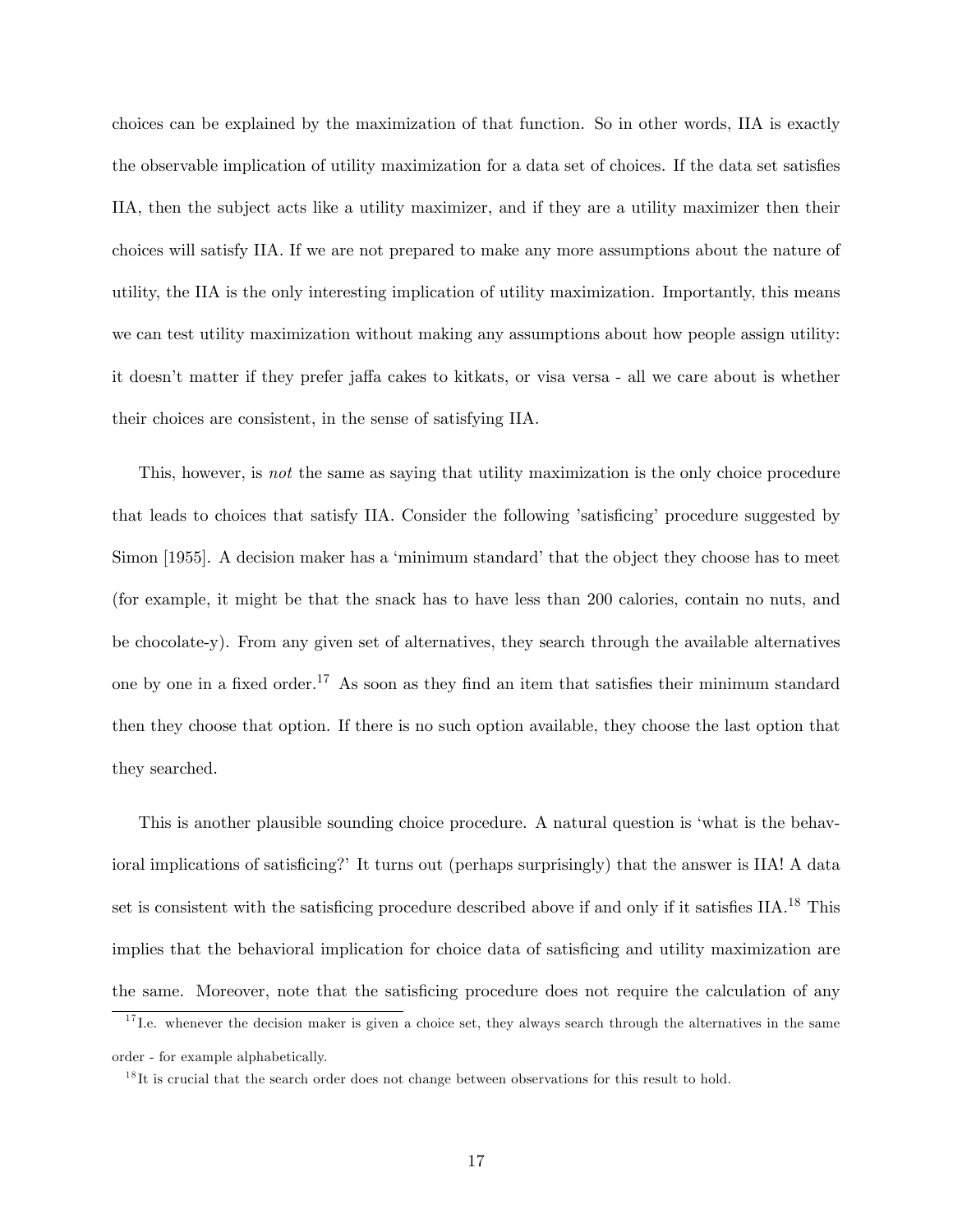choices can be explained by the maximization of that function. So in other words, IIA is exactly the observable implication of utility maximization for a data set of choices. If the data set satisfies IIA, then the subject acts like a utility maximizer, and if they are a utility maximizer then their choices will satisfy IIA. If we are not prepared to make any more assumptions about the nature of utility, the IIA is the only interesting implication of utility maximization. Importantly, this means we can test utility maximization without making any assumptions about how people assign utility: it doesn't matter if they prefer jaffa cakes to kitkats, or visa versa - all we care about is whether their choices are consistent, in the sense of satisfying IIA.

This, however, is *not* the same as saying that utility maximization is the only choice procedure that leads to choices that satisfy IIA. Consider the following 'satisficing' procedure suggested by Simon [1955]. A decision maker has a 'minimum standard' that the object they choose has to meet (for example, it might be that the snack has to have less than 200 calories, contain no nuts, and be chocolate-y). From any given set of alternatives, they search through the available alternatives one by one in a fixed order.[17] As soon as they find an item that satisfies their minimum standard then they choose that option. If there is no such option available, they choose the last option that they searched.

This is another plausible sounding choice procedure. A natural question is 'what is the behavioral implications of satisficing?' It turns out (perhaps surprisingly) that the answer is IIA! A data set is consistent with the satisficing procedure described above if and only if it satisfies IIA.[18] This implies that the behavioral implication for choice data of satisficing and utility maximization are the same. Moreover, note that the satisficing procedure does not require the calculation of any

[17] I.e. whenever the decision maker is given a choice set, they always search through the alternatives in the same order - for example alphabetically.

[18] It is crucial that the search order does not change between observations for this result to hold.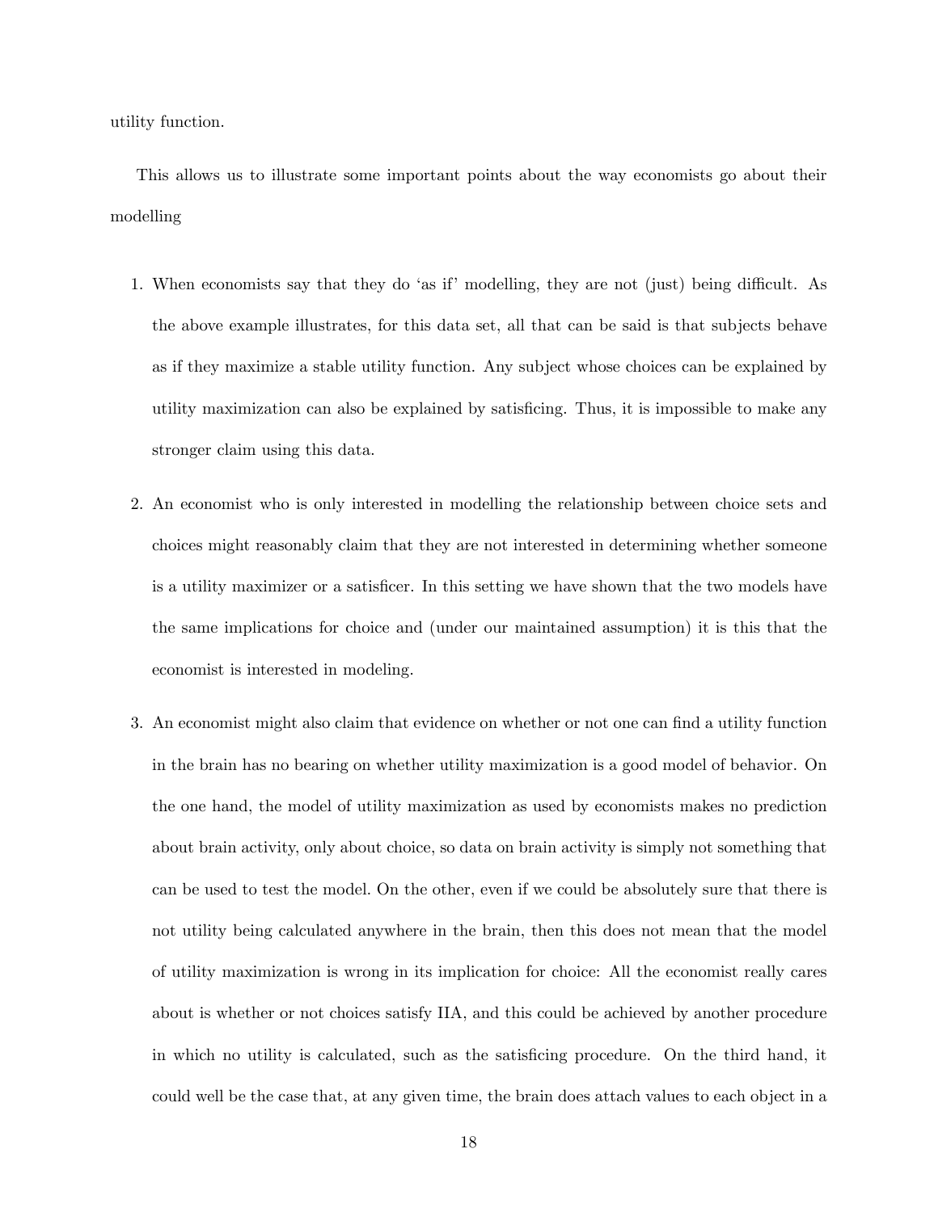utility function.

This allows us to illustrate some important points about the way economists go about their modelling

1. When economists say that they do 'as if' modelling, they are not (just) being difficult. As the above example illustrates, for this data set, all that can be said is that subjects behave as if they maximize a stable utility function. Any subject whose choices can be explained by utility maximization can also be explained by satisficing. Thus, it is impossible to make any stronger claim using this data.

2. An economist who is only interested in modelling the relationship between choice sets and choices might reasonably claim that they are not interested in determining whether someone is a utility maximizer or a satisficer. In this setting we have shown that the two models have the same implications for choice and (under our maintained assumption) it is this that the economist is interested in modeling.

3. An economist might also claim that evidence on whether or not one can find a utility function in the brain has no bearing on whether utility maximization is a good model of behavior. On the one hand, the model of utility maximization as used by economists makes no prediction about brain activity, only about choice, so data on brain activity is simply not something that can be used to test the model. On the other, even if we could be absolutely sure that there is not utility being calculated anywhere in the brain, then this does not mean that the model of utility maximization is wrong in its implication for choice: All the economist really cares about is whether or not choices satisfy IIA, and this could be achieved by another procedure in which no utility is calculated, such as the satisficing procedure. On the third hand, it could well be the case that, at any given time, the brain does attach values to each object in a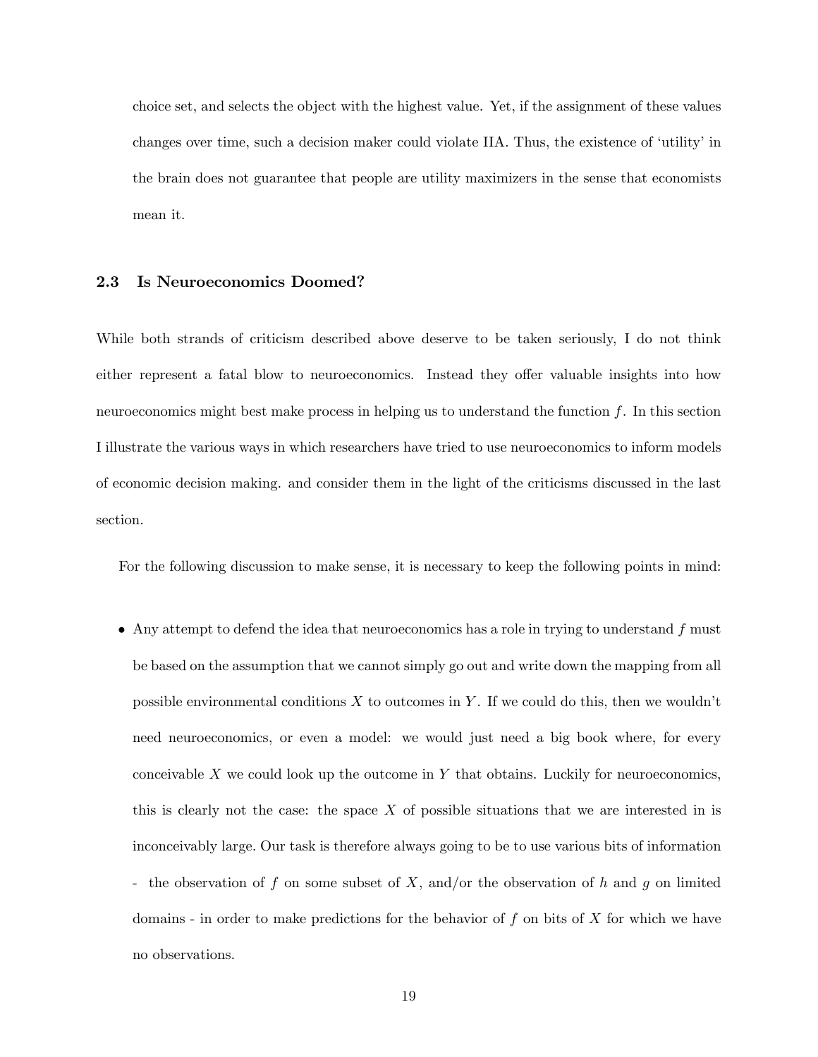choice set, and selects the object with the highest value. Yet, if the assignment of these values changes over time, such a decision maker could violate IIA. Thus, the existence of 'utility' in the brain does not guarantee that people are utility maximizers in the sense that economists mean it.

### 2.3 Is Neuroeconomics Doomed?

While both strands of criticism described above deserve to be taken seriously, I do not think either represent a fatal blow to neuroeconomics. Instead they offer valuable insights into how neuroeconomics might best make process in helping us to understand the function $f$. In this section I illustrate the various ways in which researchers have tried to use neuroeconomics to inform models of economic decision making. and consider them in the light of the criticisms discussed in the last section.

For the following discussion to make sense, it is necessary to keep the following points in mind:

- Any attempt to defend the idea that neuroeconomics has a role in trying to understand $f$ must be based on the assumption that we cannot simply go out and write down the mapping from all possible environmental conditions $X$ to outcomes in $Y$. If we could do this, then we wouldn't need neuroeconomics, or even a model: we would just need a big book where, for every conceivable $X$ we could look up the outcome in $Y$ that obtains. Luckily for neuroeconomics, this is clearly not the case: the space $X$ of possible situations that we are interested in is inconceivably large. Our task is therefore always going to be to use various bits of information - the observation of $f$ on some subset of $X$, and/or the observation of $h$ and $g$ on limited domains - in order to make predictions for the behavior of $f$ on bits of $X$ for which we have no observations.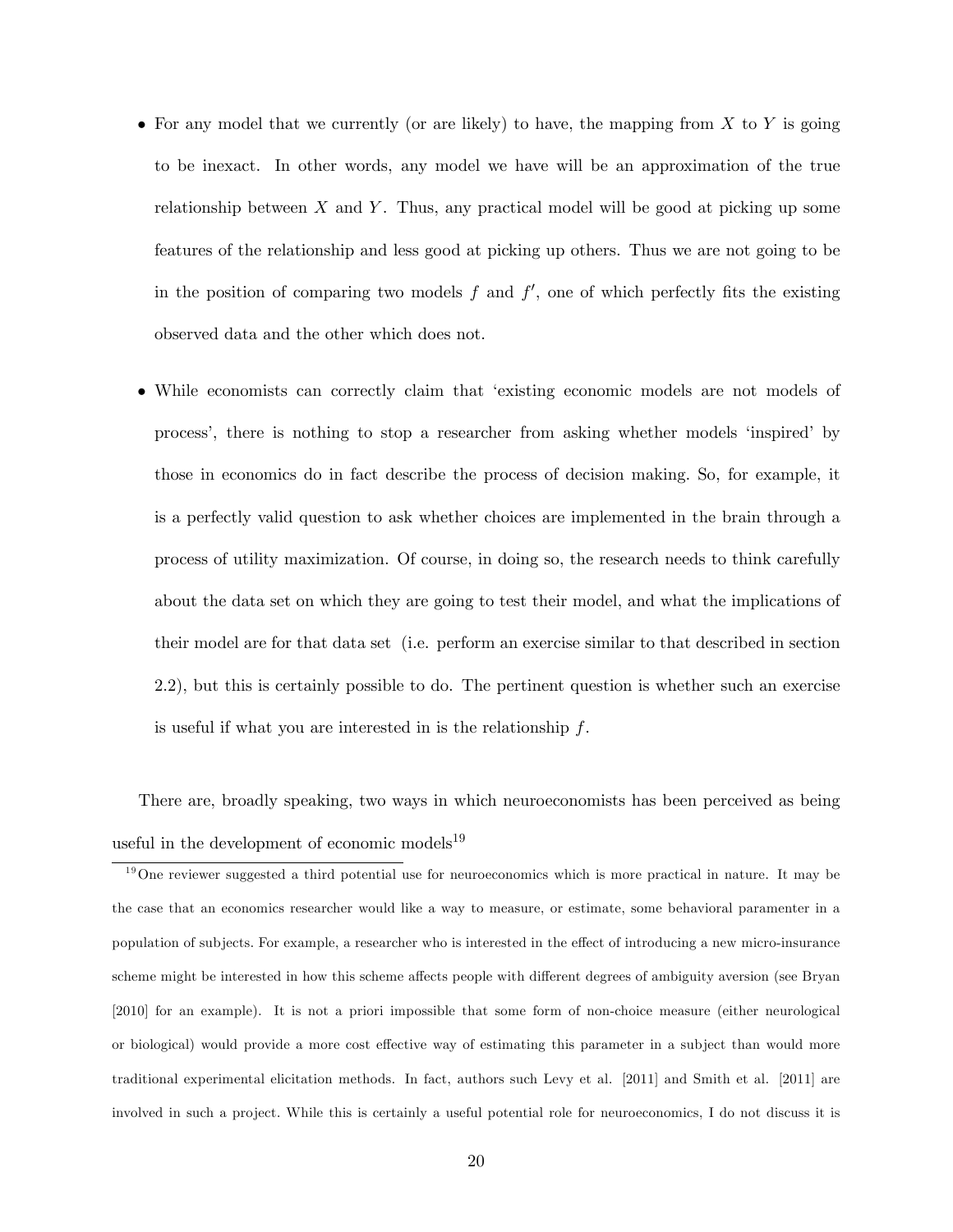- For any model that we currently (or are likely) to have, the mapping from $X$ to $Y$ is going to be inexact. In other words, any model we have will be an approximation of the true relationship between $X$ and $Y$. Thus, any practical model will be good at picking up some features of the relationship and less good at picking up others. Thus we are not going to be in the position of comparing two models $f$ and $f'$, one of which perfectly fits the existing observed data and the other which does not.

- While economists can correctly claim that 'existing economic models are not models of process', there is nothing to stop a researcher from asking whether models 'inspired' by those in economics do in fact describe the process of decision making. So, for example, it is a perfectly valid question to ask whether choices are implemented in the brain through a process of utility maximization. Of course, in doing so, the research needs to think carefully about the data set on which they are going to test their model, and what the implications of their model are for that data set (i.e. perform an exercise similar to that described in section 2.2), but this is certainly possible to do. The pertinent question is whether such an exercise is useful if what you are interested in is the relationship $f$.

There are, broadly speaking, two ways in which neuroeconomists has been perceived as being useful in the development of economic models[19]

[19] One reviewer suggested a third potential use for neuroeconomics which is more practical in nature. It may be the case that an economics researcher would like a way to measure, or estimate, some behavioral paramenter in a population of subjects. For example, a researcher who is interested in the effect of introducing a new micro-insurance scheme might be interested in how this scheme affects people with different degrees of ambiguity aversion (see Bryan [2010] for an example). It is not a priori impossible that some form of non-choice measure (either neurological or biological) would provide a more cost effective way of estimating this parameter in a subject than would more traditional experimental elicitation methods. In fact, authors such Levy et al. [2011] and Smith et al. [2011] are involved in such a project. While this is certainly a useful potential role for neuroeconomics, I do not discuss it is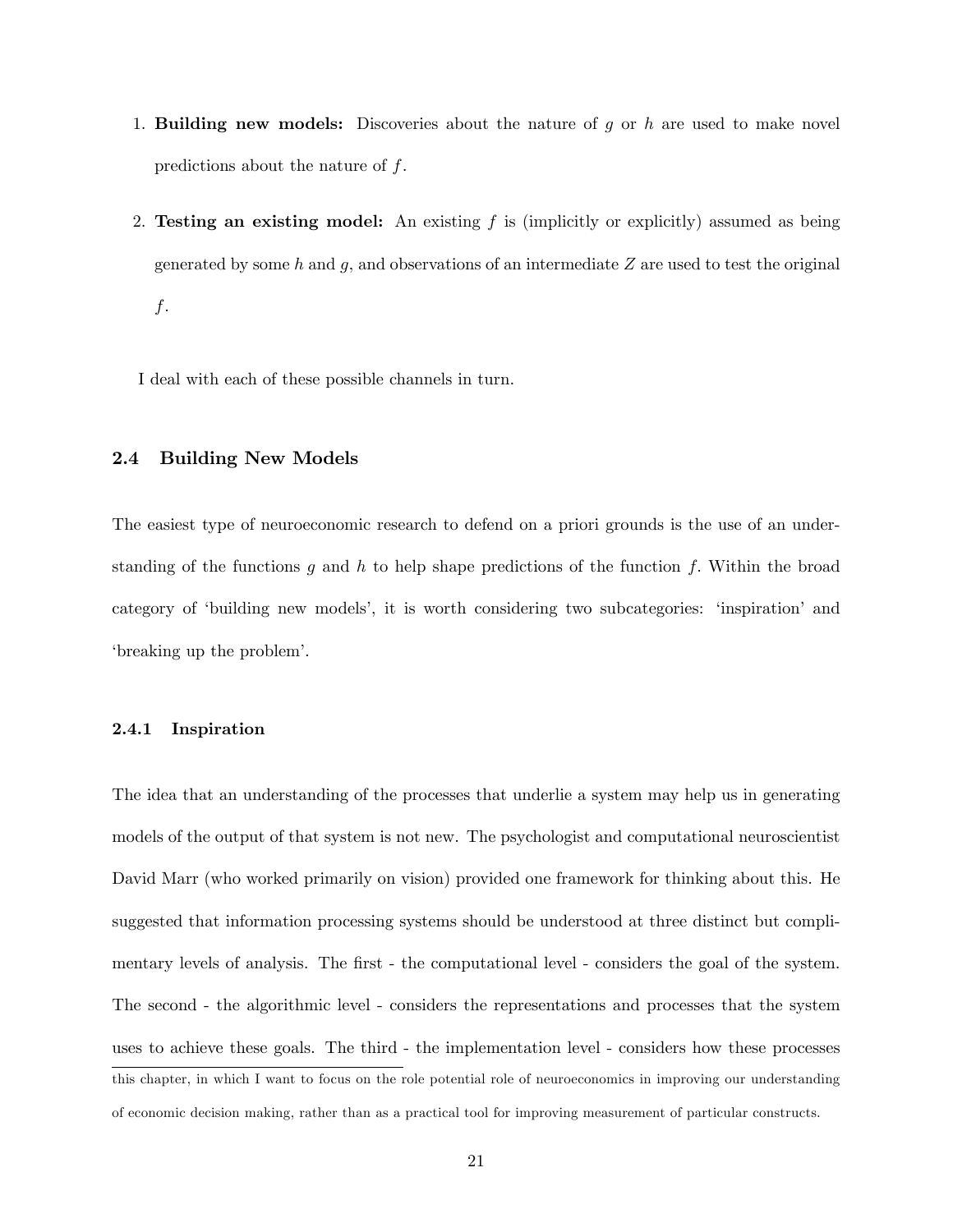1. **Building new models:** Discoveries about the nature of $g$ or $h$ are used to make novel predictions about the nature of $f$.
2. **Testing an existing model:** An existing $f$ is (implicitly or explicitly) assumed as being generated by some $h$ and $g$, and observations of an intermediate $Z$ are used to test the original $f$.

I deal with each of these possible channels in turn.

## 2.4 Building New Models

The easiest type of neuroeconomic research to defend on a priori grounds is the use of an understanding of the functions $g$ and $h$ to help shape predictions of the function $f$. Within the broad category of 'building new models', it is worth considering two subcategories: 'inspiration' and 'breaking up the problem'.

### 2.4.1 Inspiration

The idea that an understanding of the processes that underlie a system may help us in generating models of the output of that system is not new. The psychologist and computational neuroscientist David Marr (who worked primarily on vision) provided one framework for thinking about this. He suggested that information processing systems should be understood at three distinct but complimentary levels of analysis. The first - the computational level - considers the goal of the system. The second - the algorithmic level - considers the representations and processes that the system uses to achieve these goals. The third - the implementation level - considers how these processes

this chapter, in which I want to focus on the role potential role of neuroeconomics in improving our understanding of economic decision making, rather than as a practical tool for improving measurement of particular constructs.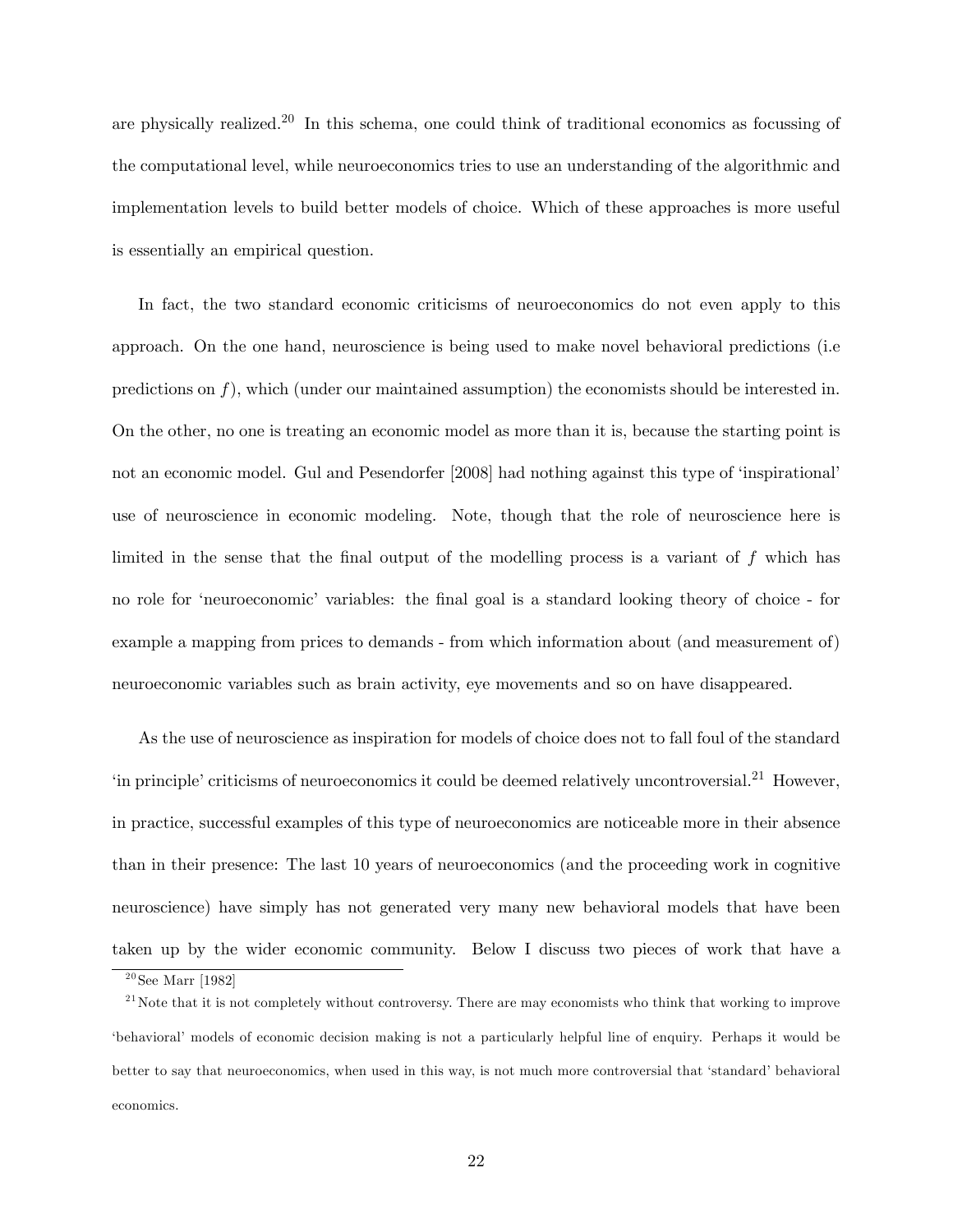are physically realized.[20] In this schema, one could think of traditional economics as focussing of the computational level, while neuroeconomics tries to use an understanding of the algorithmic and implementation levels to build better models of choice. Which of these approaches is more useful is essentially an empirical question.

In fact, the two standard economic criticisms of neuroeconomics do not even apply to this approach. On the one hand, neuroscience is being used to make novel behavioral predictions (i.e predictions on $f$), which (under our maintained assumption) the economists should be interested in. On the other, no one is treating an economic model as more than it is, because the starting point is not an economic model. Gul and Pesendorfer [2008] had nothing against this type of 'inspirational' use of neuroscience in economic modeling. Note, though that the role of neuroscience here is limited in the sense that the final output of the modelling process is a variant of $f$ which has no role for 'neuroeconomic' variables: the final goal is a standard looking theory of choice - for example a mapping from prices to demands - from which information about (and measurement of) neuroeconomic variables such as brain activity, eye movements and so on have disappeared.

As the use of neuroscience as inspiration for models of choice does not to fall foul of the standard 'in principle' criticisms of neuroeconomics it could be deemed relatively uncontroversial.[21] However, in practice, successful examples of this type of neuroeconomics are noticeable more in their absence than in their presence: The last 10 years of neuroeconomics (and the proceeding work in cognitive neuroscience) have simply has not generated very many new behavioral models that have been taken up by the wider economic community. Below I discuss two pieces of work that have a

[20] See Marr [1982]

[21] Note that it is not completely without controversy. There are may economists who think that working to improve 'behavioral' models of economic decision making is not a particularly helpful line of enquiry. Perhaps it would be better to say that neuroeconomics, when used in this way, is not much more controversial that 'standard' behavioral economics.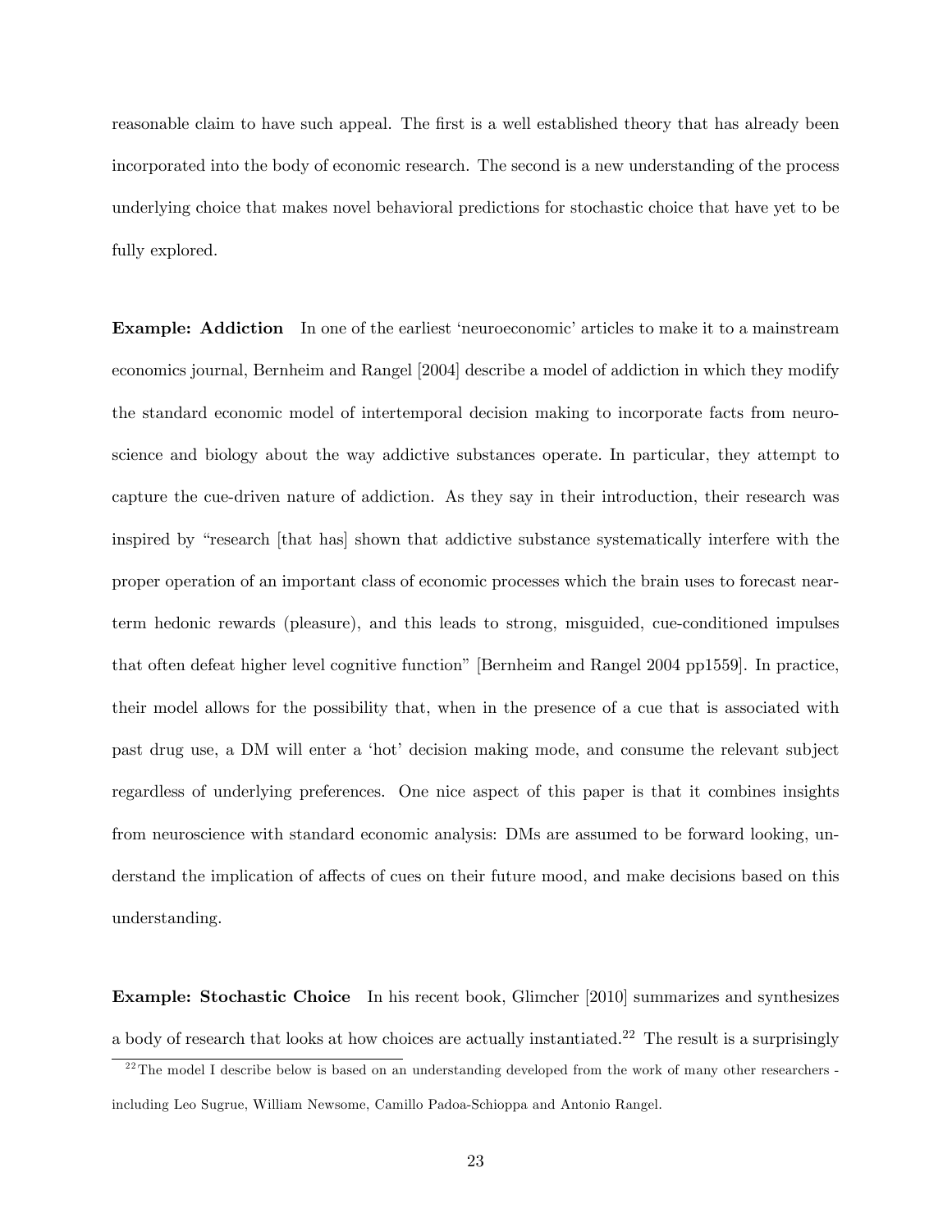reasonable claim to have such appeal. The first is a well established theory that has already been incorporated into the body of economic research. The second is a new understanding of the process underlying choice that makes novel behavioral predictions for stochastic choice that have yet to be fully explored.

**Example: Addiction** In one of the earliest 'neuroeconomic' articles to make it to a mainstream economics journal, Bernheim and Rangel [2004] describe a model of addiction in which they modify the standard economic model of intertemporal decision making to incorporate facts from neuroscience and biology about the way addictive substances operate. In particular, they attempt to capture the cue-driven nature of addiction. As they say in their introduction, their research was inspired by "research [that has] shown that addictive substance systematically interfere with the proper operation of an important class of economic processes which the brain uses to forecast near-term hedonic rewards (pleasure), and this leads to strong, misguided, cue-conditioned impulses that often defeat higher level cognitive function" [Bernheim and Rangel 2004 pp1559]. In practice, their model allows for the possibility that, when in the presence of a cue that is associated with past drug use, a DM will enter a 'hot' decision making mode, and consume the relevant subject regardless of underlying preferences. One nice aspect of this paper is that it combines insights from neuroscience with standard economic analysis: DMs are assumed to be forward looking, understand the implication of affects of cues on their future mood, and make decisions based on this understanding.

**Example: Stochastic Choice** In his recent book, Glimcher [2010] summarizes and synthesizes a body of research that looks at how choices are actually instantiated.[22] The result is a surprisingly

[22] The model I describe below is based on an understanding developed from the work of many other researchers - including Leo Sugrue, William Newsome, Camillo Padoa-Schioppa and Antonio Rangel.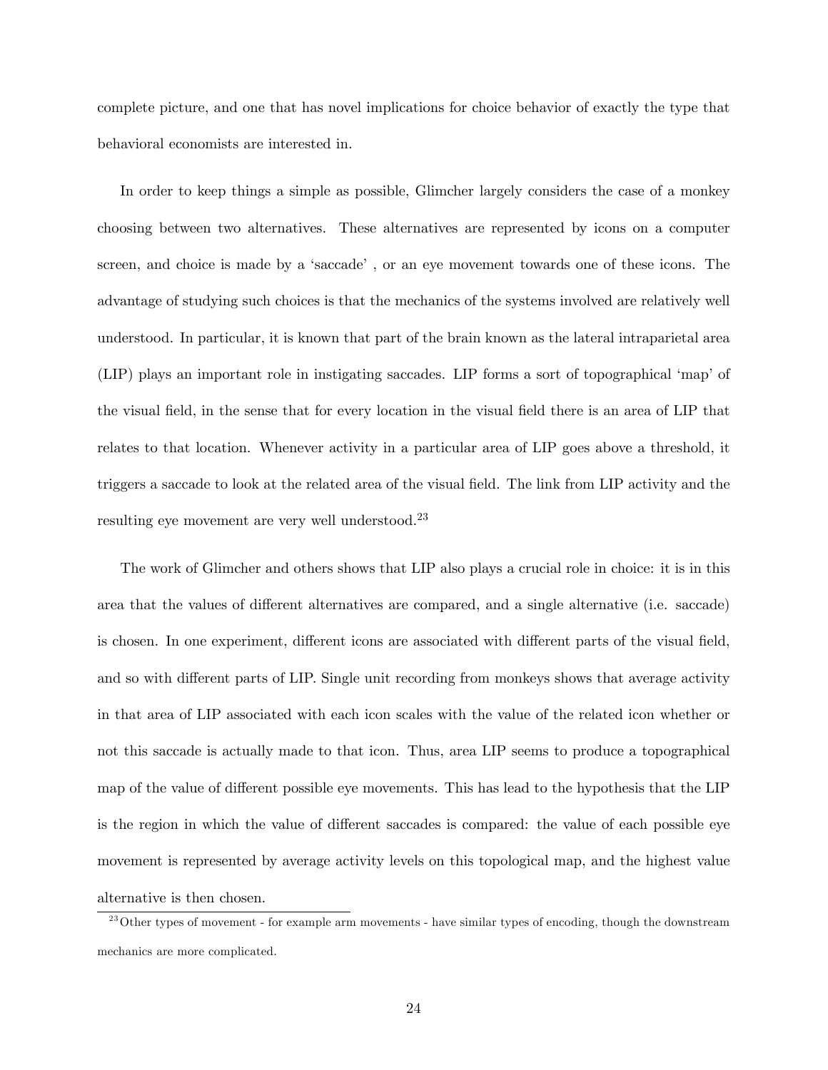complete picture, and one that has novel implications for choice behavior of exactly the type that behavioral economists are interested in.

In order to keep things a simple as possible, Glimcher largely considers the case of a monkey choosing between two alternatives. These alternatives are represented by icons on a computer screen, and choice is made by a 'saccade' , or an eye movement towards one of these icons. The advantage of studying such choices is that the mechanics of the systems involved are relatively well understood. In particular, it is known that part of the brain known as the lateral intraparietal area (LIP) plays an important role in instigating saccades. LIP forms a sort of topographical 'map' of the visual field, in the sense that for every location in the visual field there is an area of LIP that relates to that location. Whenever activity in a particular area of LIP goes above a threshold, it triggers a saccade to look at the related area of the visual field. The link from LIP activity and the resulting eye movement are very well understood.[23]

The work of Glimcher and others shows that LIP also plays a crucial role in choice: it is in this area that the values of different alternatives are compared, and a single alternative (i.e. saccade) is chosen. In one experiment, different icons are associated with different parts of the visual field, and so with different parts of LIP. Single unit recording from monkeys shows that average activity in that area of LIP associated with each icon scales with the value of the related icon whether or not this saccade is actually made to that icon. Thus, area LIP seems to produce a topographical map of the value of different possible eye movements. This has lead to the hypothesis that the LIP is the region in which the value of different saccades is compared: the value of each possible eye movement is represented by average activity levels on this topological map, and the highest value alternative is then chosen.

[23] Other types of movement - for example arm movements - have similar types of encoding, though the downstream mechanics are more complicated.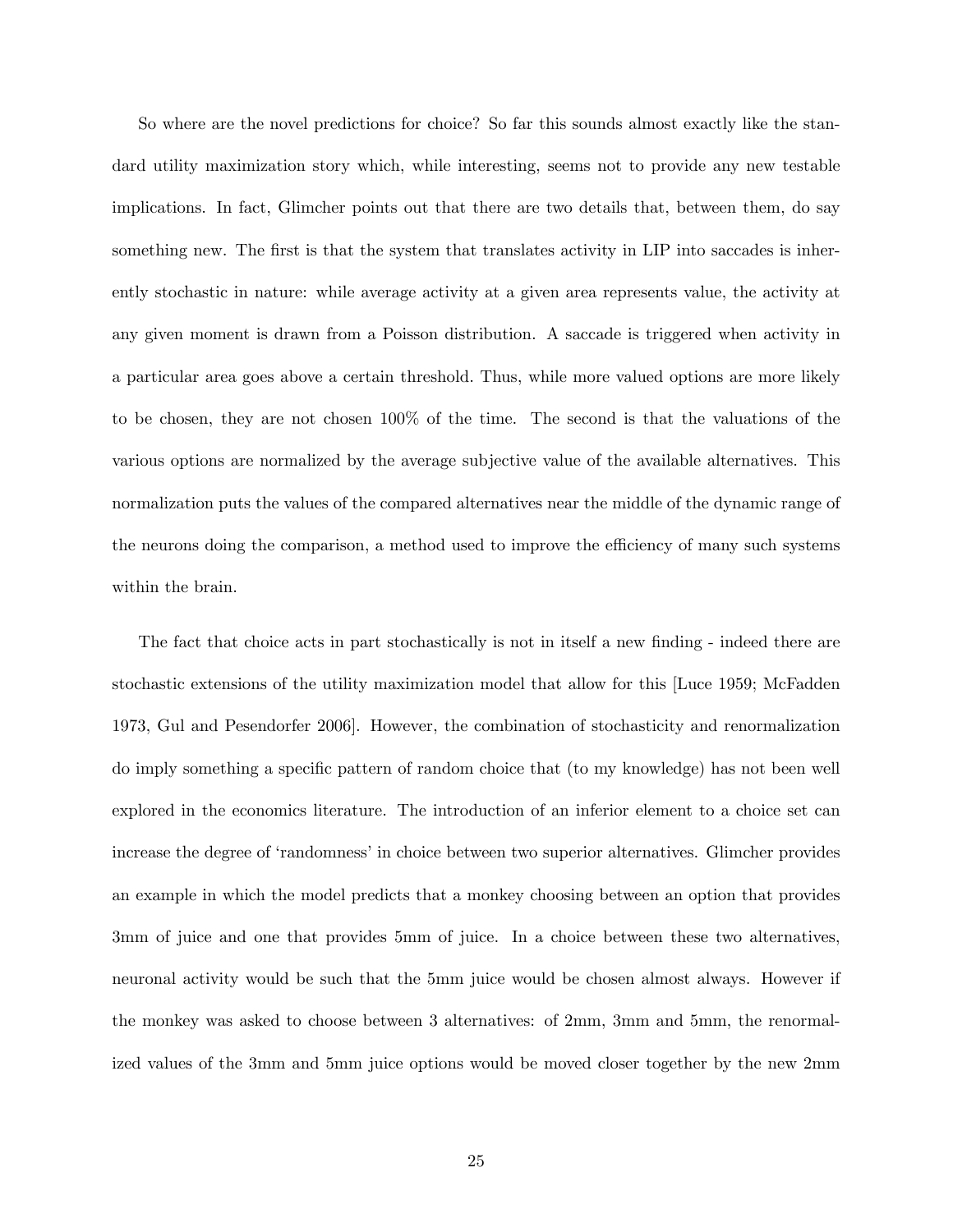So where are the novel predictions for choice? So far this sounds almost exactly like the standard utility maximization story which, while interesting, seems not to provide any new testable implications. In fact, Glimcher points out that there are two details that, between them, do say something new. The first is that the system that translates activity in LIP into saccades is inherently stochastic in nature: while average activity at a given area represents value, the activity at any given moment is drawn from a Poisson distribution. A saccade is triggered when activity in a particular area goes above a certain threshold. Thus, while more valued options are more likely to be chosen, they are not chosen 100% of the time. The second is that the valuations of the various options are normalized by the average subjective value of the available alternatives. This normalization puts the values of the compared alternatives near the middle of the dynamic range of the neurons doing the comparison, a method used to improve the efficiency of many such systems within the brain.

The fact that choice acts in part stochastically is not in itself a new finding - indeed there are stochastic extensions of the utility maximization model that allow for this [Luce 1959; McFadden 1973, Gul and Pesendorfer 2006]. However, the combination of stochasticity and renormalization do imply something a specific pattern of random choice that (to my knowledge) has not been well explored in the economics literature. The introduction of an inferior element to a choice set can increase the degree of 'randomness' in choice between two superior alternatives. Glimcher provides an example in which the model predicts that a monkey choosing between an option that provides 3mm of juice and one that provides 5mm of juice. In a choice between these two alternatives, neuronal activity would be such that the 5mm juice would be chosen almost always. However if the monkey was asked to choose between 3 alternatives: of 2mm, 3mm and 5mm, the renormalized values of the 3mm and 5mm juice options would be moved closer together by the new 2mm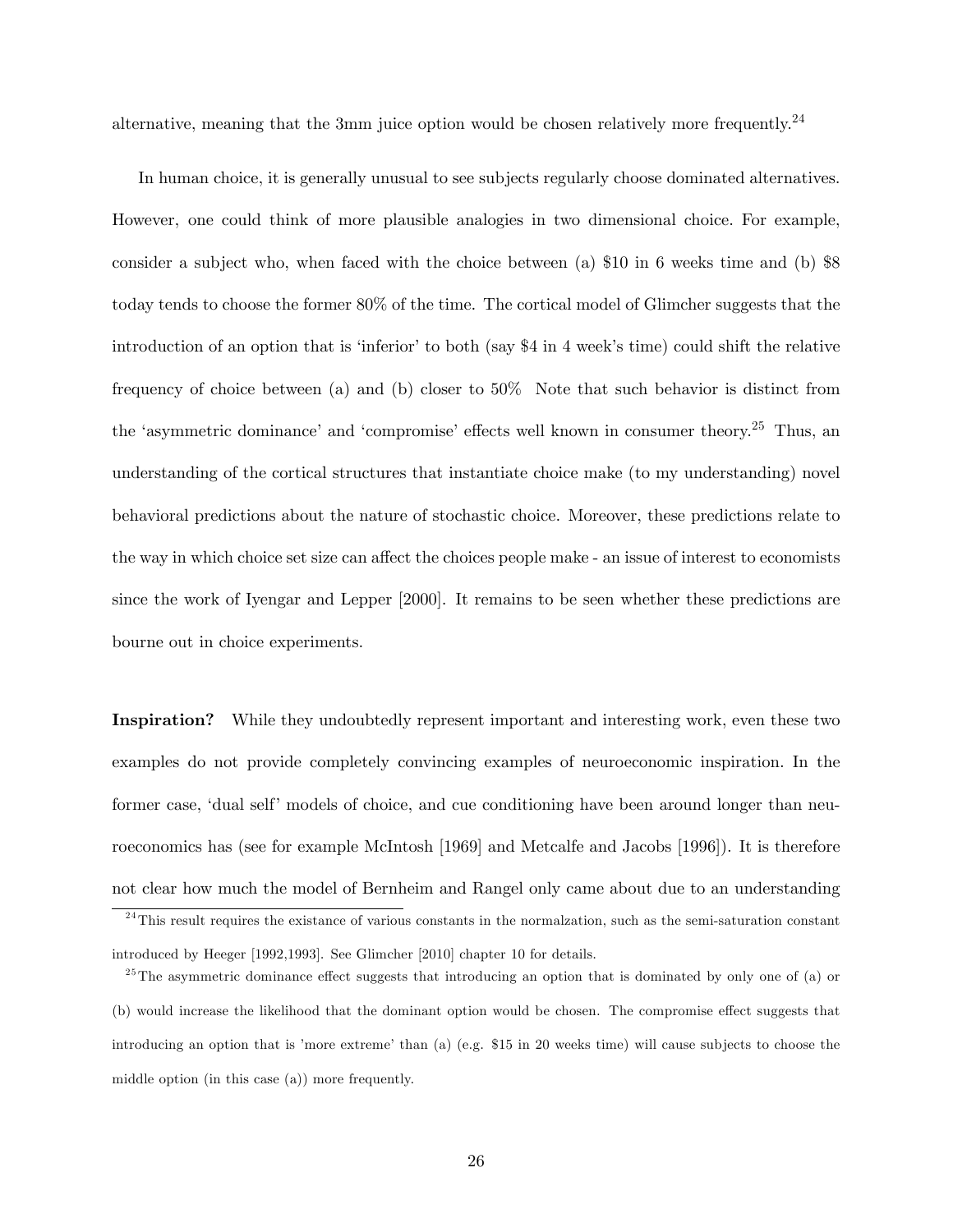alternative, meaning that the 3mm juice option would be chosen relatively more frequently.[24]

In human choice, it is generally unusual to see subjects regularly choose dominated alternatives. However, one could think of more plausible analogies in two dimensional choice. For example, consider a subject who, when faced with the choice between (a) $10 in 6 weeks time and (b) $8 today tends to choose the former 80% of the time. The cortical model of Glimcher suggests that the introduction of an option that is 'inferior' to both (say $4 in 4 week's time) could shift the relative frequency of choice between (a) and (b) closer to 50% Note that such behavior is distinct from the 'asymmetric dominance' and 'compromise' effects well known in consumer theory.[25] Thus, an understanding of the cortical structures that instantiate choice make (to my understanding) novel behavioral predictions about the nature of stochastic choice. Moreover, these predictions relate to the way in which choice set size can affect the choices people make - an issue of interest to economists since the work of Iyengar and Lepper [2000]. It remains to be seen whether these predictions are bourne out in choice experiments.

**Inspiration?** While they undoubtedly represent important and interesting work, even these two examples do not provide completely convincing examples of neuroeconomic inspiration. In the former case, 'dual self' models of choice, and cue conditioning have been around longer than neuroeconomics has (see for example McIntosh [1969] and Metcalfe and Jacobs [1996]). It is therefore not clear how much the model of Bernheim and Rangel only came about due to an understanding

---

[24] This result requires the existance of various constants in the normalzation, such as the semi-saturation constant introduced by Heeger [1992,1993]. See Glimcher [2010] chapter 10 for details.

[25] The asymmetric dominance effect suggests that introducing an option that is dominated by only one of (a) or (b) would increase the likelihood that the dominant option would be chosen. The compromise effect suggests that introducing an option that is 'more extreme' than (a) (e.g. $15 in 20 weeks time) will cause subjects to choose the middle option (in this case (a)) more frequently.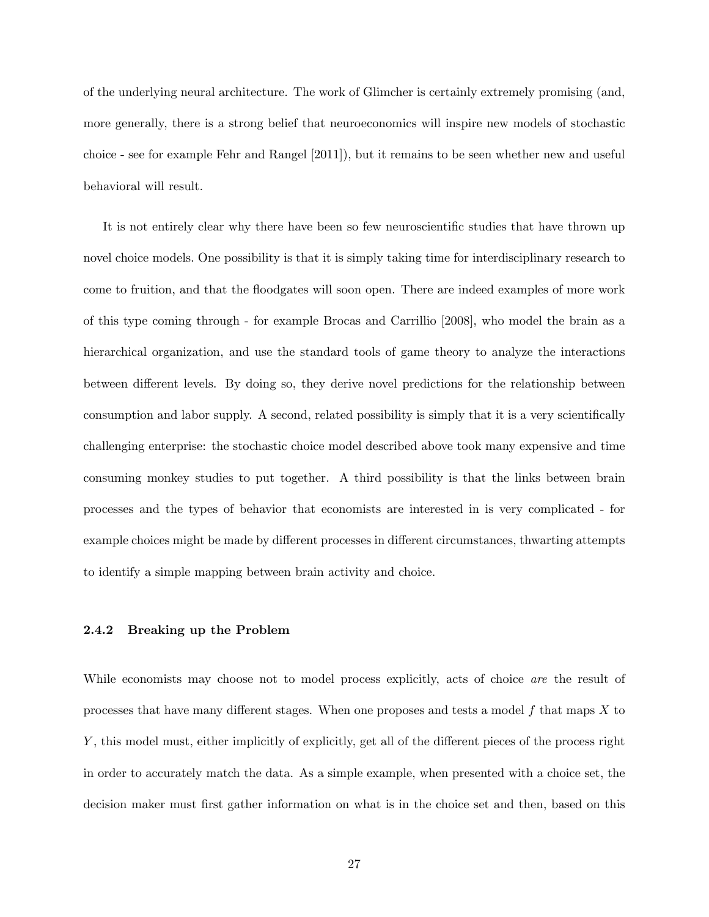of the underlying neural architecture. The work of Glimcher is certainly extremely promising (and, more generally, there is a strong belief that neuroeconomics will inspire new models of stochastic choice - see for example Fehr and Rangel [2011]), but it remains to be seen whether new and useful behavioral will result.

It is not entirely clear why there have been so few neuroscientific studies that have thrown up novel choice models. One possibility is that it is simply taking time for interdisciplinary research to come to fruition, and that the floodgates will soon open. There are indeed examples of more work of this type coming through - for example Brocas and Carrillio [2008], who model the brain as a hierarchical organization, and use the standard tools of game theory to analyze the interactions between different levels. By doing so, they derive novel predictions for the relationship between consumption and labor supply. A second, related possibility is simply that it is a very scientifically challenging enterprise: the stochastic choice model described above took many expensive and time consuming monkey studies to put together. A third possibility is that the links between brain processes and the types of behavior that economists are interested in is very complicated - for example choices might be made by different processes in different circumstances, thwarting attempts to identify a simple mapping between brain activity and choice.

### 2.4.2 Breaking up the Problem

While economists may choose not to model process explicitly, acts of choice *are* the result of processes that have many different stages. When one proposes and tests a model $f$ that maps $X$ to $Y$, this model must, either implicitly of explicitly, get all of the different pieces of the process right in order to accurately match the data. As a simple example, when presented with a choice set, the decision maker must first gather information on what is in the choice set and then, based on this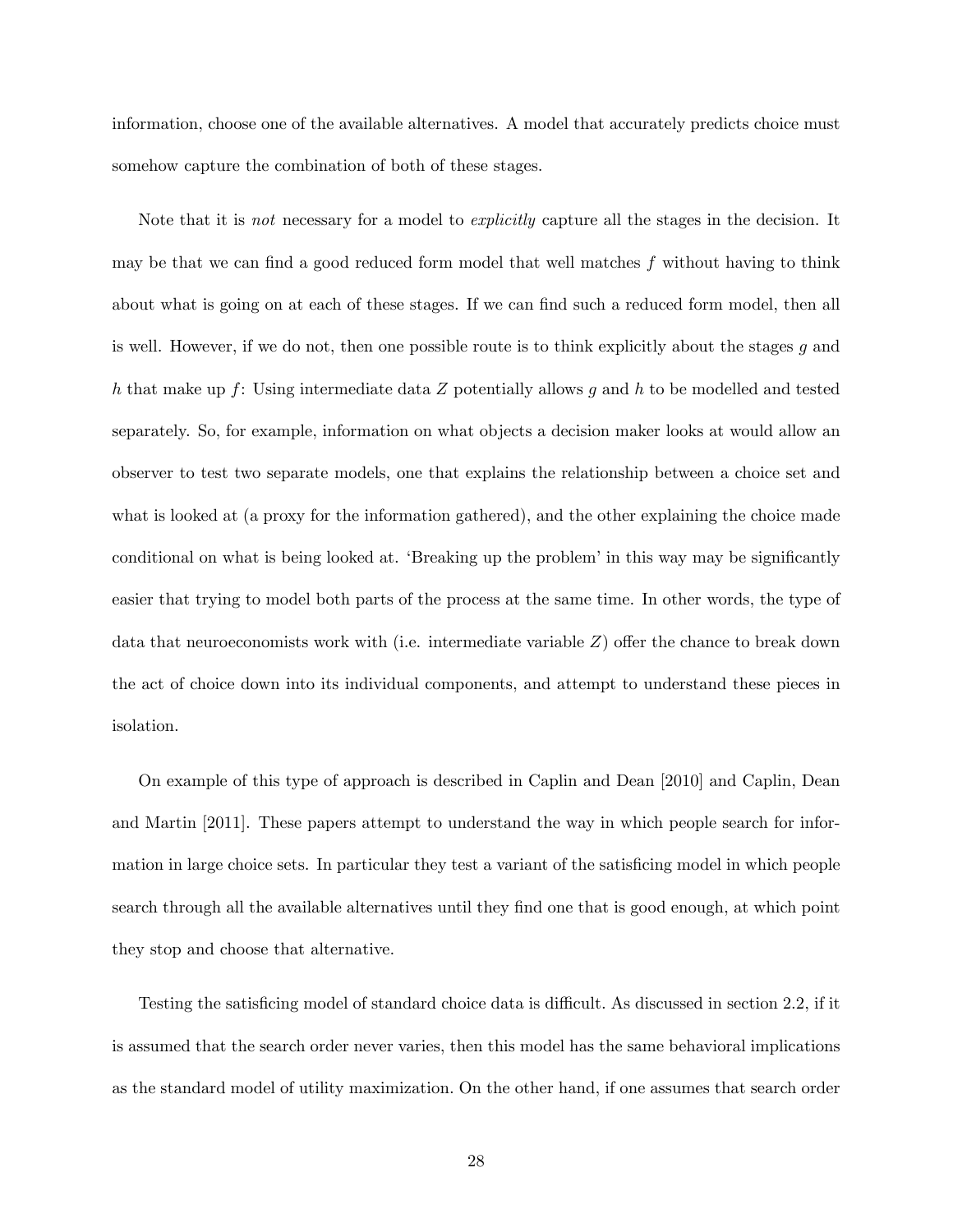information, choose one of the available alternatives. A model that accurately predicts choice must somehow capture the combination of both of these stages.

Note that it is *not* necessary for a model to *explicitly* capture all the stages in the decision. It may be that we can find a good reduced form model that well matches $f$ without having to think about what is going on at each of these stages. If we can find such a reduced form model, then all is well. However, if we do not, then one possible route is to think explicitly about the stages $g$ and $h$ that make up $f$: Using intermediate data $Z$ potentially allows $g$ and $h$ to be modelled and tested separately. So, for example, information on what objects a decision maker looks at would allow an observer to test two separate models, one that explains the relationship between a choice set and what is looked at (a proxy for the information gathered), and the other explaining the choice made conditional on what is being looked at. 'Breaking up the problem' in this way may be significantly easier that trying to model both parts of the process at the same time. In other words, the type of data that neuroeconomists work with (i.e. intermediate variable $Z$) offer the chance to break down the act of choice down into its individual components, and attempt to understand these pieces in isolation.

On example of this type of approach is described in Caplin and Dean [2010] and Caplin, Dean and Martin [2011]. These papers attempt to understand the way in which people search for information in large choice sets. In particular they test a variant of the satisficing model in which people search through all the available alternatives until they find one that is good enough, at which point they stop and choose that alternative.

Testing the satisficing model of standard choice data is difficult. As discussed in section 2.2, if it is assumed that the search order never varies, then this model has the same behavioral implications as the standard model of utility maximization. On the other hand, if one assumes that search order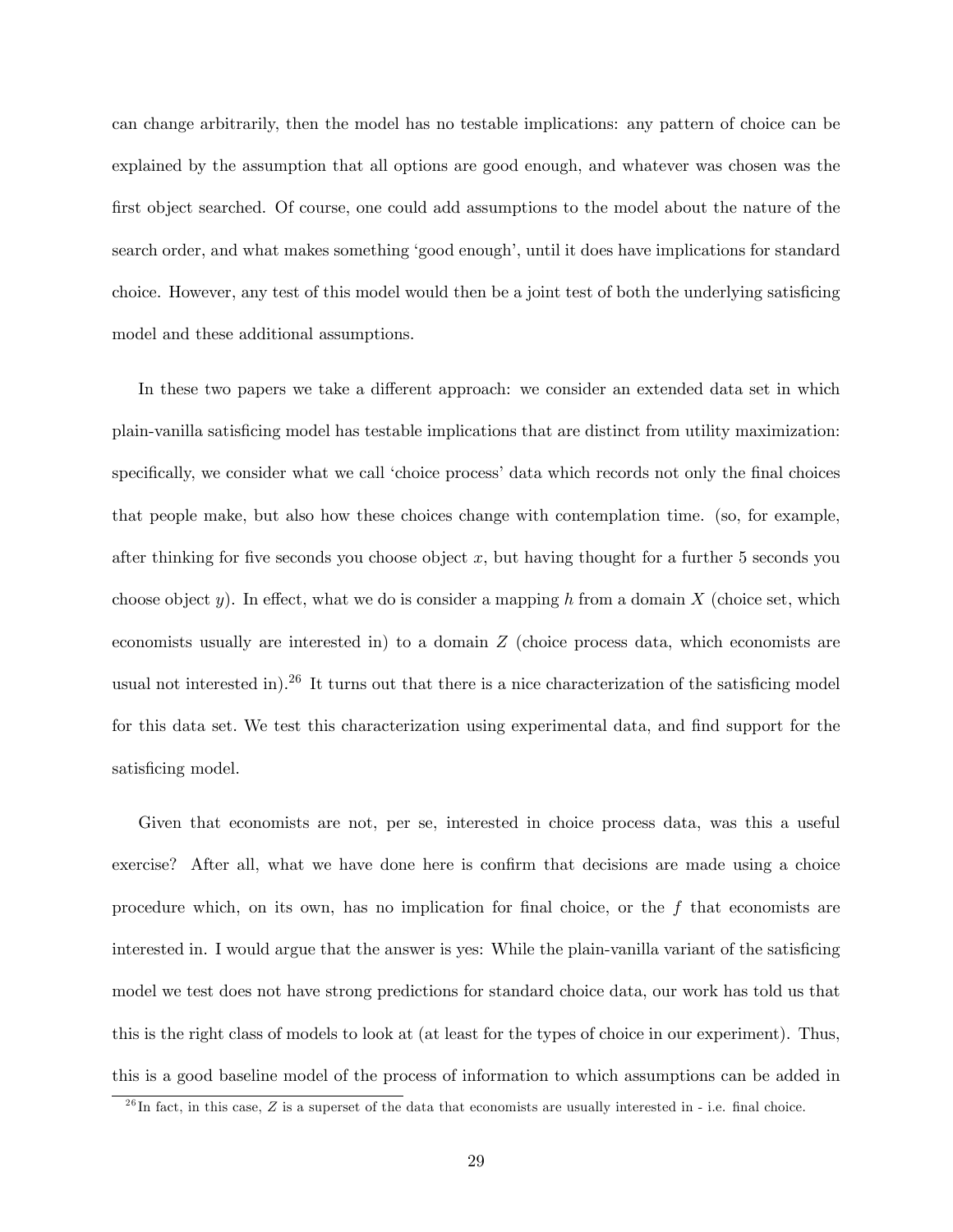can change arbitrarily, then the model has no testable implications: any pattern of choice can be explained by the assumption that all options are good enough, and whatever was chosen was the first object searched. Of course, one could add assumptions to the model about the nature of the search order, and what makes something 'good enough', until it does have implications for standard choice. However, any test of this model would then be a joint test of both the underlying satisficing model and these additional assumptions.

In these two papers we take a different approach: we consider an extended data set in which plain-vanilla satisficing model has testable implications that are distinct from utility maximization: specifically, we consider what we call 'choice process' data which records not only the final choices that people make, but also how these choices change with contemplation time. (so, for example, after thinking for five seconds you choose object $x$, but having thought for a further 5 seconds you choose object $y$). In effect, what we do is consider a mapping $h$ from a domain $X$ (choice set, which economists usually are interested in) to a domain $Z$ (choice process data, which economists are usual not interested in).[26] It turns out that there is a nice characterization of the satisficing model for this data set. We test this characterization using experimental data, and find support for the satisficing model.

Given that economists are not, per se, interested in choice process data, was this a useful exercise? After all, what we have done here is confirm that decisions are made using a choice procedure which, on its own, has no implication for final choice, or the $f$ that economists are interested in. I would argue that the answer is yes: While the plain-vanilla variant of the satisficing model we test does not have strong predictions for standard choice data, our work has told us that this is the right class of models to look at (at least for the types of choice in our experiment). Thus, this is a good baseline model of the process of information to which assumptions can be added in

[26] In fact, in this case, $Z$ is a superset of the data that economists are usually interested in - i.e. final choice.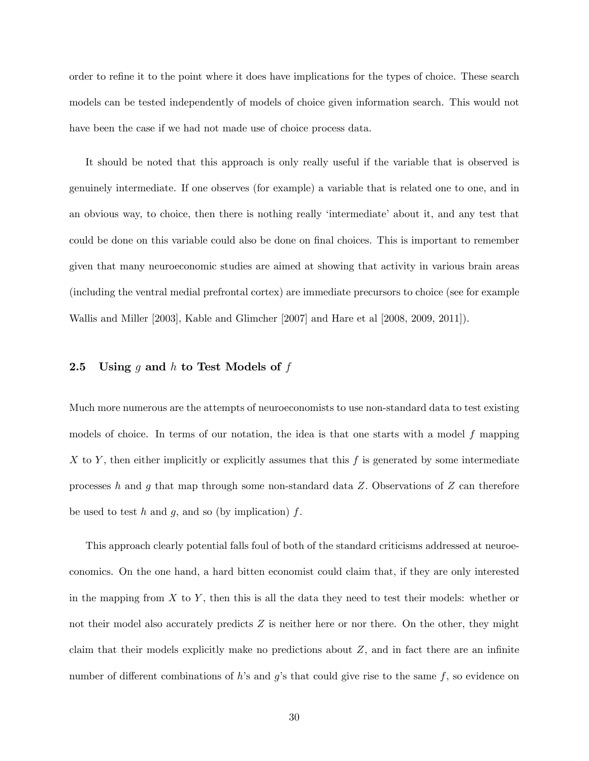order to refine it to the point where it does have implications for the types of choice. These search models can be tested independently of models of choice given information search. This would not have been the case if we had not made use of choice process data.

It should be noted that this approach is only really useful if the variable that is observed is genuinely intermediate. If one observes (for example) a variable that is related one to one, and in an obvious way, to choice, then there is nothing really 'intermediate' about it, and any test that could be done on this variable could also be done on final choices. This is important to remember given that many neuroeconomic studies are aimed at showing that activity in various brain areas (including the ventral medial prefrontal cortex) are immediate precursors to choice (see for example Wallis and Miller [2003], Kable and Glimcher [2007] and Hare et al [2008, 2009, 2011]).

### 2.5 Using $g$ and $h$ to Test Models of $f$

Much more numerous are the attempts of neuroeconomists to use non-standard data to test existing models of choice. In terms of our notation, the idea is that one starts with a model $f$ mapping $X$ to $Y$, then either implicitly or explicitly assumes that this $f$ is generated by some intermediate processes $h$ and $g$ that map through some non-standard data $Z$. Observations of $Z$ can therefore be used to test $h$ and $g$, and so (by implication) $f$.

This approach clearly potential falls foul of both of the standard criticisms addressed at neuroeconomics. On the one hand, a hard bitten economist could claim that, if they are only interested in the mapping from $X$ to $Y$, then this is all the data they need to test their models: whether or not their model also accurately predicts $Z$ is neither here or nor there. On the other, they might claim that their models explicitly make no predictions about $Z$, and in fact there are an infinite number of different combinations of $h$'s and $g$'s that could give rise to the same $f$, so evidence on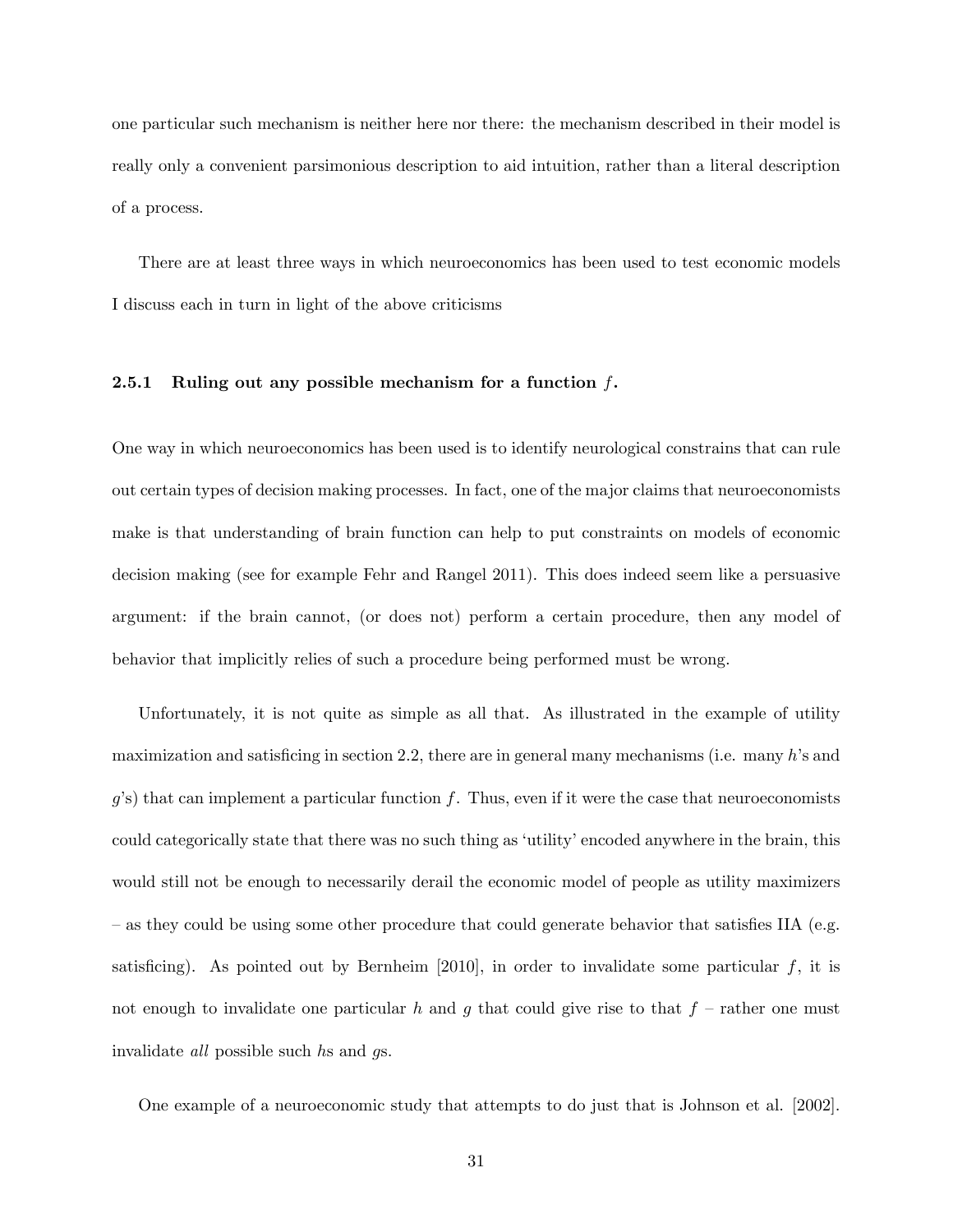one particular such mechanism is neither here nor there: the mechanism described in their model is really only a convenient parsimonious description to aid intuition, rather than a literal description of a process.

There are at least three ways in which neuroeconomics has been used to test economic models I discuss each in turn in light of the above criticisms

### 2.5.1 Ruling out any possible mechanism for a function $f$.

One way in which neuroeconomics has been used is to identify neurological constrains that can rule out certain types of decision making processes. In fact, one of the major claims that neuroeconomists make is that understanding of brain function can help to put constraints on models of economic decision making (see for example Fehr and Rangel 2011). This does indeed seem like a persuasive argument: if the brain cannot, (or does not) perform a certain procedure, then any model of behavior that implicitly relies of such a procedure being performed must be wrong.

Unfortunately, it is not quite as simple as all that. As illustrated in the example of utility maximization and satisficing in section 2.2, there are in general many mechanisms (i.e. many $h$'s and $g$'s) that can implement a particular function $f$. Thus, even if it were the case that neuroeconomists could categorically state that there was no such thing as 'utility' encoded anywhere in the brain, this would still not be enough to necessarily derail the economic model of people as utility maximizers – as they could be using some other procedure that could generate behavior that satisfies IIA (e.g. satisficing). As pointed out by Bernheim [2010], in order to invalidate some particular $f$, it is not enough to invalidate one particular $h$ and $g$ that could give rise to that $f$ – rather one must invalidate *all* possible such $h$s and $g$s.

One example of a neuroeconomic study that attempts to do just that is Johnson et al. [2002].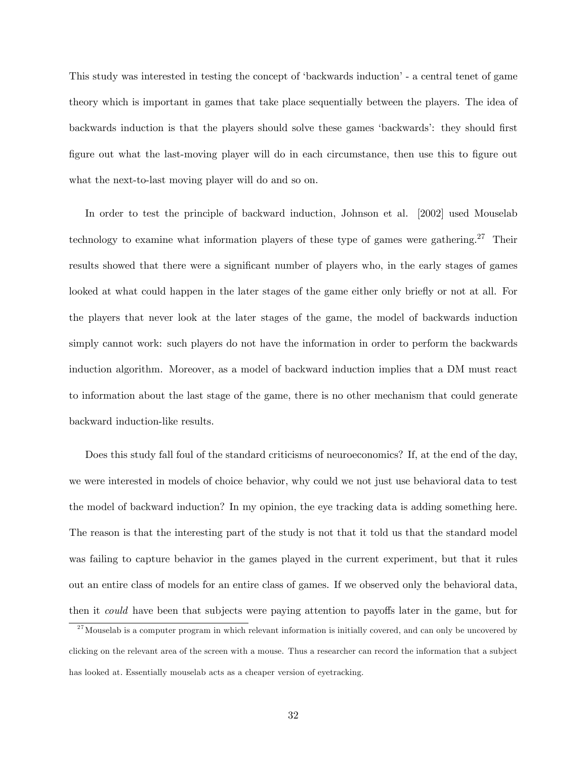This study was interested in testing the concept of 'backwards induction' - a central tenet of game theory which is important in games that take place sequentially between the players. The idea of backwards induction is that the players should solve these games 'backwards': they should first figure out what the last-moving player will do in each circumstance, then use this to figure out what the next-to-last moving player will do and so on.

In order to test the principle of backward induction, Johnson et al. [2002] used Mouselab technology to examine what information players of these type of games were gathering.[27] Their results showed that there were a significant number of players who, in the early stages of games looked at what could happen in the later stages of the game either only briefly or not at all. For the players that never look at the later stages of the game, the model of backwards induction simply cannot work: such players do not have the information in order to perform the backwards induction algorithm. Moreover, as a model of backward induction implies that a DM must react to information about the last stage of the game, there is no other mechanism that could generate backward induction-like results.

Does this study fall foul of the standard criticisms of neuroeconomics? If, at the end of the day, we were interested in models of choice behavior, why could we not just use behavioral data to test the model of backward induction? In my opinion, the eye tracking data is adding something here. The reason is that the interesting part of the study is not that it told us that the standard model was failing to capture behavior in the games played in the current experiment, but that it rules out an entire class of models for an entire class of games. If we observed only the behavioral data, then it *could* have been that subjects were paying attention to payoffs later in the game, but for

[27] Mouselab is a computer program in which relevant information is initially covered, and can only be uncovered by clicking on the relevant area of the screen with a mouse. Thus a researcher can record the information that a subject has looked at. Essentially mouselab acts as a cheaper version of eyetracking.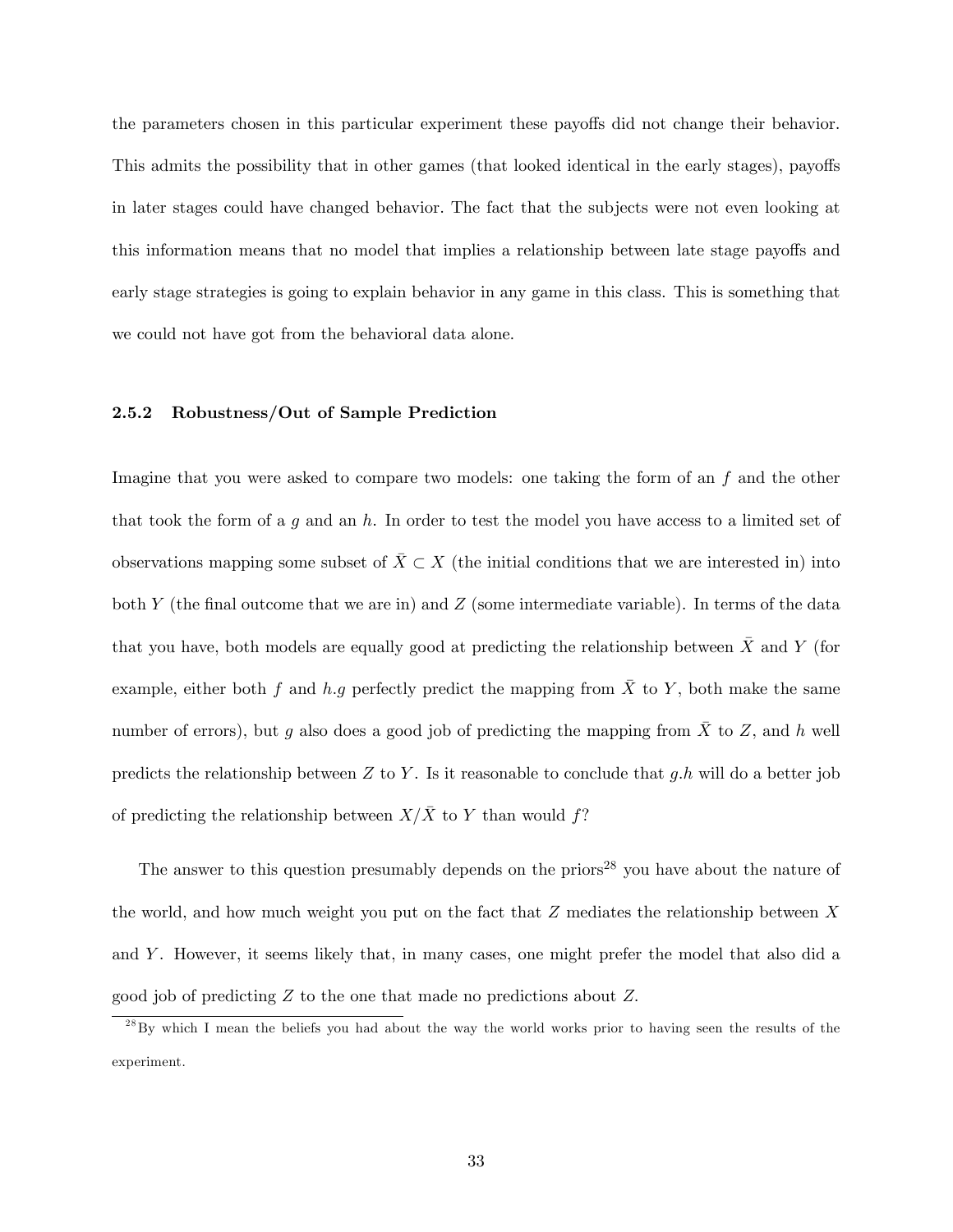the parameters chosen in this particular experiment these payoffs did not change their behavior. This admits the possibility that in other games (that looked identical in the early stages), payoffs in later stages could have changed behavior. The fact that the subjects were not even looking at this information means that no model that implies a relationship between late stage payoffs and early stage strategies is going to explain behavior in any game in this class. This is something that we could not have got from the behavioral data alone.

### 2.5.2 Robustness/Out of Sample Prediction

Imagine that you were asked to compare two models: one taking the form of an $f$ and the other that took the form of a $g$ and an $h$. In order to test the model you have access to a limited set of observations mapping some subset of $\bar{X} \subset X$ (the initial conditions that we are interested in) into both $Y$ (the final outcome that we are in) and $Z$ (some intermediate variable). In terms of the data that you have, both models are equally good at predicting the relationship between $\bar{X}$ and $Y$ (for example, either both $f$ and $h.g$ perfectly predict the mapping from $\bar{X}$ to $Y$, both make the same number of errors), but $g$ also does a good job of predicting the mapping from $\bar{X}$ to $Z$, and $h$ well predicts the relationship between $Z$ to $Y$. Is it reasonable to conclude that $g.h$ will do a better job of predicting the relationship between $X/\bar{X}$ to $Y$ than would $f$?

The answer to this question presumably depends on the priors[28] you have about the nature of the world, and how much weight you put on the fact that $Z$ mediates the relationship between $X$ and $Y$. However, it seems likely that, in many cases, one might prefer the model that also did a good job of predicting $Z$ to the one that made no predictions about $Z$.

[28] By which I mean the beliefs you had about the way the world works prior to having seen the results of the experiment.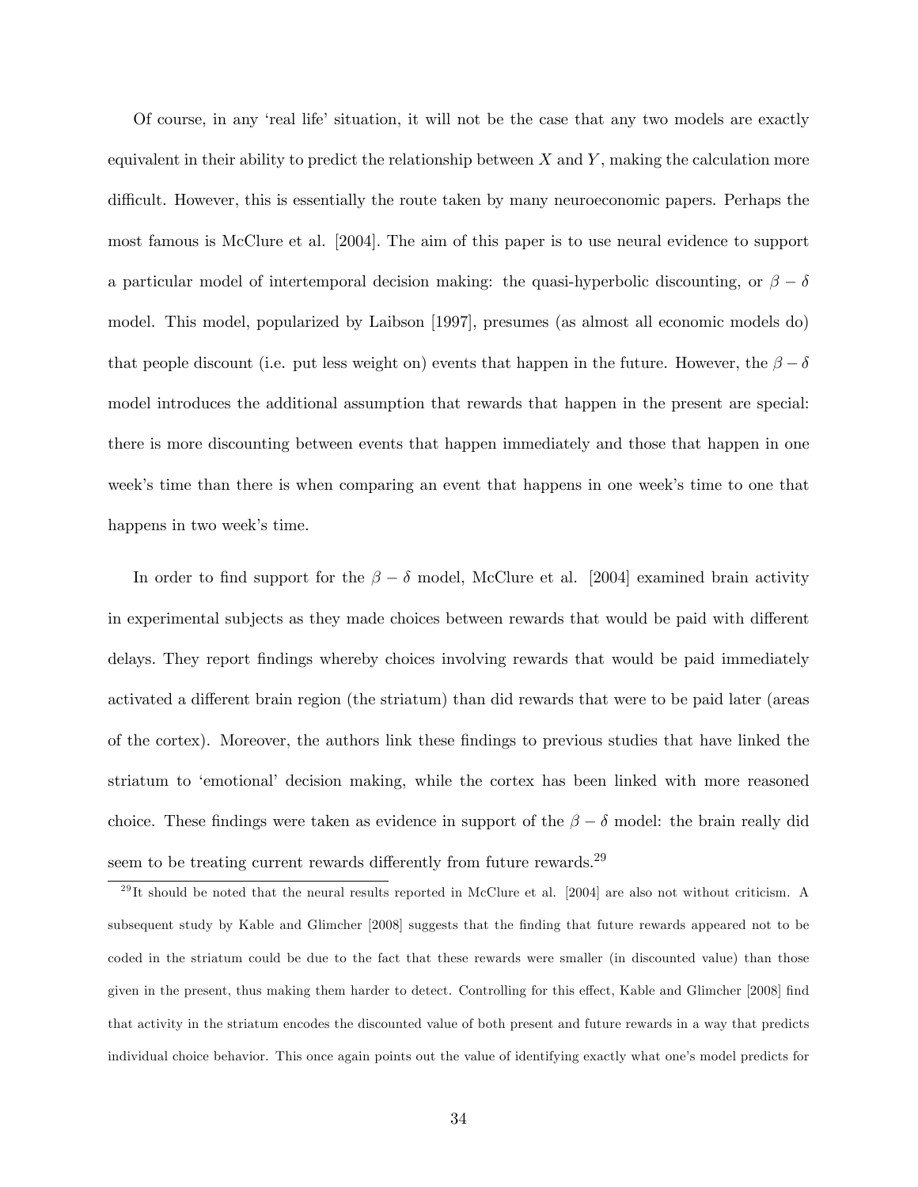Of course, in any 'real life' situation, it will not be the case that any two models are exactly equivalent in their ability to predict the relationship between $X$ and $Y$, making the calculation more difficult. However, this is essentially the route taken by many neuroeconomic papers. Perhaps the most famous is McClure et al. [2004]. The aim of this paper is to use neural evidence to support a particular model of intertemporal decision making: the quasi-hyperbolic discounting, or $\beta - \delta$ model. This model, popularized by Laibson [1997], presumes (as almost all economic models do) that people discount (i.e. put less weight on) events that happen in the future. However, the $\beta - \delta$ model introduces the additional assumption that rewards that happen in the present are special: there is more discounting between events that happen immediately and those that happen in one week's time than there is when comparing an event that happens in one week's time to one that happens in two week's time.

In order to find support for the $\beta - \delta$ model, McClure et al. [2004] examined brain activity in experimental subjects as they made choices between rewards that would be paid with different delays. They report findings whereby choices involving rewards that would be paid immediately activated a different brain region (the striatum) than did rewards that were to be paid later (areas of the cortex). Moreover, the authors link these findings to previous studies that have linked the striatum to 'emotional' decision making, while the cortex has been linked with more reasoned choice. These findings were taken as evidence in support of the $\beta - \delta$ model: the brain really did seem to be treating current rewards differently from future rewards.[29]

[29] It should be noted that the neural results reported in McClure et al. [2004] are also not without criticism. A subsequent study by Kable and Glimcher [2008] suggests that the finding that future rewards appeared not to be coded in the striatum could be due to the fact that these rewards were smaller (in discounted value) than those given in the present, thus making them harder to detect. Controlling for this effect, Kable and Glimcher [2008] find that activity in the striatum encodes the discounted value of both present and future rewards in a way that predicts individual choice behavior. This once again points out the value of identifying exactly what one's model predicts for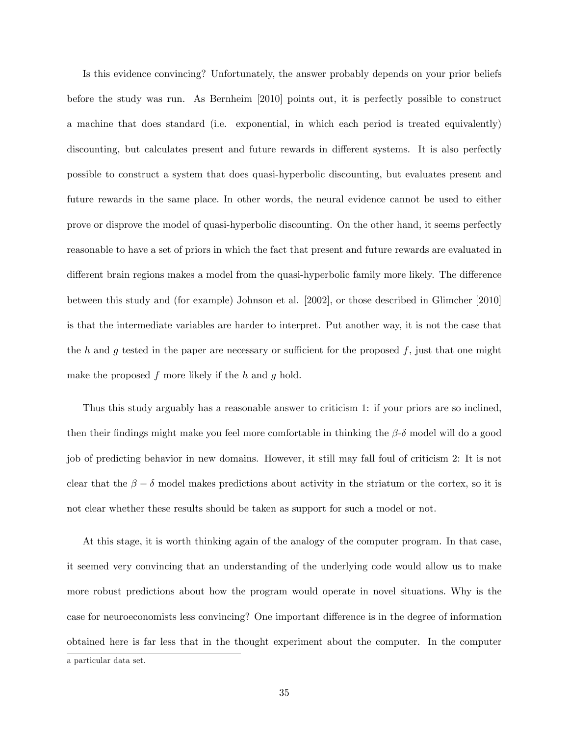Is this evidence convincing? Unfortunately, the answer probably depends on your prior beliefs before the study was run. As Bernheim [2010] points out, it is perfectly possible to construct a machine that does standard (i.e. exponential, in which each period is treated equivalently) discounting, but calculates present and future rewards in different systems. It is also perfectly possible to construct a system that does quasi-hyperbolic discounting, but evaluates present and future rewards in the same place. In other words, the neural evidence cannot be used to either prove or disprove the model of quasi-hyperbolic discounting. On the other hand, it seems perfectly reasonable to have a set of priors in which the fact that present and future rewards are evaluated in different brain regions makes a model from the quasi-hyperbolic family more likely. The difference between this study and (for example) Johnson et al. [2002], or those described in Glimcher [2010] is that the intermediate variables are harder to interpret. Put another way, it is not the case that the $h$ and $g$ tested in the paper are necessary or sufficient for the proposed $f$, just that one might make the proposed $f$ more likely if the $h$ and $g$ hold.

Thus this study arguably has a reasonable answer to criticism 1: if your priors are so inclined, then their findings might make you feel more comfortable in thinking the $\beta$-$\delta$ model will do a good job of predicting behavior in new domains. However, it still may fall foul of criticism 2: It is not clear that the $\beta - \delta$ model makes predictions about activity in the striatum or the cortex, so it is not clear whether these results should be taken as support for such a model or not.

At this stage, it is worth thinking again of the analogy of the computer program. In that case, it seemed very convincing that an understanding of the underlying code would allow us to make more robust predictions about how the program would operate in novel situations. Why is the case for neuroeconomists less convincing? One important difference is in the degree of information obtained here is far less that in the thought experiment about the computer. In the computer

a particular data set.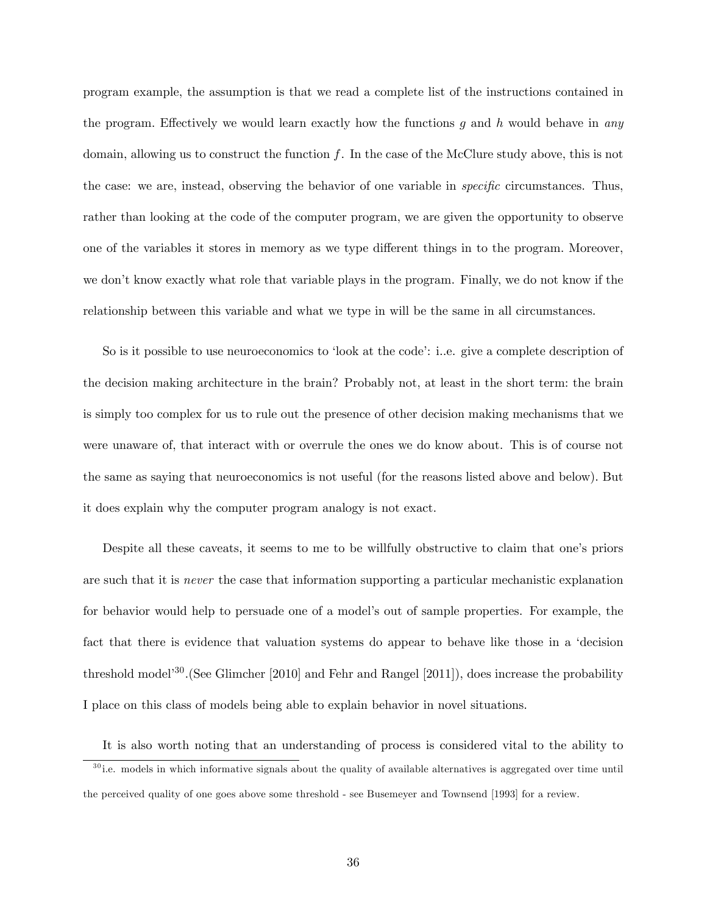program example, the assumption is that we read a complete list of the instructions contained in the program. Effectively we would learn exactly how the functions $g$ and $h$ would behave in *any* domain, allowing us to construct the function $f$. In the case of the McClure study above, this is not the case: we are, instead, observing the behavior of one variable in *specific* circumstances. Thus, rather than looking at the code of the computer program, we are given the opportunity to observe one of the variables it stores in memory as we type different things in to the program. Moreover, we don't know exactly what role that variable plays in the program. Finally, we do not know if the relationship between this variable and what we type in will be the same in all circumstances.

So is it possible to use neuroeconomics to 'look at the code': i..e. give a complete description of the decision making architecture in the brain? Probably not, at least in the short term: the brain is simply too complex for us to rule out the presence of other decision making mechanisms that we were unaware of, that interact with or overrule the ones we do know about. This is of course not the same as saying that neuroeconomics is not useful (for the reasons listed above and below). But it does explain why the computer program analogy is not exact.

Despite all these caveats, it seems to me to be willfully obstructive to claim that one's priors are such that it is *never* the case that information supporting a particular mechanistic explanation for behavior would help to persuade one of a model's out of sample properties. For example, the fact that there is evidence that valuation systems do appear to behave like those in a 'decision threshold model'[30].(See Glimcher [2010] and Fehr and Rangel [2011]), does increase the probability I place on this class of models being able to explain behavior in novel situations.

It is also worth noting that an understanding of process is considered vital to the ability to

[30] i.e. models in which informative signals about the quality of available alternatives is aggregated over time until the perceived quality of one goes above some threshold - see Busemeyer and Townsend [1993] for a review.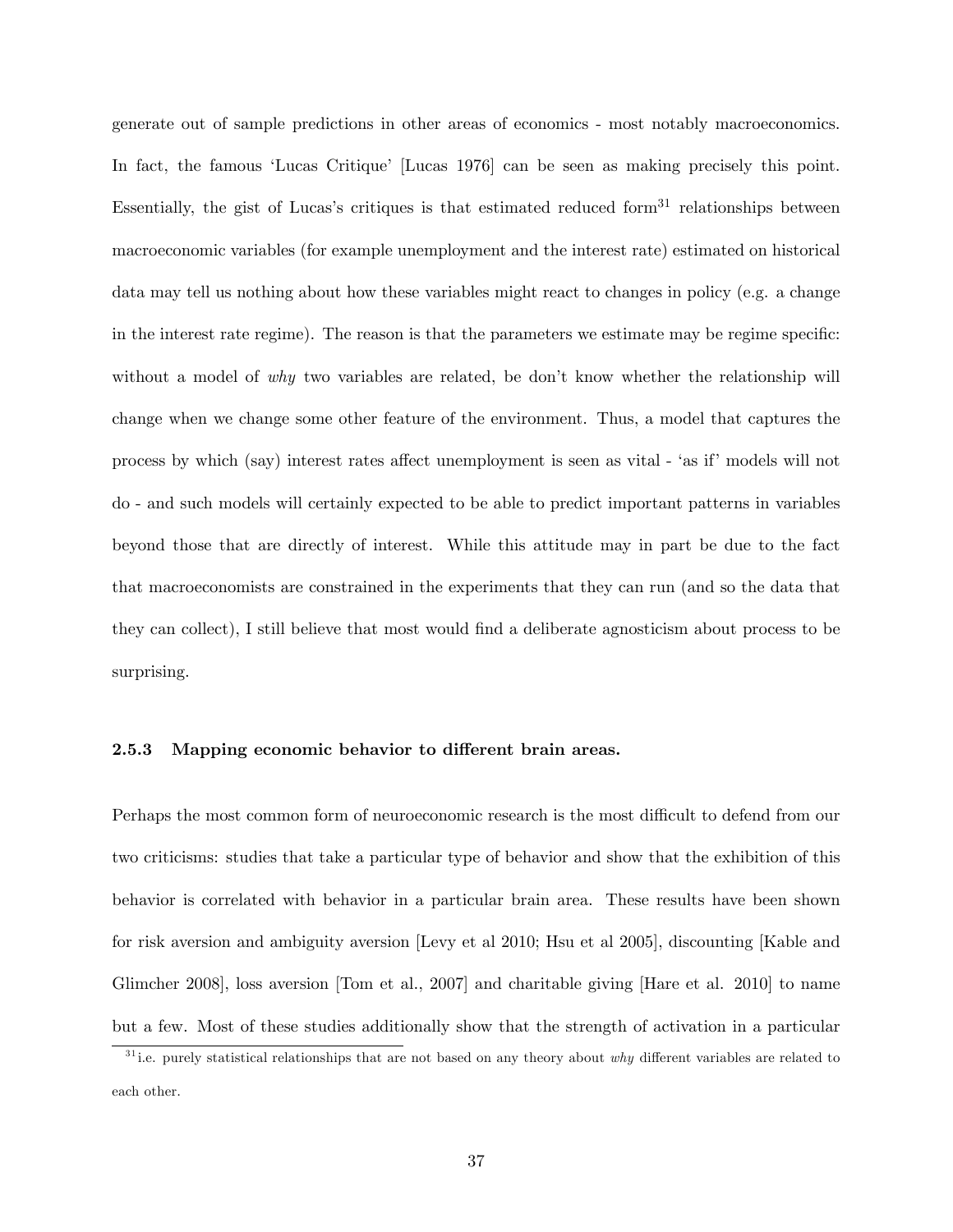generate out of sample predictions in other areas of economics - most notably macroeconomics. In fact, the famous 'Lucas Critique' [Lucas 1976] can be seen as making precisely this point. Essentially, the gist of Lucas's critiques is that estimated reduced form[31] relationships between macroeconomic variables (for example unemployment and the interest rate) estimated on historical data may tell us nothing about how these variables might react to changes in policy (e.g. a change in the interest rate regime). The reason is that the parameters we estimate may be regime specific: without a model of *why* two variables are related, be don't know whether the relationship will change when we change some other feature of the environment. Thus, a model that captures the process by which (say) interest rates affect unemployment is seen as vital - 'as if' models will not do - and such models will certainly expected to be able to predict important patterns in variables beyond those that are directly of interest. While this attitude may in part be due to the fact that macroeconomists are constrained in the experiments that they can run (and so the data that they can collect), I still believe that most would find a deliberate agnosticism about process to be surprising.

### 2.5.3 Mapping economic behavior to different brain areas.

Perhaps the most common form of neuroeconomic research is the most difficult to defend from our two criticisms: studies that take a particular type of behavior and show that the exhibition of this behavior is correlated with behavior in a particular brain area. These results have been shown for risk aversion and ambiguity aversion [Levy et al 2010; Hsu et al 2005], discounting [Kable and Glimcher 2008], loss aversion [Tom et al., 2007] and charitable giving [Hare et al. 2010] to name but a few. Most of these studies additionally show that the strength of activation in a particular

[31] i.e. purely statistical relationships that are not based on any theory about *why* different variables are related to each other.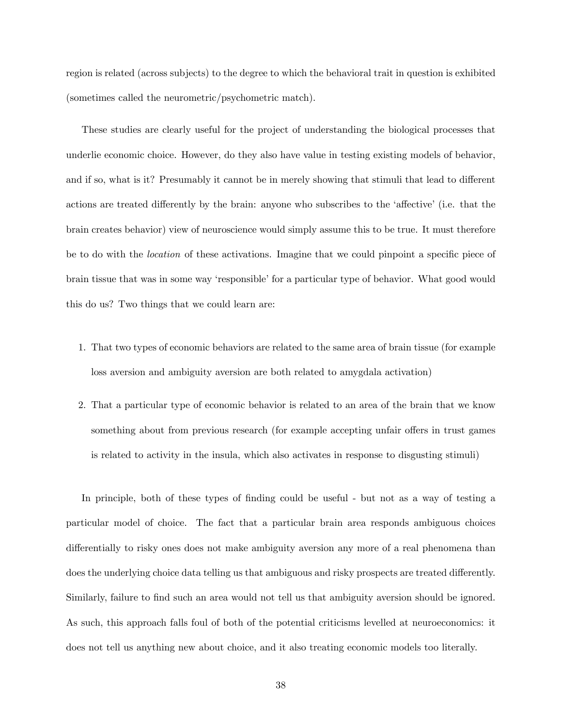region is related (across subjects) to the degree to which the behavioral trait in question is exhibited (sometimes called the neurometric/psychometric match).

These studies are clearly useful for the project of understanding the biological processes that underlie economic choice. However, do they also have value in testing existing models of behavior, and if so, what is it? Presumably it cannot be in merely showing that stimuli that lead to different actions are treated differently by the brain: anyone who subscribes to the 'affective' (i.e. that the brain creates behavior) view of neuroscience would simply assume this to be true. It must therefore be to do with the *location* of these activations. Imagine that we could pinpoint a specific piece of brain tissue that was in some way 'responsible' for a particular type of behavior. What good would this do us? Two things that we could learn are:

1. That two types of economic behaviors are related to the same area of brain tissue (for example loss aversion and ambiguity aversion are both related to amygdala activation)
2. That a particular type of economic behavior is related to an area of the brain that we know something about from previous research (for example accepting unfair offers in trust games is related to activity in the insula, which also activates in response to disgusting stimuli)

In principle, both of these types of finding could be useful - but not as a way of testing a particular model of choice. The fact that a particular brain area responds ambiguous choices differentially to risky ones does not make ambiguity aversion any more of a real phenomena than does the underlying choice data telling us that ambiguous and risky prospects are treated differently. Similarly, failure to find such an area would not tell us that ambiguity aversion should be ignored. As such, this approach falls foul of both of the potential criticisms levelled at neuroeconomics: it does not tell us anything new about choice, and it also treating economic models too literally.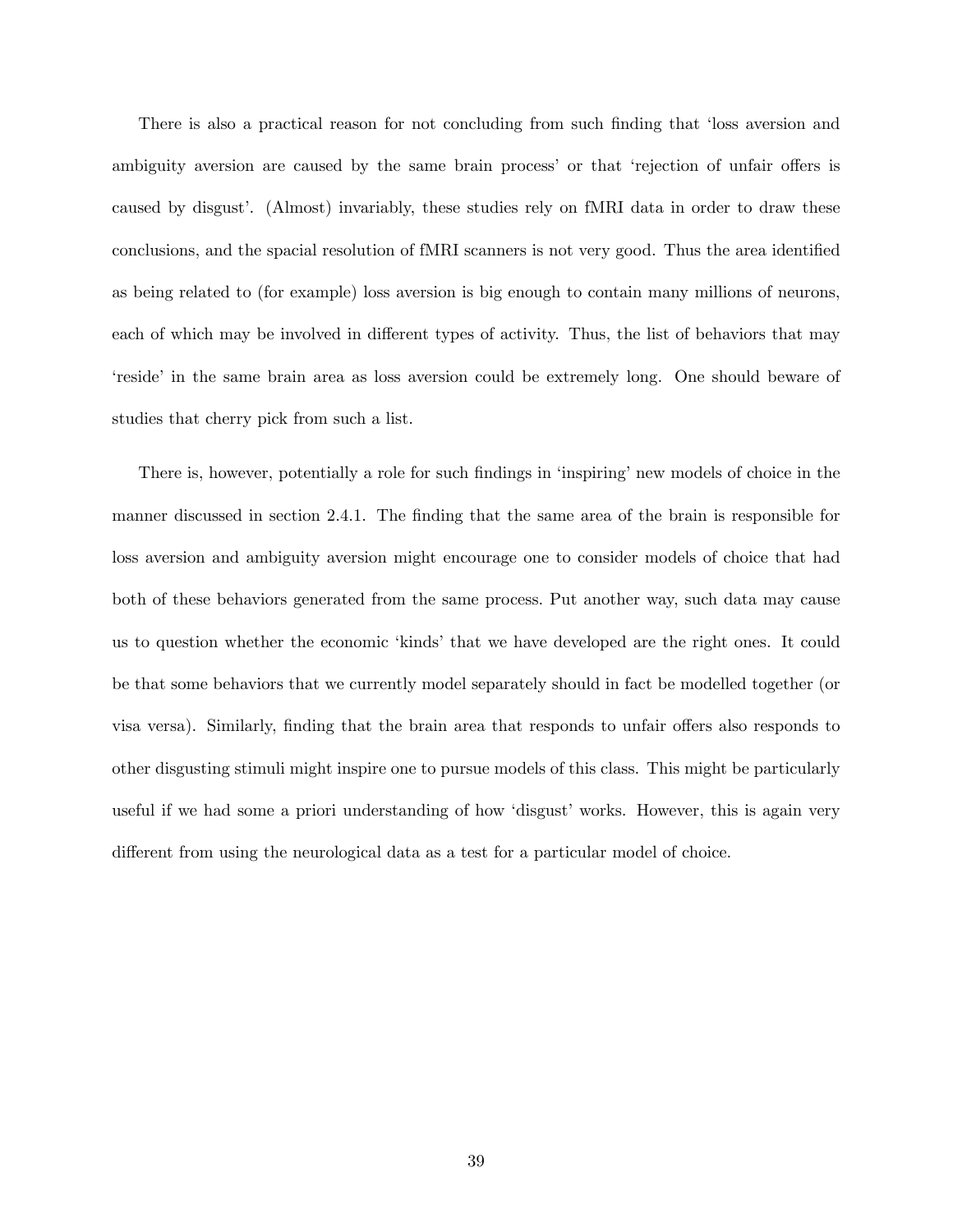There is also a practical reason for not concluding from such finding that 'loss aversion and ambiguity aversion are caused by the same brain process' or that 'rejection of unfair offers is caused by disgust'. (Almost) invariably, these studies rely on fMRI data in order to draw these conclusions, and the spacial resolution of fMRI scanners is not very good. Thus the area identified as being related to (for example) loss aversion is big enough to contain many millions of neurons, each of which may be involved in different types of activity. Thus, the list of behaviors that may 'reside' in the same brain area as loss aversion could be extremely long. One should beware of studies that cherry pick from such a list.

There is, however, potentially a role for such findings in 'inspiring' new models of choice in the manner discussed in section 2.4.1. The finding that the same area of the brain is responsible for loss aversion and ambiguity aversion might encourage one to consider models of choice that had both of these behaviors generated from the same process. Put another way, such data may cause us to question whether the economic 'kinds' that we have developed are the right ones. It could be that some behaviors that we currently model separately should in fact be modelled together (or visa versa). Similarly, finding that the brain area that responds to unfair offers also responds to other disgusting stimuli might inspire one to pursue models of this class. This might be particularly useful if we had some a priori understanding of how 'disgust' works. However, this is again very different from using the neurological data as a test for a particular model of choice.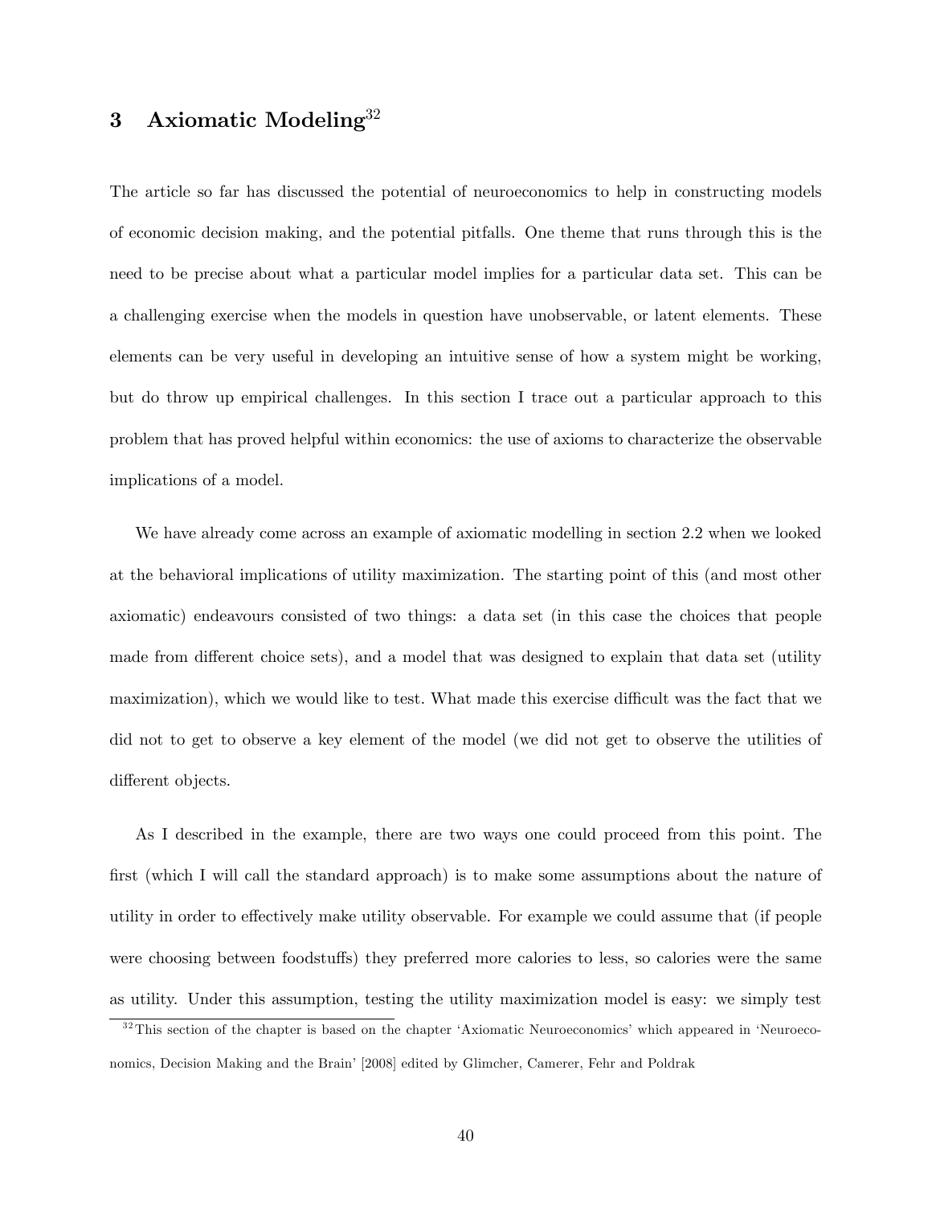# 3 Axiomatic Modeling[32]

The article so far has discussed the potential of neuroeconomics to help in constructing models of economic decision making, and the potential pitfalls. One theme that runs through this is the need to be precise about what a particular model implies for a particular data set. This can be a challenging exercise when the models in question have unobservable, or latent elements. These elements can be very useful in developing an intuitive sense of how a system might be working, but do throw up empirical challenges. In this section I trace out a particular approach to this problem that has proved helpful within economics: the use of axioms to characterize the observable implications of a model.

We have already come across an example of axiomatic modelling in section 2.2 when we looked at the behavioral implications of utility maximization. The starting point of this (and most other axiomatic) endeavours consisted of two things: a data set (in this case the choices that people made from different choice sets), and a model that was designed to explain that data set (utility maximization), which we would like to test. What made this exercise difficult was the fact that we did not to get to observe a key element of the model (we did not get to observe the utilities of different objects.

As I described in the example, there are two ways one could proceed from this point. The first (which I will call the standard approach) is to make some assumptions about the nature of utility in order to effectively make utility observable. For example we could assume that (if people were choosing between foodstuffs) they preferred more calories to less, so calories were the same as utility. Under this assumption, testing the utility maximization model is easy: we simply test

[32] This section of the chapter is based on the chapter 'Axiomatic Neuroeconomics' which appeared in 'Neuroeconomics, Decision Making and the Brain' [2008] edited by Glimcher, Camerer, Fehr and Poldrak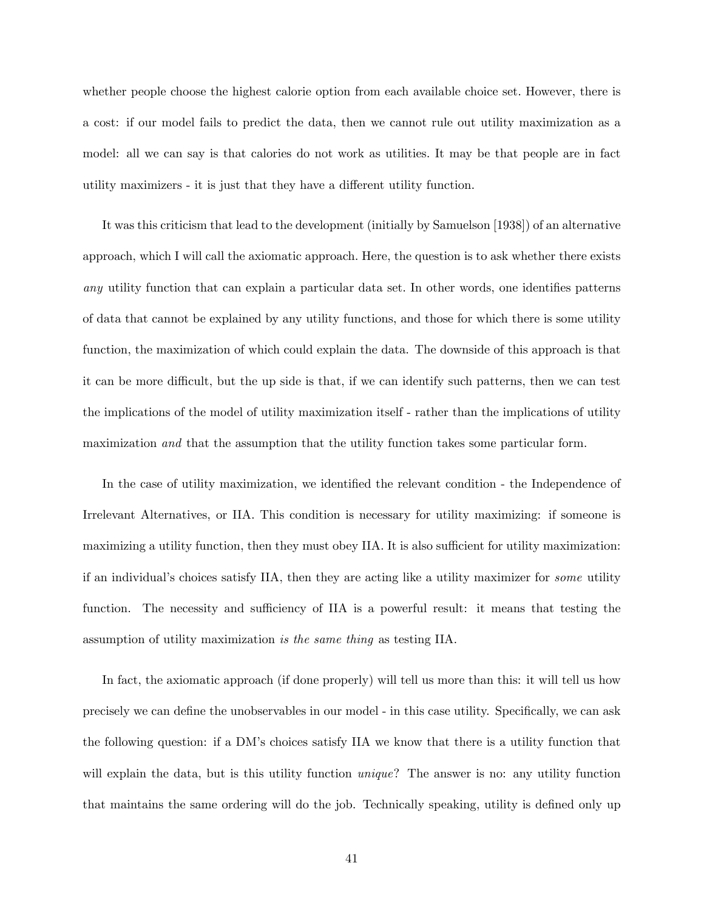whether people choose the highest calorie option from each available choice set. However, there is a cost: if our model fails to predict the data, then we cannot rule out utility maximization as a model: all we can say is that calories do not work as utilities. It may be that people are in fact utility maximizers - it is just that they have a different utility function.

It was this criticism that lead to the development (initially by Samuelson [1938]) of an alternative approach, which I will call the axiomatic approach. Here, the question is to ask whether there exists *any* utility function that can explain a particular data set. In other words, one identifies patterns of data that cannot be explained by any utility functions, and those for which there is some utility function, the maximization of which could explain the data. The downside of this approach is that it can be more difficult, but the up side is that, if we can identify such patterns, then we can test the implications of the model of utility maximization itself - rather than the implications of utility maximization *and* that the assumption that the utility function takes some particular form.

In the case of utility maximization, we identified the relevant condition - the Independence of Irrelevant Alternatives, or IIA. This condition is necessary for utility maximizing: if someone is maximizing a utility function, then they must obey IIA. It is also sufficient for utility maximization: if an individual's choices satisfy IIA, then they are acting like a utility maximizer for *some* utility function. The necessity and sufficiency of IIA is a powerful result: it means that testing the assumption of utility maximization *is the same thing* as testing IIA.

In fact, the axiomatic approach (if done properly) will tell us more than this: it will tell us how precisely we can define the unobservables in our model - in this case utility. Specifically, we can ask the following question: if a DM's choices satisfy IIA we know that there is a utility function that will explain the data, but is this utility function *unique*? The answer is no: any utility function that maintains the same ordering will do the job. Technically speaking, utility is defined only up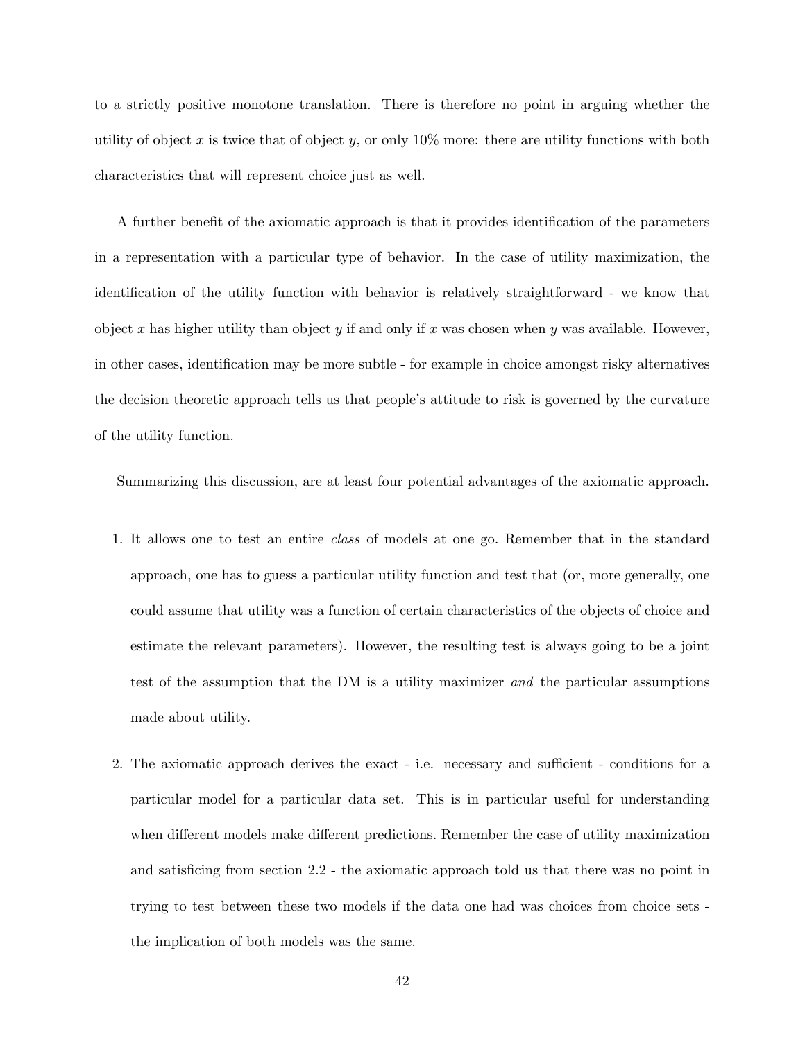to a strictly positive monotone translation. There is therefore no point in arguing whether the utility of object $x$ is twice that of object $y$, or only 10% more: there are utility functions with both characteristics that will represent choice just as well.

A further benefit of the axiomatic approach is that it provides identification of the parameters in a representation with a particular type of behavior. In the case of utility maximization, the identification of the utility function with behavior is relatively straightforward - we know that object $x$ has higher utility than object $y$ if and only if $x$ was chosen when $y$ was available. However, in other cases, identification may be more subtle - for example in choice amongst risky alternatives the decision theoretic approach tells us that people's attitude to risk is governed by the curvature of the utility function.

Summarizing this discussion, are at least four potential advantages of the axiomatic approach.

1. It allows one to test an entire *class* of models at one go. Remember that in the standard approach, one has to guess a particular utility function and test that (or, more generally, one could assume that utility was a function of certain characteristics of the objects of choice and estimate the relevant parameters). However, the resulting test is always going to be a joint test of the assumption that the DM is a utility maximizer *and* the particular assumptions made about utility.

2. The axiomatic approach derives the exact - i.e. necessary and sufficient - conditions for a particular model for a particular data set. This is in particular useful for understanding when different models make different predictions. Remember the case of utility maximization and satisficing from section 2.2 - the axiomatic approach told us that there was no point in trying to test between these two models if the data one had was choices from choice sets - the implication of both models was the same.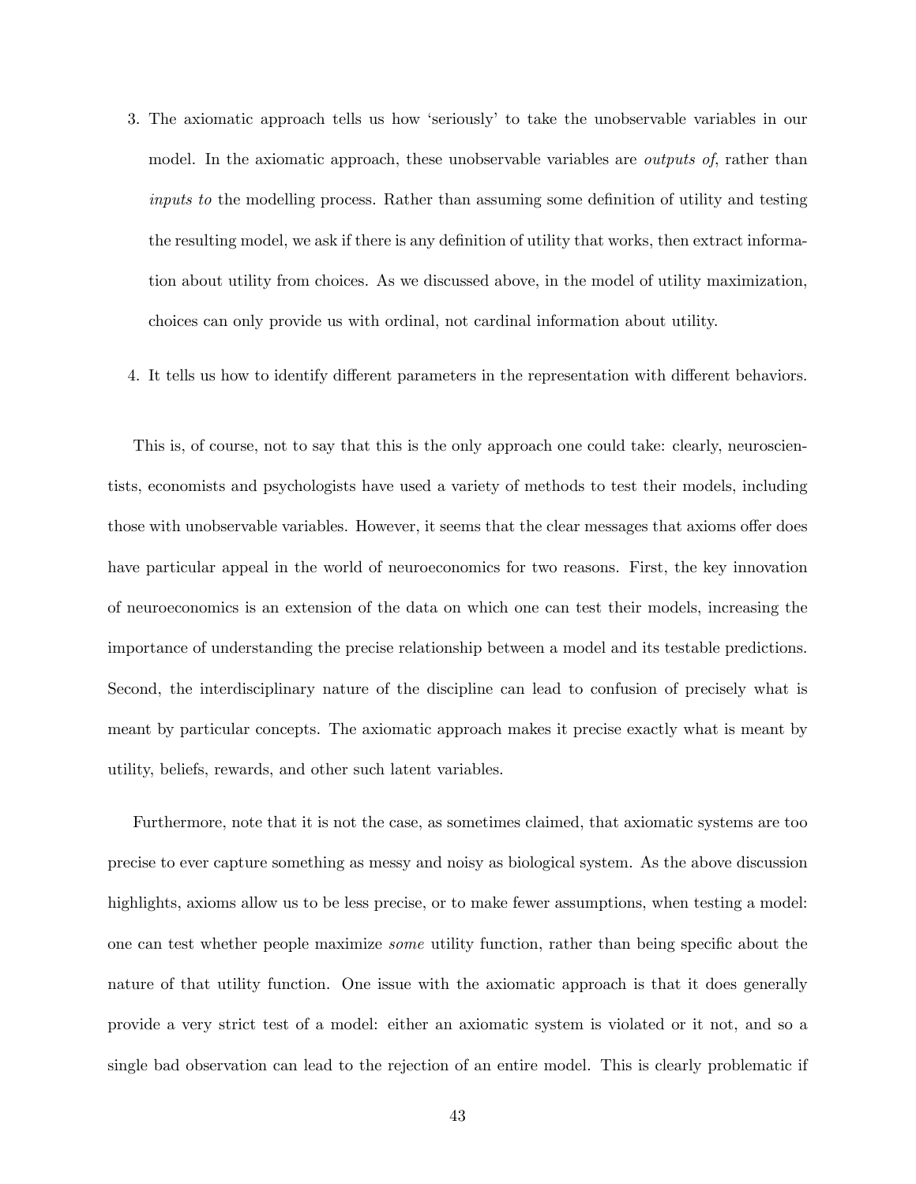3. The axiomatic approach tells us how 'seriously' to take the unobservable variables in our model. In the axiomatic approach, these unobservable variables are *outputs of*, rather than *inputs to* the modelling process. Rather than assuming some definition of utility and testing the resulting model, we ask if there is any definition of utility that works, then extract information about utility from choices. As we discussed above, in the model of utility maximization, choices can only provide us with ordinal, not cardinal information about utility.

4. It tells us how to identify different parameters in the representation with different behaviors.

This is, of course, not to say that this is the only approach one could take: clearly, neuroscientists, economists and psychologists have used a variety of methods to test their models, including those with unobservable variables. However, it seems that the clear messages that axioms offer does have particular appeal in the world of neuroeconomics for two reasons. First, the key innovation of neuroeconomics is an extension of the data on which one can test their models, increasing the importance of understanding the precise relationship between a model and its testable predictions. Second, the interdisciplinary nature of the discipline can lead to confusion of precisely what is meant by particular concepts. The axiomatic approach makes it precise exactly what is meant by utility, beliefs, rewards, and other such latent variables.

Furthermore, note that it is not the case, as sometimes claimed, that axiomatic systems are too precise to ever capture something as messy and noisy as biological system. As the above discussion highlights, axioms allow us to be less precise, or to make fewer assumptions, when testing a model: one can test whether people maximize *some* utility function, rather than being specific about the nature of that utility function. One issue with the axiomatic approach is that it does generally provide a very strict test of a model: either an axiomatic system is violated or it not, and so a single bad observation can lead to the rejection of an entire model. This is clearly problematic if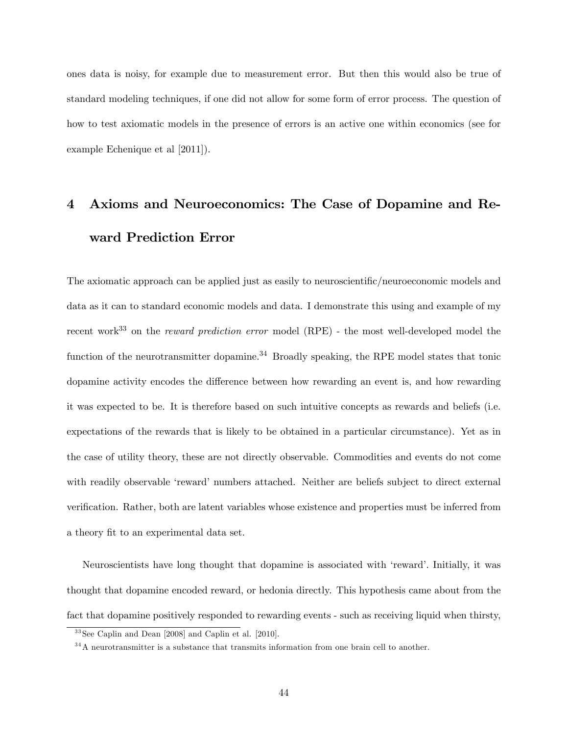ones data is noisy, for example due to measurement error. But then this would also be true of standard modeling techniques, if one did not allow for some form of error process. The question of how to test axiomatic models in the presence of errors is an active one within economics (see for example Echenique et al [2011]).

# 4 Axioms and Neuroeconomics: The Case of Dopamine and Reward Prediction Error

The axiomatic approach can be applied just as easily to neuroscientific/neuroeconomic models and data as it can to standard economic models and data. I demonstrate this using and example of my recent work[33] on the *reward prediction error* model (RPE) - the most well-developed model the function of the neurotransmitter dopamine.[34] Broadly speaking, the RPE model states that tonic dopamine activity encodes the difference between how rewarding an event is, and how rewarding it was expected to be. It is therefore based on such intuitive concepts as rewards and beliefs (i.e. expectations of the rewards that is likely to be obtained in a particular circumstance). Yet as in the case of utility theory, these are not directly observable. Commodities and events do not come with readily observable 'reward' numbers attached. Neither are beliefs subject to direct external verification. Rather, both are latent variables whose existence and properties must be inferred from a theory fit to an experimental data set.

Neuroscientists have long thought that dopamine is associated with 'reward'. Initially, it was thought that dopamine encoded reward, or hedonia directly. This hypothesis came about from the fact that dopamine positively responded to rewarding events - such as receiving liquid when thirsty,

[33] See Caplin and Dean [2008] and Caplin et al. [2010].

[34] A neurotransmitter is a substance that transmits information from one brain cell to another.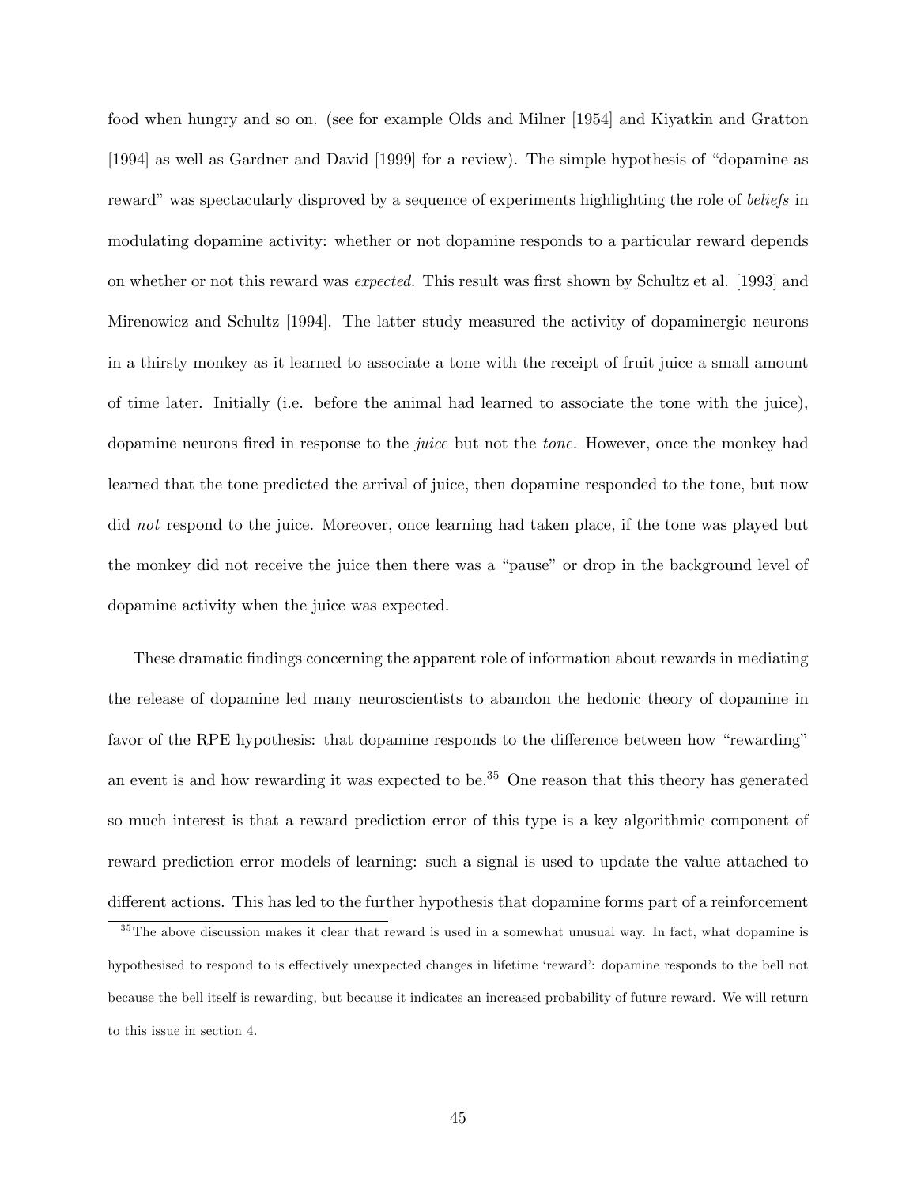food when hungry and so on. (see for example Olds and Milner [1954] and Kiyatkin and Gratton [1994] as well as Gardner and David [1999] for a review). The simple hypothesis of "dopamine as reward" was spectacularly disproved by a sequence of experiments highlighting the role of *beliefs* in modulating dopamine activity: whether or not dopamine responds to a particular reward depends on whether or not this reward was *expected.* This result was first shown by Schultz et al. [1993] and Mirenowicz and Schultz [1994]. The latter study measured the activity of dopaminergic neurons in a thirsty monkey as it learned to associate a tone with the receipt of fruit juice a small amount of time later. Initially (i.e. before the animal had learned to associate the tone with the juice), dopamine neurons fired in response to the *juice* but not the *tone.* However, once the monkey had learned that the tone predicted the arrival of juice, then dopamine responded to the tone, but now did *not* respond to the juice. Moreover, once learning had taken place, if the tone was played but the monkey did not receive the juice then there was a "pause" or drop in the background level of dopamine activity when the juice was expected.

These dramatic findings concerning the apparent role of information about rewards in mediating the release of dopamine led many neuroscientists to abandon the hedonic theory of dopamine in favor of the RPE hypothesis: that dopamine responds to the difference between how "rewarding" an event is and how rewarding it was expected to be.[35] One reason that this theory has generated so much interest is that a reward prediction error of this type is a key algorithmic component of reward prediction error models of learning: such a signal is used to update the value attached to different actions. This has led to the further hypothesis that dopamine forms part of a reinforcement

[35] The above discussion makes it clear that reward is used in a somewhat unusual way. In fact, what dopamine is hypothesised to respond to is effectively unexpected changes in lifetime 'reward': dopamine responds to the bell not because the bell itself is rewarding, but because it indicates an increased probability of future reward. We will return to this issue in section 4.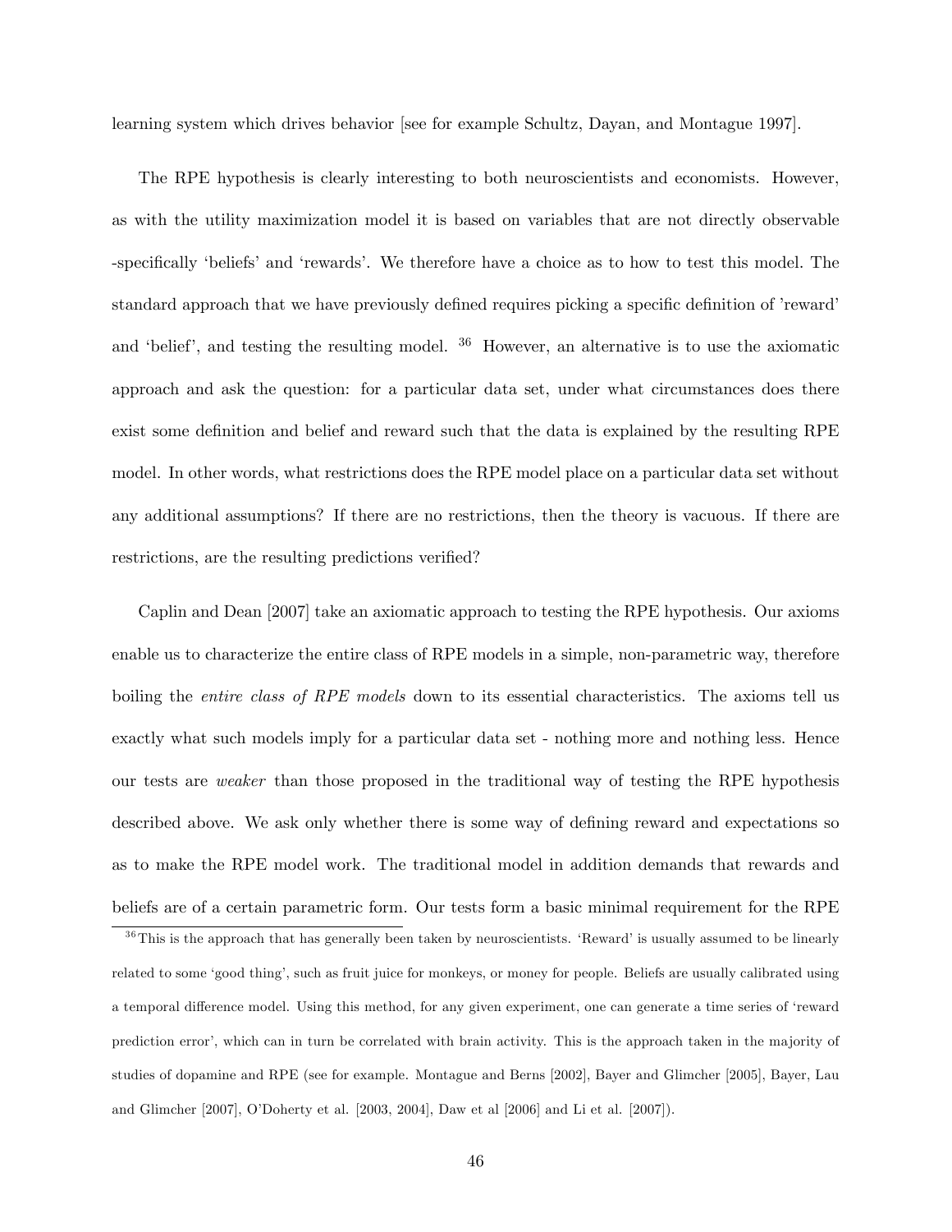learning system which drives behavior [see for example Schultz, Dayan, and Montague 1997].

The RPE hypothesis is clearly interesting to both neuroscientists and economists. However, as with the utility maximization model it is based on variables that are not directly observable -specifically 'beliefs' and 'rewards'. We therefore have a choice as to how to test this model. The standard approach that we have previously defined requires picking a specific definition of 'reward' and 'belief', and testing the resulting model. [36] However, an alternative is to use the axiomatic approach and ask the question: for a particular data set, under what circumstances does there exist some definition and belief and reward such that the data is explained by the resulting RPE model. In other words, what restrictions does the RPE model place on a particular data set without any additional assumptions? If there are no restrictions, then the theory is vacuous. If there are restrictions, are the resulting predictions verified?

Caplin and Dean [2007] take an axiomatic approach to testing the RPE hypothesis. Our axioms enable us to characterize the entire class of RPE models in a simple, non-parametric way, therefore boiling the *entire class of RPE models* down to its essential characteristics. The axioms tell us exactly what such models imply for a particular data set - nothing more and nothing less. Hence our tests are *weaker* than those proposed in the traditional way of testing the RPE hypothesis described above. We ask only whether there is some way of defining reward and expectations so as to make the RPE model work. The traditional model in addition demands that rewards and beliefs are of a certain parametric form. Our tests form a basic minimal requirement for the RPE

[36] This is the approach that has generally been taken by neuroscientists. 'Reward' is usually assumed to be linearly related to some 'good thing', such as fruit juice for monkeys, or money for people. Beliefs are usually calibrated using a temporal difference model. Using this method, for any given experiment, one can generate a time series of 'reward prediction error', which can in turn be correlated with brain activity. This is the approach taken in the majority of studies of dopamine and RPE (see for example. Montague and Berns [2002], Bayer and Glimcher [2005], Bayer, Lau and Glimcher [2007], O'Doherty et al. [2003, 2004], Daw et al [2006] and Li et al. [2007]).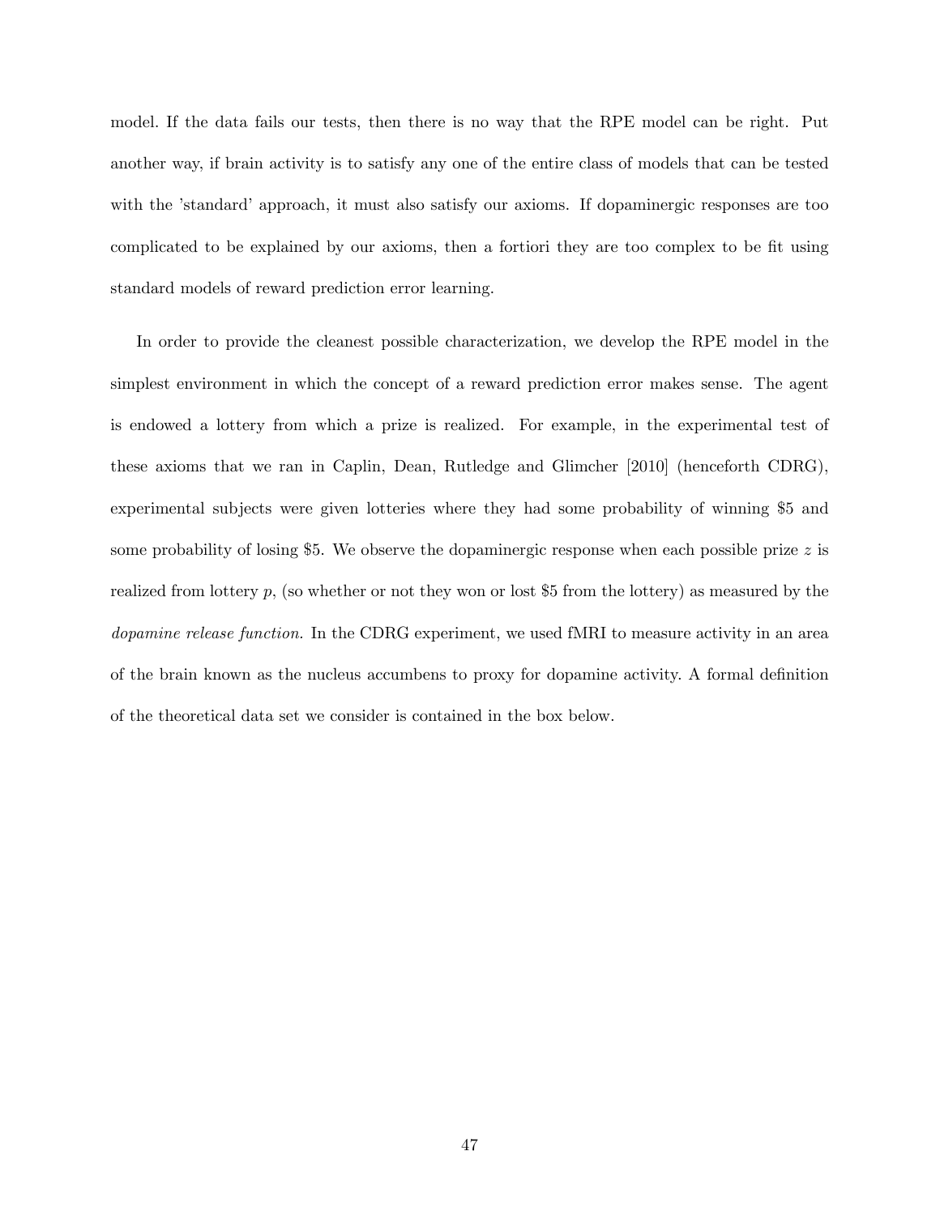model. If the data fails our tests, then there is no way that the RPE model can be right. Put another way, if brain activity is to satisfy any one of the entire class of models that can be tested with the 'standard' approach, it must also satisfy our axioms. If dopaminergic responses are too complicated to be explained by our axioms, then a fortiori they are too complex to be fit using standard models of reward prediction error learning.

In order to provide the cleanest possible characterization, we develop the RPE model in the simplest environment in which the concept of a reward prediction error makes sense. The agent is endowed a lottery from which a prize is realized. For example, in the experimental test of these axioms that we ran in Caplin, Dean, Rutledge and Glimcher [2010] (henceforth CDRG), experimental subjects were given lotteries where they had some probability of winning \$5 and some probability of losing \$5. We observe the dopaminergic response when each possible prize $z$ is realized from lottery $p$, (so whether or not they won or lost \$5 from the lottery) as measured by the *dopamine release function.* In the CDRG experiment, we used fMRI to measure activity in an area of the brain known as the nucleus accumbens to proxy for dopamine activity. A formal definition of the theoretical data set we consider is contained in the box below.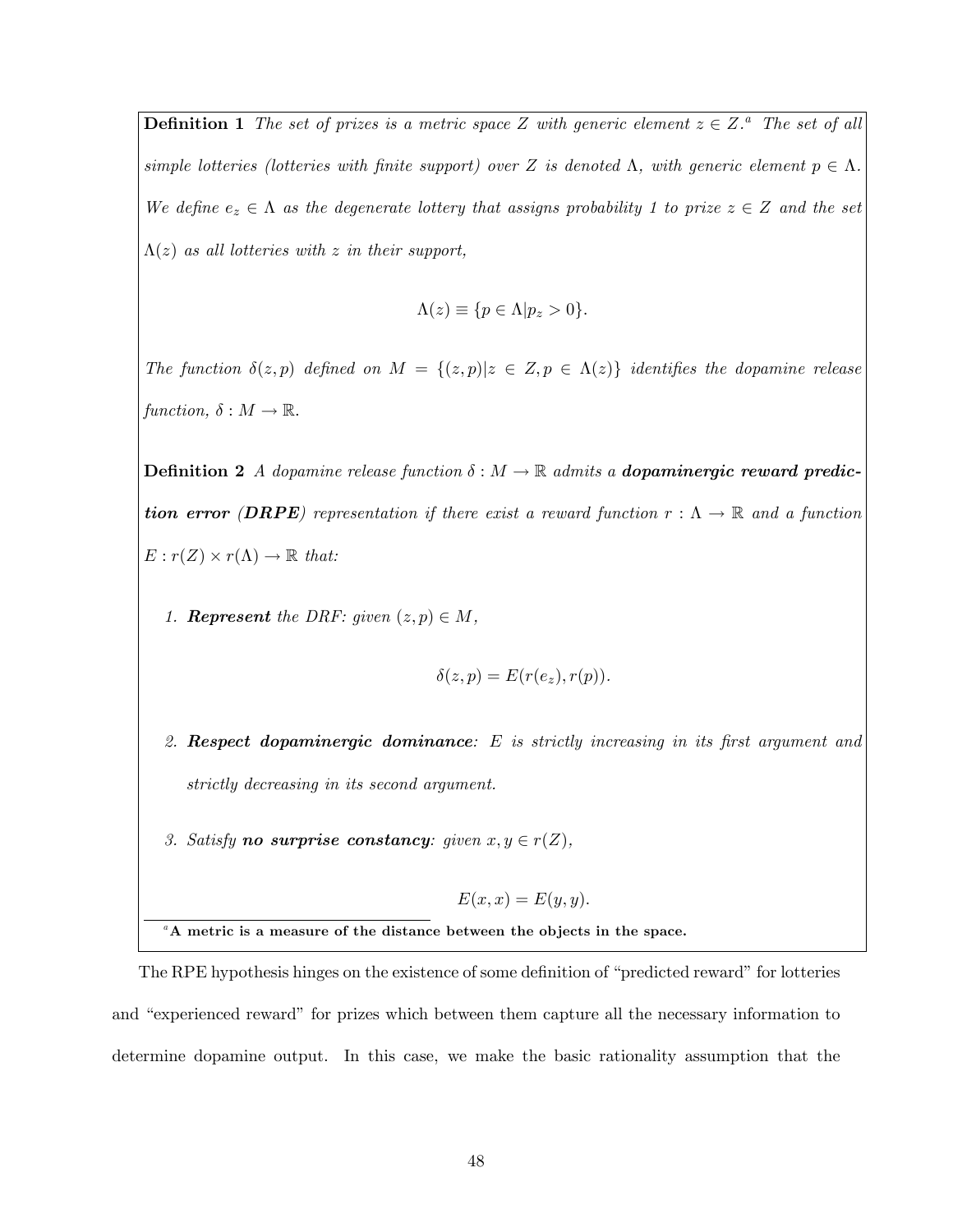**Definition 1** *The set of prizes is a metric space $Z$ with generic element $z \in Z$.*[a] *The set of all simple lotteries (lotteries with finite support) over $Z$ is denoted $\Lambda$, with generic element $p \in \Lambda$. We define $e_z \in \Lambda$ as the degenerate lottery that assigns probability 1 to prize $z \in Z$ and the set $\Lambda(z)$ as all lotteries with $z$ in their support,*

$$\Lambda(z) \equiv \{p \in \Lambda | p_z > 0\}.$$

*The function $\delta(z, p)$ defined on $M = \{(z, p) | z \in Z, p \in \Lambda(z)\}$ identifies the dopamine release function, $\delta : M \to \mathbb{R}$.*

**Definition 2** *A dopamine release function $\delta : M \to \mathbb{R}$ admits a **dopaminergic reward prediction error (DRPE)** representation if there exist a reward function $r : \Lambda \to \mathbb{R}$ and a function $E : r(Z) \times r(\Lambda) \to \mathbb{R}$ that:*

1. ***Represent** the DRF: given $(z, p) \in M$,*

$$\delta(z, p) = E(r(e_z), r(p)).$$

2. ***Respect dopaminergic dominance**: $E$ is strictly increasing in its first argument and strictly decreasing in its second argument.*

3. *Satisfy **no surprise constancy**: given $x, y \in r(Z)$,*

$$E(x, x) = E(y, y).$$

[a] **A metric is a measure of the distance between the objects in the space.**

The RPE hypothesis hinges on the existence of some definition of "predicted reward" for lotteries and "experienced reward" for prizes which between them capture all the necessary information to determine dopamine output. In this case, we make the basic rationality assumption that the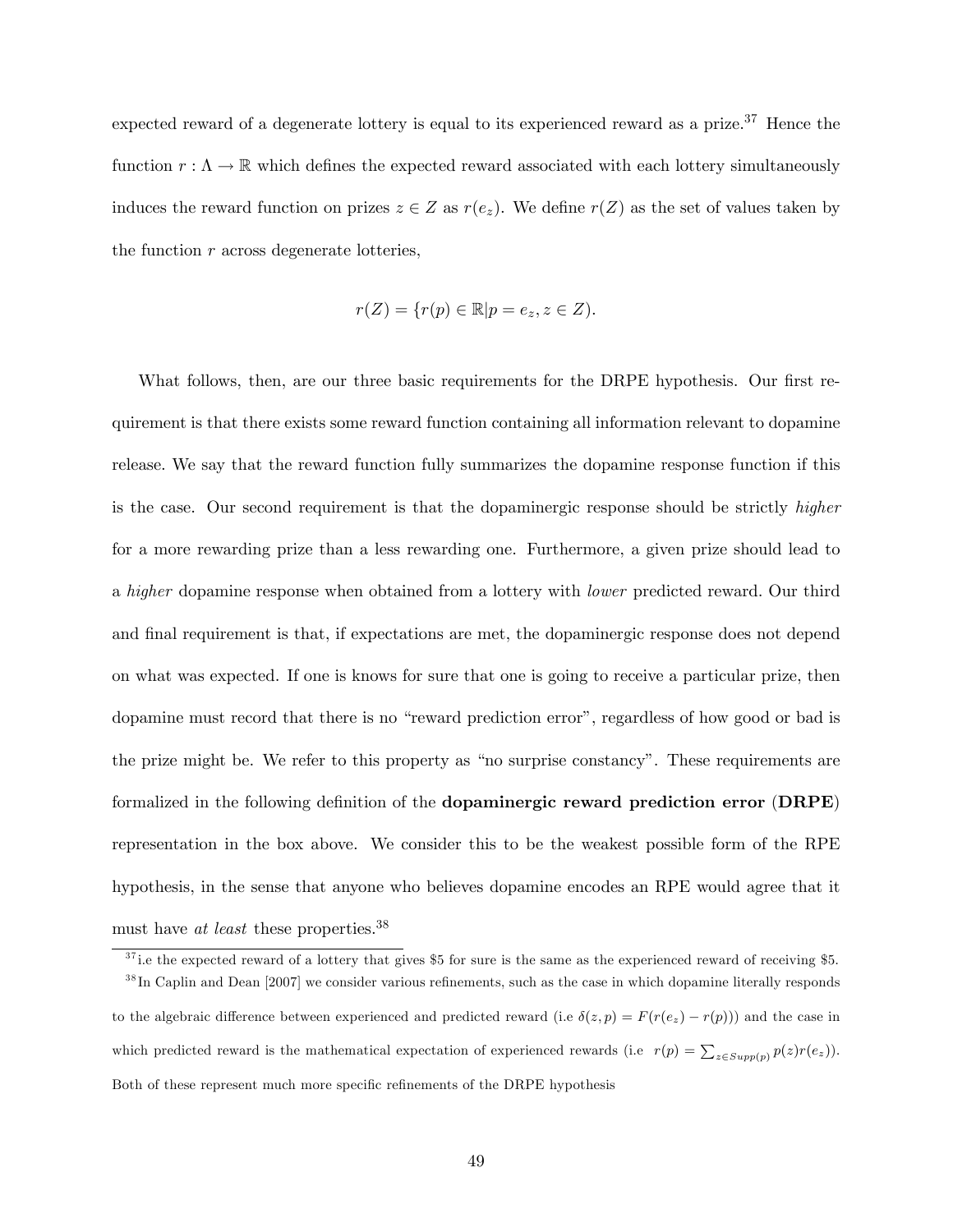expected reward of a degenerate lottery is equal to its experienced reward as a prize.[37] Hence the function $r : \Lambda \rightarrow \mathbb{R}$ which defines the expected reward associated with each lottery simultaneously induces the reward function on prizes $z \in Z$ as $r(e_z)$. We define $r(Z)$ as the set of values taken by the function $r$ across degenerate lotteries,

$$r(Z) = \{r(p) \in \mathbb{R} | p = e_z, z \in Z).$$

What follows, then, are our three basic requirements for the DRPE hypothesis. Our first requirement is that there exists some reward function containing all information relevant to dopamine release. We say that the reward function fully summarizes the dopamine response function if this is the case. Our second requirement is that the dopaminergic response should be strictly *higher* for a more rewarding prize than a less rewarding one. Furthermore, a given prize should lead to a *higher* dopamine response when obtained from a lottery with *lower* predicted reward. Our third and final requirement is that, if expectations are met, the dopaminergic response does not depend on what was expected. If one is knows for sure that one is going to receive a particular prize, then dopamine must record that there is no "reward prediction error", regardless of how good or bad is the prize might be. We refer to this property as "no surprise constancy". These requirements are formalized in the following definition of the **dopaminergic reward prediction error** (**DRPE**) representation in the box above. We consider this to be the weakest possible form of the RPE hypothesis, in the sense that anyone who believes dopamine encodes an RPE would agree that it must have *at least* these properties.[38]

---

[37] i.e the expected reward of a lottery that gives \$5 for sure is the same as the experienced reward of receiving \$5.

[38] In Caplin and Dean [2007] we consider various refinements, such as the case in which dopamine literally responds to the algebraic difference between experienced and predicted reward (i.e $\delta(z, p) = F(r(e_z) - r(p)))$ and the case in which predicted reward is the mathematical expectation of experienced rewards (i.e $r(p) = \sum_{z \in Supp(p)} p(z) r(e_z))$. Both of these represent much more specific refinements of the DRPE hypothesis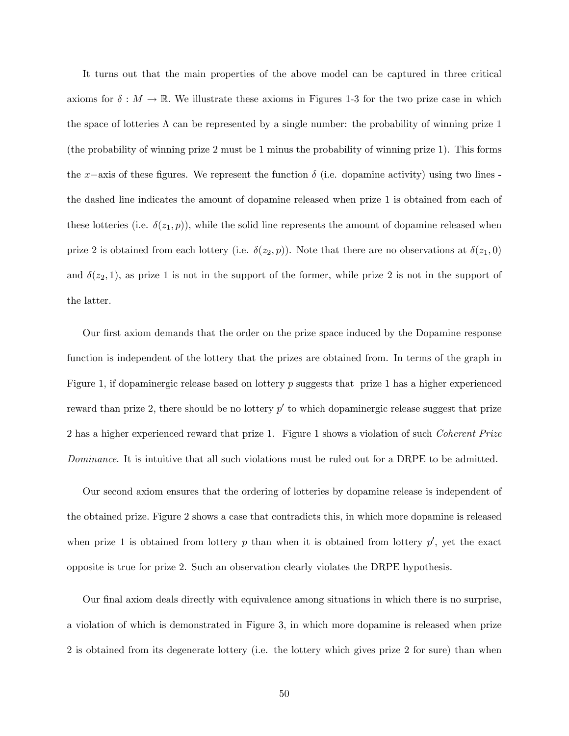It turns out that the main properties of the above model can be captured in three critical axioms for $\delta : M \to \mathbb{R}$. We illustrate these axioms in Figures 1-3 for the two prize case in which the space of lotteries $\Lambda$ can be represented by a single number: the probability of winning prize 1 (the probability of winning prize 2 must be 1 minus the probability of winning prize 1). This forms the $x-$axis of these figures. We represent the function $\delta$ (i.e. dopamine activity) using two lines - the dashed line indicates the amount of dopamine released when prize 1 is obtained from each of these lotteries (i.e. $\delta(z_1, p)$), while the solid line represents the amount of dopamine released when prize 2 is obtained from each lottery (i.e. $\delta(z_2, p)$). Note that there are no observations at $\delta(z_1, 0)$ and $\delta(z_2, 1)$, as prize 1 is not in the support of the former, while prize 2 is not in the support of the latter.

Our first axiom demands that the order on the prize space induced by the Dopamine response function is independent of the lottery that the prizes are obtained from. In terms of the graph in Figure 1, if dopaminergic release based on lottery $p$ suggests that prize 1 has a higher experienced reward than prize 2, there should be no lottery $p'$ to which dopaminergic release suggest that prize 2 has a higher experienced reward that prize 1. Figure 1 shows a violation of such *Coherent Prize Dominance*. It is intuitive that all such violations must be ruled out for a DRPE to be admitted.

Our second axiom ensures that the ordering of lotteries by dopamine release is independent of the obtained prize. Figure 2 shows a case that contradicts this, in which more dopamine is released when prize 1 is obtained from lottery $p$ than when it is obtained from lottery $p'$, yet the exact opposite is true for prize 2. Such an observation clearly violates the DRPE hypothesis.

Our final axiom deals directly with equivalence among situations in which there is no surprise, a violation of which is demonstrated in Figure 3, in which more dopamine is released when prize 2 is obtained from its degenerate lottery (i.e. the lottery which gives prize 2 for sure) than when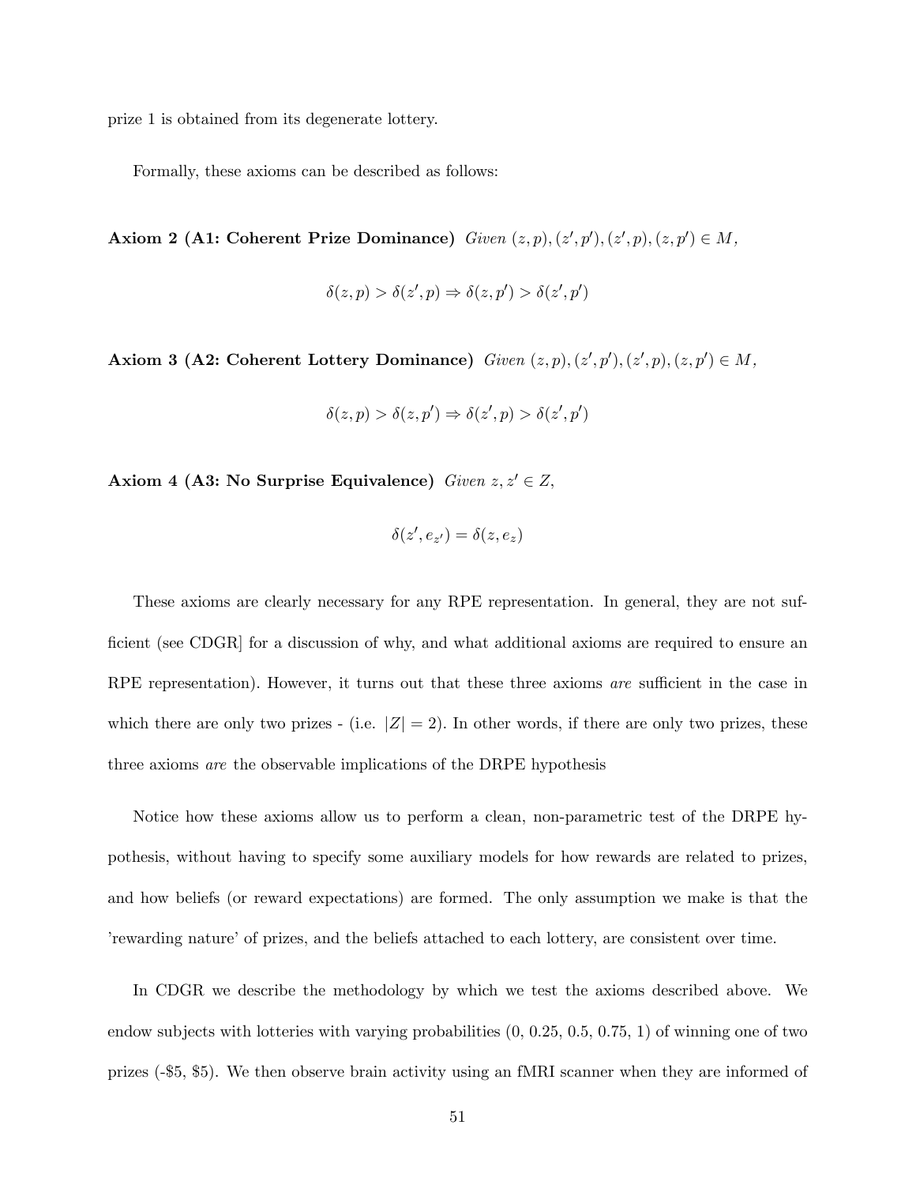prize 1 is obtained from its degenerate lottery.

Formally, these axioms can be described as follows:

**Axiom 2 (A1: Coherent Prize Dominance)** *Given* $(z,p),(z',p'),(z',p),(z,p') \in M$,

$$\delta(z,p) > \delta(z',p) \Rightarrow \delta(z,p') > \delta(z',p')$$

**Axiom 3 (A2: Coherent Lottery Dominance)** *Given* $(z,p),(z',p'),(z',p),(z,p') \in M$,

$$\delta(z,p) > \delta(z,p') \Rightarrow \delta(z',p) > \delta(z',p')$$

**Axiom 4 (A3: No Surprise Equivalence)** *Given* $z, z' \in Z$,

$$\delta(z', e_{z'}) = \delta(z, e_z)$$

These axioms are clearly necessary for any RPE representation. In general, they are not sufficient (see CDGR] for a discussion of why, and what additional axioms are required to ensure an RPE representation). However, it turns out that these three axioms *are* sufficient in the case in which there are only two prizes - (i.e. $|Z| = 2$). In other words, if there are only two prizes, these three axioms *are* the observable implications of the DRPE hypothesis

Notice how these axioms allow us to perform a clean, non-parametric test of the DRPE hypothesis, without having to specify some auxiliary models for how rewards are related to prizes, and how beliefs (or reward expectations) are formed. The only assumption we make is that the 'rewarding nature' of prizes, and the beliefs attached to each lottery, are consistent over time.

In CDGR we describe the methodology by which we test the axioms described above. We endow subjects with lotteries with varying probabilities (0, 0.25, 0.5, 0.75, 1) of winning one of two prizes (-\$5, \$5). We then observe brain activity using an fMRI scanner when they are informed of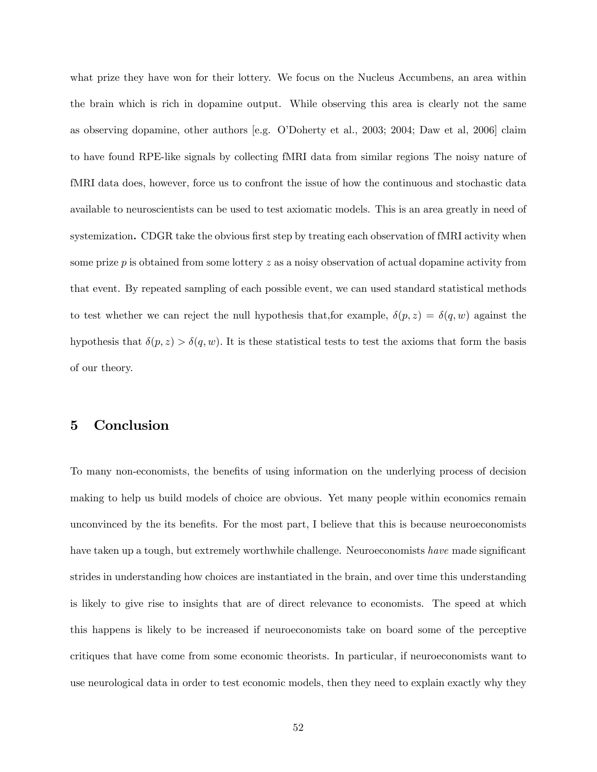what prize they have won for their lottery. We focus on the Nucleus Accumbens, an area within the brain which is rich in dopamine output. While observing this area is clearly not the same as observing dopamine, other authors [e.g. O'Doherty et al., 2003; 2004; Daw et al, 2006] claim to have found RPE-like signals by collecting fMRI data from similar regions The noisy nature of fMRI data does, however, force us to confront the issue of how the continuous and stochastic data available to neuroscientists can be used to test axiomatic models. This is an area greatly in need of systemization**.** CDGR take the obvious first step by treating each observation of fMRI activity when some prize $p$ is obtained from some lottery $z$ as a noisy observation of actual dopamine activity from that event. By repeated sampling of each possible event, we can used standard statistical methods to test whether we can reject the null hypothesis that,for example, $\delta(p, z) = \delta(q, w)$ against the hypothesis that $\delta(p, z) > \delta(q, w)$. It is these statistical tests to test the axioms that form the basis of our theory.

## 5 Conclusion

To many non-economists, the benefits of using information on the underlying process of decision making to help us build models of choice are obvious. Yet many people within economics remain unconvinced by the its benefits. For the most part, I believe that this is because neuroeconomists have taken up a tough, but extremely worthwhile challenge. Neuroeconomists *have* made significant strides in understanding how choices are instantiated in the brain, and over time this understanding is likely to give rise to insights that are of direct relevance to economists. The speed at which this happens is likely to be increased if neuroeconomists take on board some of the perceptive critiques that have come from some economic theorists. In particular, if neuroeconomists want to use neurological data in order to test economic models, then they need to explain exactly why they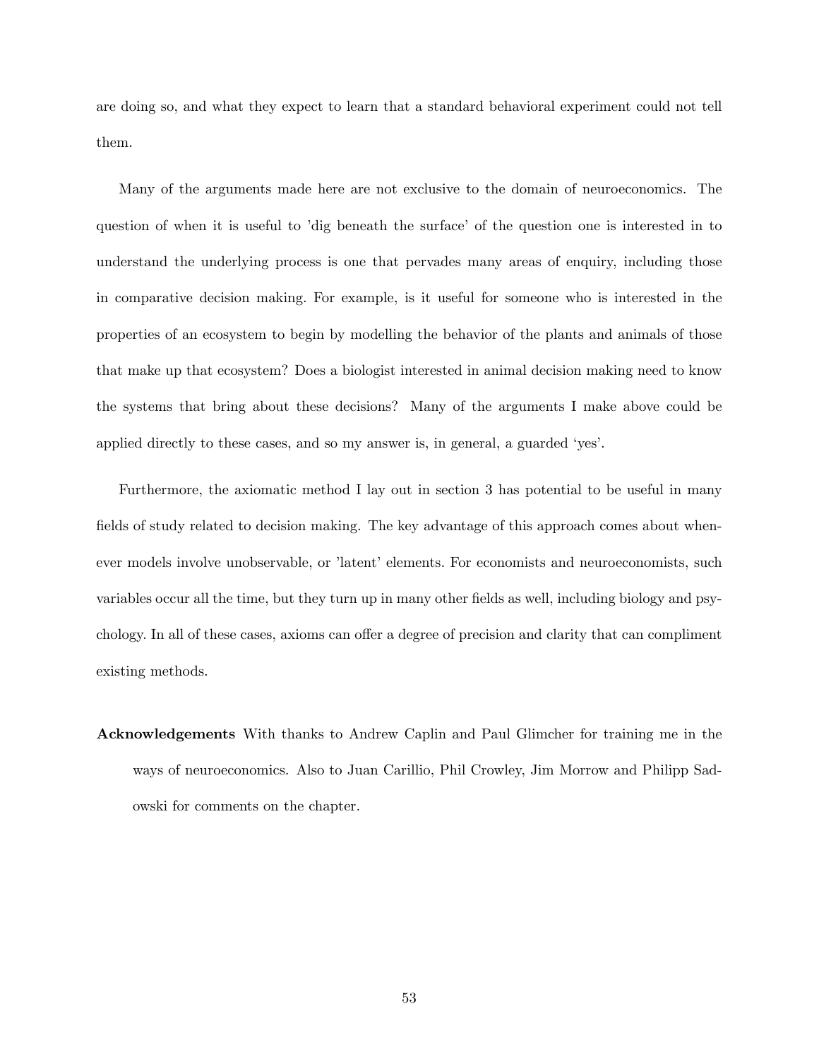are doing so, and what they expect to learn that a standard behavioral experiment could not tell them.

Many of the arguments made here are not exclusive to the domain of neuroeconomics. The question of when it is useful to 'dig beneath the surface' of the question one is interested in to understand the underlying process is one that pervades many areas of enquiry, including those in comparative decision making. For example, is it useful for someone who is interested in the properties of an ecosystem to begin by modelling the behavior of the plants and animals of those that make up that ecosystem? Does a biologist interested in animal decision making need to know the systems that bring about these decisions? Many of the arguments I make above could be applied directly to these cases, and so my answer is, in general, a guarded 'yes'.

Furthermore, the axiomatic method I lay out in section 3 has potential to be useful in many fields of study related to decision making. The key advantage of this approach comes about whenever models involve unobservable, or 'latent' elements. For economists and neuroeconomists, such variables occur all the time, but they turn up in many other fields as well, including biology and psychology. In all of these cases, axioms can offer a degree of precision and clarity that can compliment existing methods.

**Acknowledgements** With thanks to Andrew Caplin and Paul Glimcher for training me in the ways of neuroeconomics. Also to Juan Carillio, Phil Crowley, Jim Morrow and Philipp Sadowski for comments on the chapter.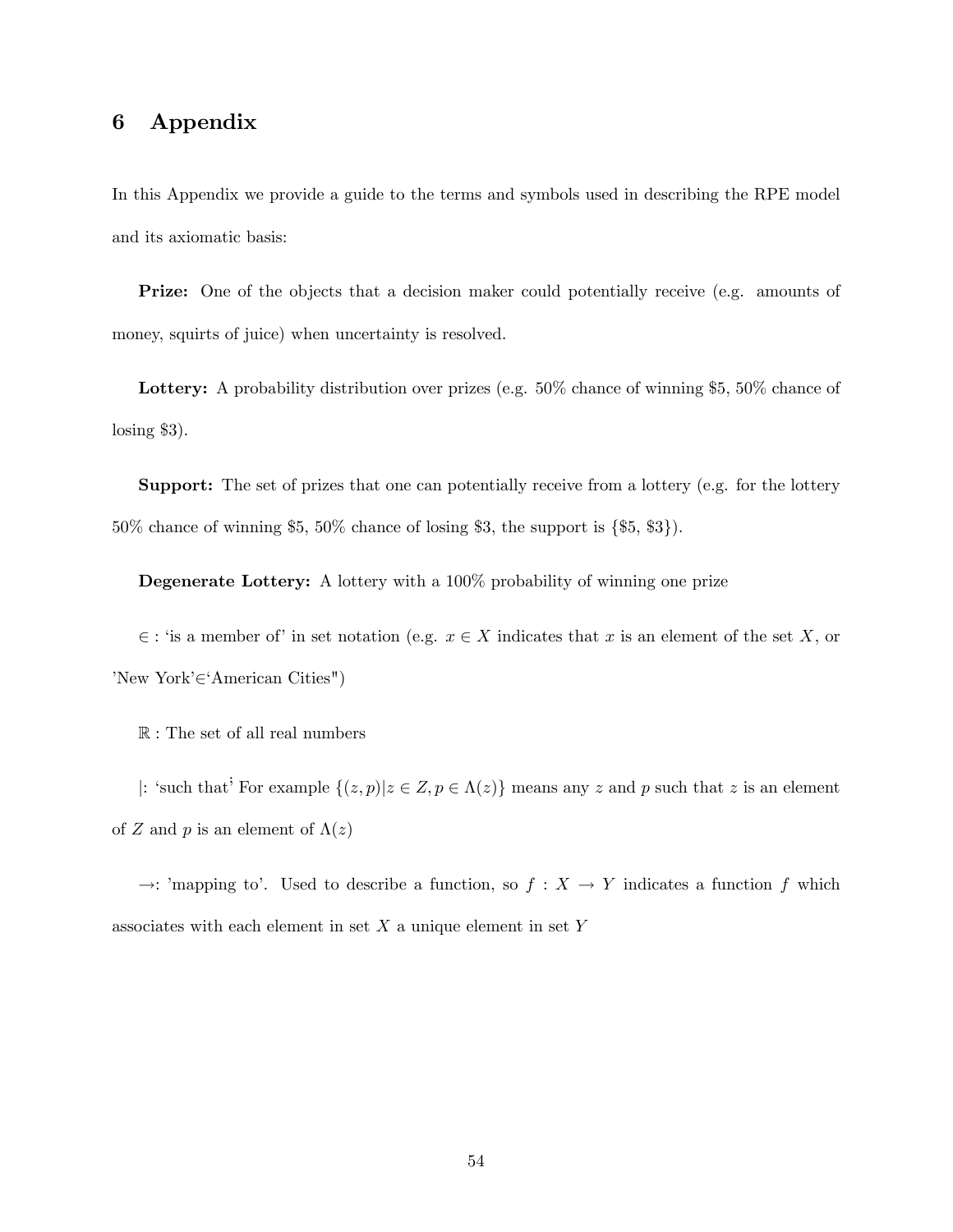# 6 Appendix

In this Appendix we provide a guide to the terms and symbols used in describing the RPE model and its axiomatic basis:

**Prize:** One of the objects that a decision maker could potentially receive (e.g. amounts of money, squirts of juice) when uncertainty is resolved.

**Lottery:** A probability distribution over prizes (e.g. 50% chance of winning \$5, 50% chance of losing \$3).

**Support:** The set of prizes that one can potentially receive from a lottery (e.g. for the lottery 50% chance of winning \$5, 50% chance of losing \$3, the support is {\$5, \$3}).

**Degenerate Lottery:** A lottery with a 100% probability of winning one prize

$\in$ : 'is a member of' in set notation (e.g. $x \in X$ indicates that $x$ is an element of the set $X$, or 'New York'$\in$'American Cities")

$\mathbb{R}$ : The set of all real numbers

$|$: 'such that' For example $\{(z,p)|z \in Z, p \in \Lambda(z)\}$ means any $z$ and $p$ such that $z$ is an element of $Z$ and $p$ is an element of $\Lambda(z)$

$\rightarrow$: 'mapping to'. Used to describe a function, so $f : X \rightarrow Y$ indicates a function $f$ which associates with each element in set $X$ a unique element in set $Y$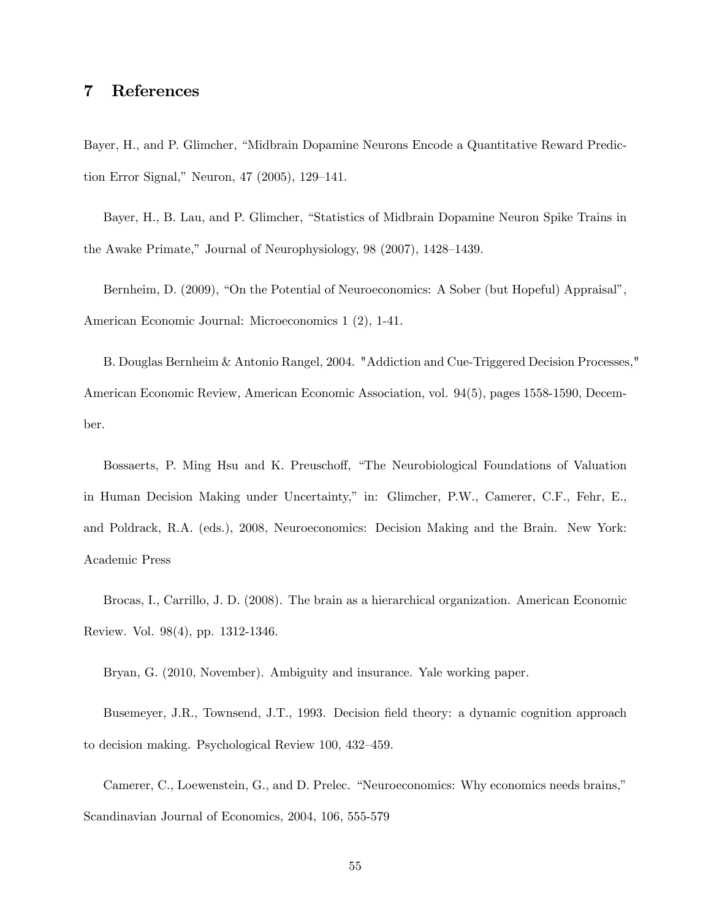## 7 References

Bayer, H., and P. Glimcher, "Midbrain Dopamine Neurons Encode a Quantitative Reward Prediction Error Signal," Neuron, 47 (2005), 129–141.

Bayer, H., B. Lau, and P. Glimcher, "Statistics of Midbrain Dopamine Neuron Spike Trains in the Awake Primate," Journal of Neurophysiology, 98 (2007), 1428–1439.

Bernheim, D. (2009), "On the Potential of Neuroeconomics: A Sober (but Hopeful) Appraisal", American Economic Journal: Microeconomics 1 (2), 1-41.

B. Douglas Bernheim & Antonio Rangel, 2004. "Addiction and Cue-Triggered Decision Processes," American Economic Review, American Economic Association, vol. 94(5), pages 1558-1590, December.

Bossaerts, P. Ming Hsu and K. Preuschoff, "The Neurobiological Foundations of Valuation in Human Decision Making under Uncertainty," in: Glimcher, P.W., Camerer, C.F., Fehr, E., and Poldrack, R.A. (eds.), 2008, Neuroeconomics: Decision Making and the Brain. New York: Academic Press

Brocas, I., Carrillo, J. D. (2008). The brain as a hierarchical organization. American Economic Review. Vol. 98(4), pp. 1312-1346.

Bryan, G. (2010, November). Ambiguity and insurance. Yale working paper.

Busemeyer, J.R., Townsend, J.T., 1993. Decision field theory: a dynamic cognition approach to decision making. Psychological Review 100, 432–459.

Camerer, C., Loewenstein, G., and D. Prelec. "Neuroeconomics: Why economics needs brains," Scandinavian Journal of Economics, 2004, 106, 555-579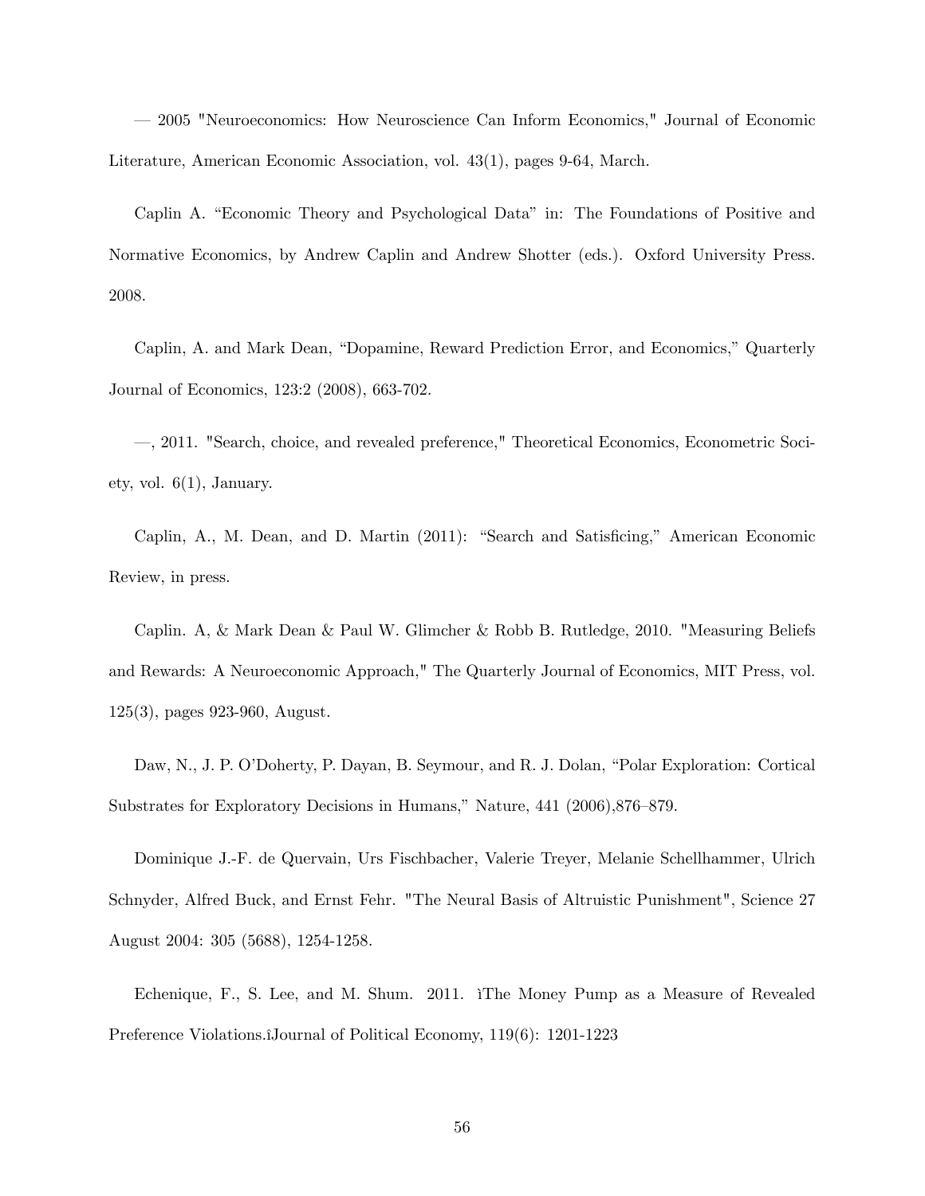— 2005 "Neuroeconomics: How Neuroscience Can Inform Economics," Journal of Economic Literature, American Economic Association, vol. 43(1), pages 9-64, March.

Caplin A. "Economic Theory and Psychological Data" in: The Foundations of Positive and Normative Economics, by Andrew Caplin and Andrew Shotter (eds.). Oxford University Press. 2008.

Caplin, A. and Mark Dean, "Dopamine, Reward Prediction Error, and Economics," Quarterly Journal of Economics, 123:2 (2008), 663-702.

—, 2011. "Search, choice, and revealed preference," Theoretical Economics, Econometric Society, vol. 6(1), January.

Caplin, A., M. Dean, and D. Martin (2011): "Search and Satisficing," American Economic Review, in press.

Caplin. A, & Mark Dean & Paul W. Glimcher & Robb B. Rutledge, 2010. "Measuring Beliefs and Rewards: A Neuroeconomic Approach," The Quarterly Journal of Economics, MIT Press, vol. 125(3), pages 923-960, August.

Daw, N., J. P. O'Doherty, P. Dayan, B. Seymour, and R. J. Dolan, "Polar Exploration: Cortical Substrates for Exploratory Decisions in Humans," Nature, 441 (2006),876–879.

Dominique J.-F. de Quervain, Urs Fischbacher, Valerie Treyer, Melanie Schellhammer, Ulrich Schnyder, Alfred Buck, and Ernst Fehr. "The Neural Basis of Altruistic Punishment", Science 27 August 2004: 305 (5688), 1254-1258.

Echenique, F., S. Lee, and M. Shum. 2011. ìThe Money Pump as a Measure of Revealed Preference Violations.îJournal of Political Economy, 119(6): 1201-1223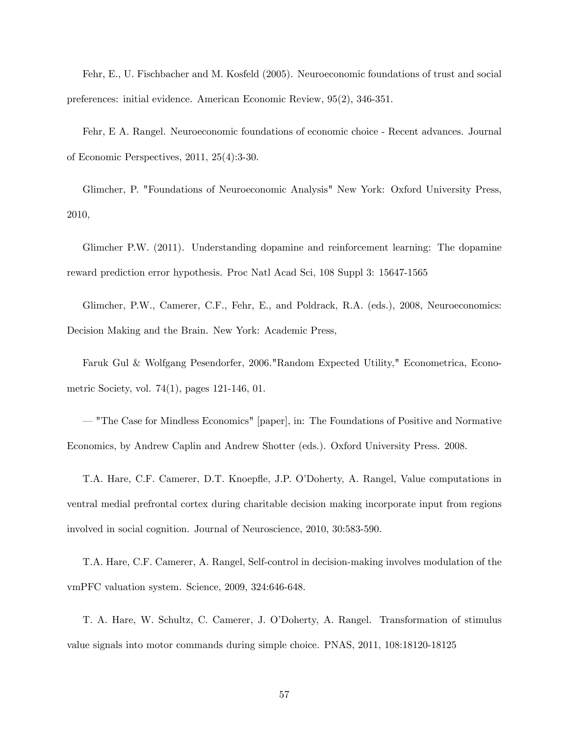Fehr, E., U. Fischbacher and M. Kosfeld (2005). Neuroeconomic foundations of trust and social preferences: initial evidence. American Economic Review, 95(2), 346-351.

Fehr, E A. Rangel. Neuroeconomic foundations of economic choice - Recent advances. Journal of Economic Perspectives, 2011, 25(4):3-30.

Glimcher, P. "Foundations of Neuroeconomic Analysis" New York: Oxford University Press, 2010,

Glimcher P.W. (2011). Understanding dopamine and reinforcement learning: The dopamine reward prediction error hypothesis. Proc Natl Acad Sci, 108 Suppl 3: 15647-1565

Glimcher, P.W., Camerer, C.F., Fehr, E., and Poldrack, R.A. (eds.), 2008, Neuroeconomics: Decision Making and the Brain. New York: Academic Press,

Faruk Gul & Wolfgang Pesendorfer, 2006."Random Expected Utility," Econometrica, Econometric Society, vol. 74(1), pages 121-146, 01.

— "The Case for Mindless Economics" [paper], in: The Foundations of Positive and Normative Economics, by Andrew Caplin and Andrew Shotter (eds.). Oxford University Press. 2008.

T.A. Hare, C.F. Camerer, D.T. Knoepfle, J.P. O'Doherty, A. Rangel, Value computations in ventral medial prefrontal cortex during charitable decision making incorporate input from regions involved in social cognition. Journal of Neuroscience, 2010, 30:583-590.

T.A. Hare, C.F. Camerer, A. Rangel, Self-control in decision-making involves modulation of the vmPFC valuation system. Science, 2009, 324:646-648.

T. A. Hare, W. Schultz, C. Camerer, J. O'Doherty, A. Rangel. Transformation of stimulus value signals into motor commands during simple choice. PNAS, 2011, 108:18120-18125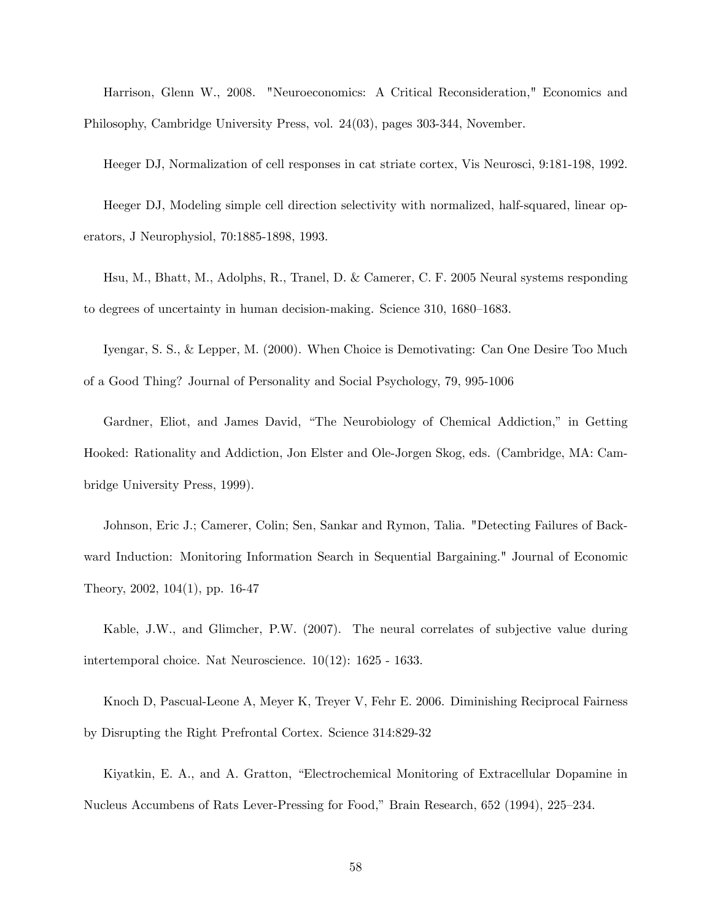Harrison, Glenn W., 2008. "Neuroeconomics: A Critical Reconsideration," Economics and Philosophy, Cambridge University Press, vol. 24(03), pages 303-344, November.

Heeger DJ, Normalization of cell responses in cat striate cortex, Vis Neurosci, 9:181-198, 1992.

Heeger DJ, Modeling simple cell direction selectivity with normalized, half-squared, linear operators, J Neurophysiol, 70:1885-1898, 1993.

Hsu, M., Bhatt, M., Adolphs, R., Tranel, D. & Camerer, C. F. 2005 Neural systems responding to degrees of uncertainty in human decision-making. Science 310, 1680–1683.

Iyengar, S. S., & Lepper, M. (2000). When Choice is Demotivating: Can One Desire Too Much of a Good Thing? Journal of Personality and Social Psychology, 79, 995-1006

Gardner, Eliot, and James David, "The Neurobiology of Chemical Addiction," in Getting Hooked: Rationality and Addiction, Jon Elster and Ole-Jorgen Skog, eds. (Cambridge, MA: Cambridge University Press, 1999).

Johnson, Eric J.; Camerer, Colin; Sen, Sankar and Rymon, Talia. "Detecting Failures of Backward Induction: Monitoring Information Search in Sequential Bargaining." Journal of Economic Theory, 2002, 104(1), pp. 16-47

Kable, J.W., and Glimcher, P.W. (2007). The neural correlates of subjective value during intertemporal choice. Nat Neuroscience. 10(12): 1625 - 1633.

Knoch D, Pascual-Leone A, Meyer K, Treyer V, Fehr E. 2006. Diminishing Reciprocal Fairness by Disrupting the Right Prefrontal Cortex. Science 314:829-32

Kiyatkin, E. A., and A. Gratton, "Electrochemical Monitoring of Extracellular Dopamine in Nucleus Accumbens of Rats Lever-Pressing for Food," Brain Research, 652 (1994), 225–234.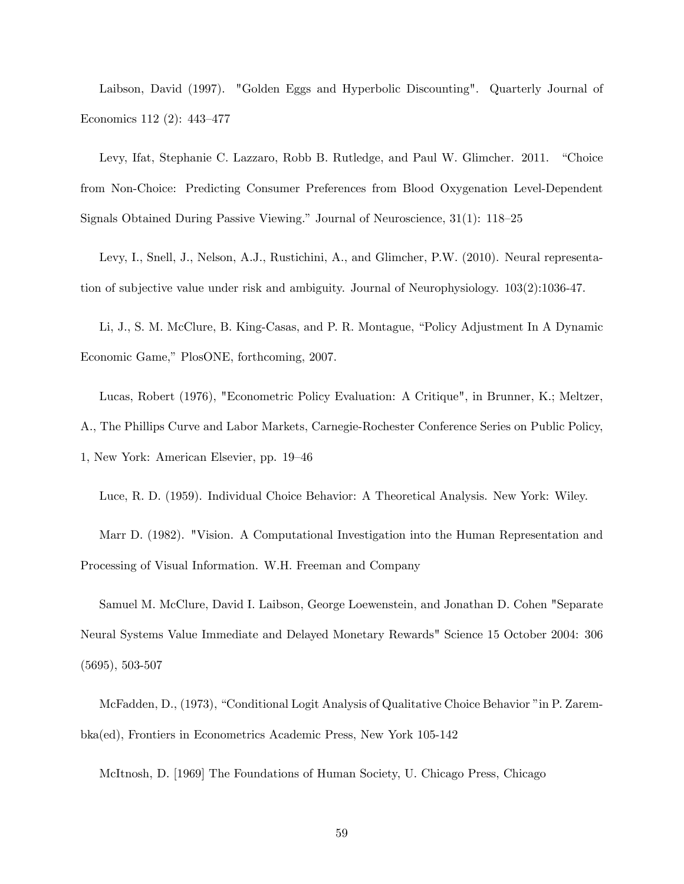Laibson, David (1997). "Golden Eggs and Hyperbolic Discounting". Quarterly Journal of Economics 112 (2): 443–477

Levy, Ifat, Stephanie C. Lazzaro, Robb B. Rutledge, and Paul W. Glimcher. 2011. "Choice from Non-Choice: Predicting Consumer Preferences from Blood Oxygenation Level-Dependent Signals Obtained During Passive Viewing." Journal of Neuroscience, 31(1): 118–25

Levy, I., Snell, J., Nelson, A.J., Rustichini, A., and Glimcher, P.W. (2010). Neural representation of subjective value under risk and ambiguity. Journal of Neurophysiology. 103(2):1036-47.

Li, J., S. M. McClure, B. King-Casas, and P. R. Montague, "Policy Adjustment In A Dynamic Economic Game," PlosONE, forthcoming, 2007.

Lucas, Robert (1976), "Econometric Policy Evaluation: A Critique", in Brunner, K.; Meltzer, A., The Phillips Curve and Labor Markets, Carnegie-Rochester Conference Series on Public Policy, 1, New York: American Elsevier, pp. 19–46

Luce, R. D. (1959). Individual Choice Behavior: A Theoretical Analysis. New York: Wiley.

Marr D. (1982). "Vision. A Computational Investigation into the Human Representation and Processing of Visual Information. W.H. Freeman and Company

Samuel M. McClure, David I. Laibson, George Loewenstein, and Jonathan D. Cohen "Separate Neural Systems Value Immediate and Delayed Monetary Rewards" Science 15 October 2004: 306 (5695), 503-507

McFadden, D., (1973), "Conditional Logit Analysis of Qualitative Choice Behavior "in P. Zarembka(ed), Frontiers in Econometrics Academic Press, New York 105-142

McItnosh, D. [1969] The Foundations of Human Society, U. Chicago Press, Chicago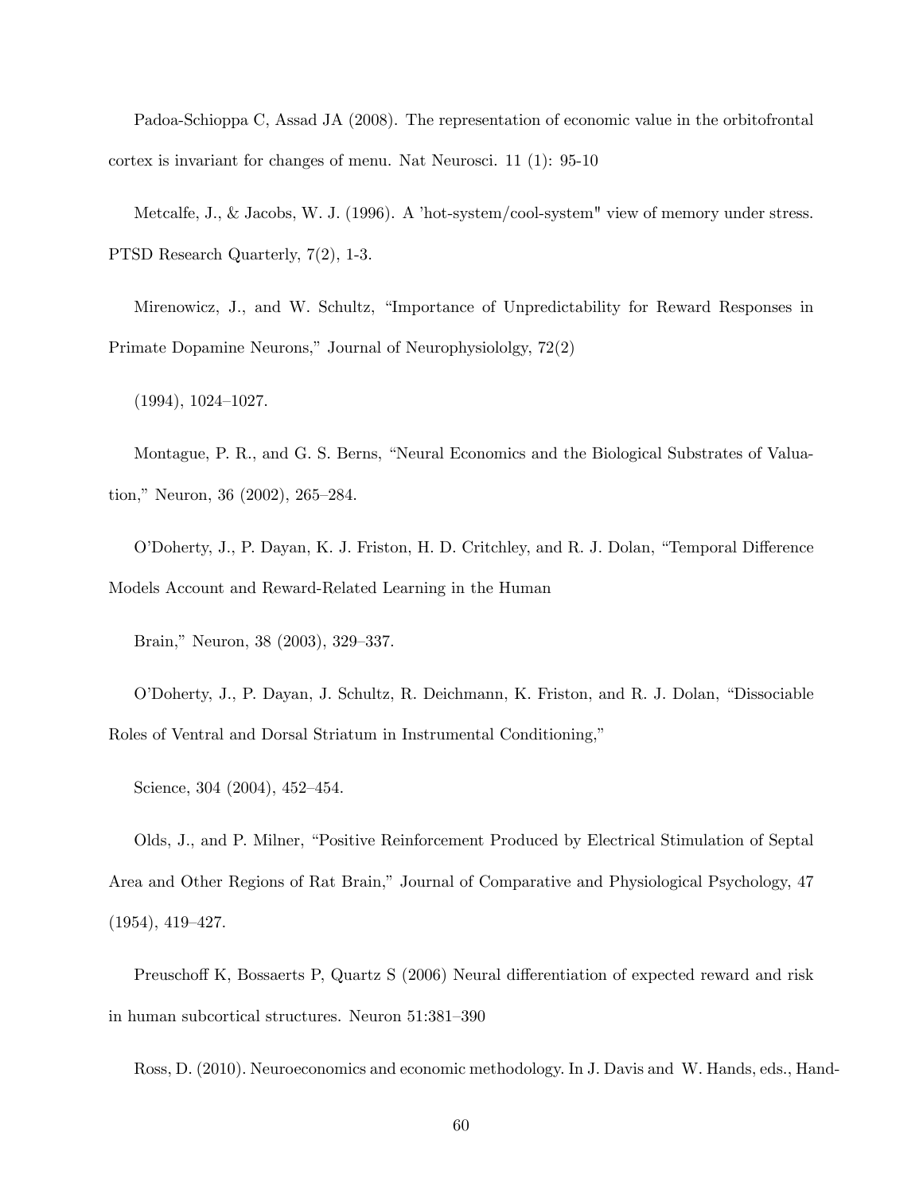Padoa-Schioppa C, Assad JA (2008). The representation of economic value in the orbitofrontal cortex is invariant for changes of menu. Nat Neurosci. 11 (1): 95-10

Metcalfe, J., & Jacobs, W. J. (1996). A 'hot-system/cool-system" view of memory under stress. PTSD Research Quarterly, 7(2), 1-3.

Mirenowicz, J., and W. Schultz, "Importance of Unpredictability for Reward Responses in Primate Dopamine Neurons," Journal of Neurophysiololgy, 72(2)

(1994), 1024–1027.

Montague, P. R., and G. S. Berns, "Neural Economics and the Biological Substrates of Valuation," Neuron, 36 (2002), 265–284.

O'Doherty, J., P. Dayan, K. J. Friston, H. D. Critchley, and R. J. Dolan, "Temporal Difference Models Account and Reward-Related Learning in the Human

Brain," Neuron, 38 (2003), 329–337.

O'Doherty, J., P. Dayan, J. Schultz, R. Deichmann, K. Friston, and R. J. Dolan, "Dissociable Roles of Ventral and Dorsal Striatum in Instrumental Conditioning,"

Science, 304 (2004), 452–454.

Olds, J., and P. Milner, "Positive Reinforcement Produced by Electrical Stimulation of Septal Area and Other Regions of Rat Brain," Journal of Comparative and Physiological Psychology, 47 (1954), 419–427.

Preuschoff K, Bossaerts P, Quartz S (2006) Neural differentiation of expected reward and risk in human subcortical structures. Neuron 51:381–390

Ross, D. (2010). Neuroeconomics and economic methodology. In J. Davis and W. Hands, eds., Hand-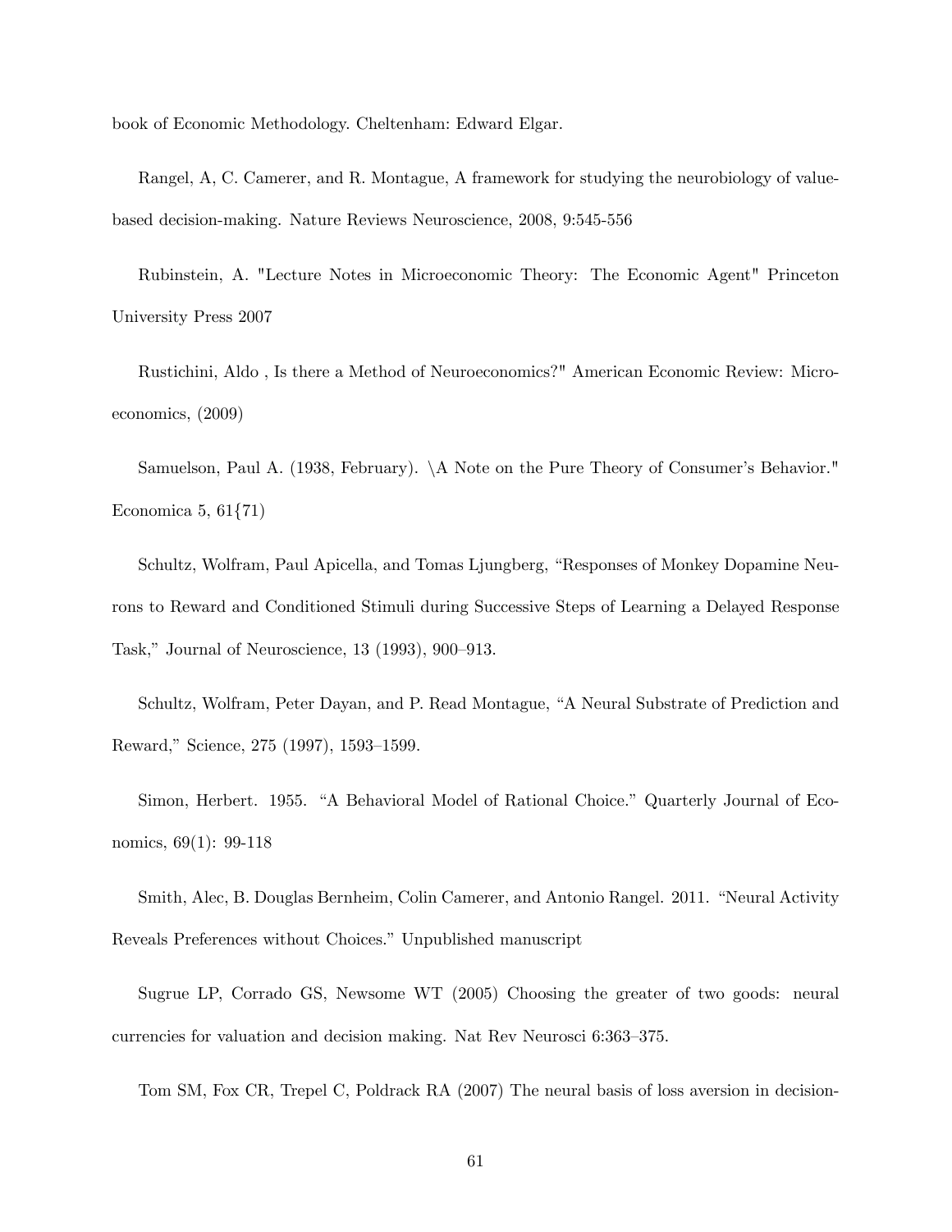book of Economic Methodology. Cheltenham: Edward Elgar.

Rangel, A, C. Camerer, and R. Montague, A framework for studying the neurobiology of value-based decision-making. Nature Reviews Neuroscience, 2008, 9:545-556

Rubinstein, A. "Lecture Notes in Microeconomic Theory: The Economic Agent" Princeton University Press 2007

Rustichini, Aldo , Is there a Method of Neuroeconomics?" American Economic Review: Microeconomics, (2009)

Samuelson, Paul A. (1938, February). \A Note on the Pure Theory of Consumer's Behavior." Economica 5, 61{71)

Schultz, Wolfram, Paul Apicella, and Tomas Ljungberg, "Responses of Monkey Dopamine Neurons to Reward and Conditioned Stimuli during Successive Steps of Learning a Delayed Response Task," Journal of Neuroscience, 13 (1993), 900–913.

Schultz, Wolfram, Peter Dayan, and P. Read Montague, "A Neural Substrate of Prediction and Reward," Science, 275 (1997), 1593–1599.

Simon, Herbert. 1955. "A Behavioral Model of Rational Choice." Quarterly Journal of Economics, 69(1): 99-118

Smith, Alec, B. Douglas Bernheim, Colin Camerer, and Antonio Rangel. 2011. "Neural Activity Reveals Preferences without Choices." Unpublished manuscript

Sugrue LP, Corrado GS, Newsome WT (2005) Choosing the greater of two goods: neural currencies for valuation and decision making. Nat Rev Neurosci 6:363–375.

Tom SM, Fox CR, Trepel C, Poldrack RA (2007) The neural basis of loss aversion in decision-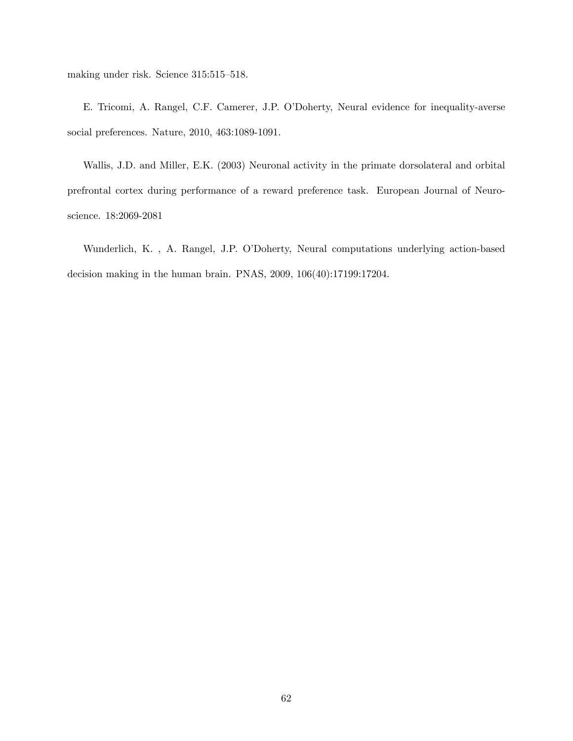making under risk. Science 315:515–518.

E. Tricomi, A. Rangel, C.F. Camerer, J.P. O'Doherty, Neural evidence for inequality-averse social preferences. Nature, 2010, 463:1089-1091.

Wallis, J.D. and Miller, E.K. (2003) Neuronal activity in the primate dorsolateral and orbital prefrontal cortex during performance of a reward preference task. European Journal of Neuroscience. 18:2069-2081

Wunderlich, K. , A. Rangel, J.P. O'Doherty, Neural computations underlying action-based decision making in the human brain. PNAS, 2009, 106(40):17199:17204.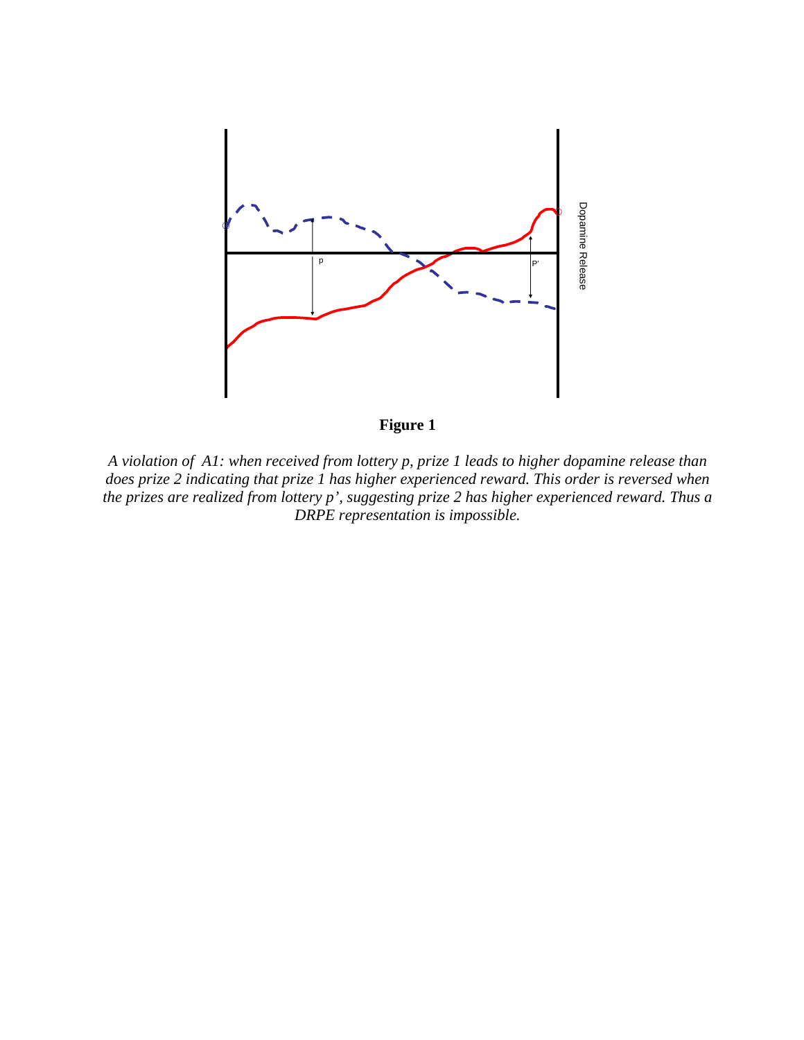**Figure 1**

*A violation of A1: when received from lottery p, prize 1 leads to higher dopamine release than does prize 2 indicating that prize 1 has higher experienced reward. This order is reversed when the prizes are realized from lottery p', suggesting prize 2 has higher experienced reward. Thus a DRPE representation is impossible.*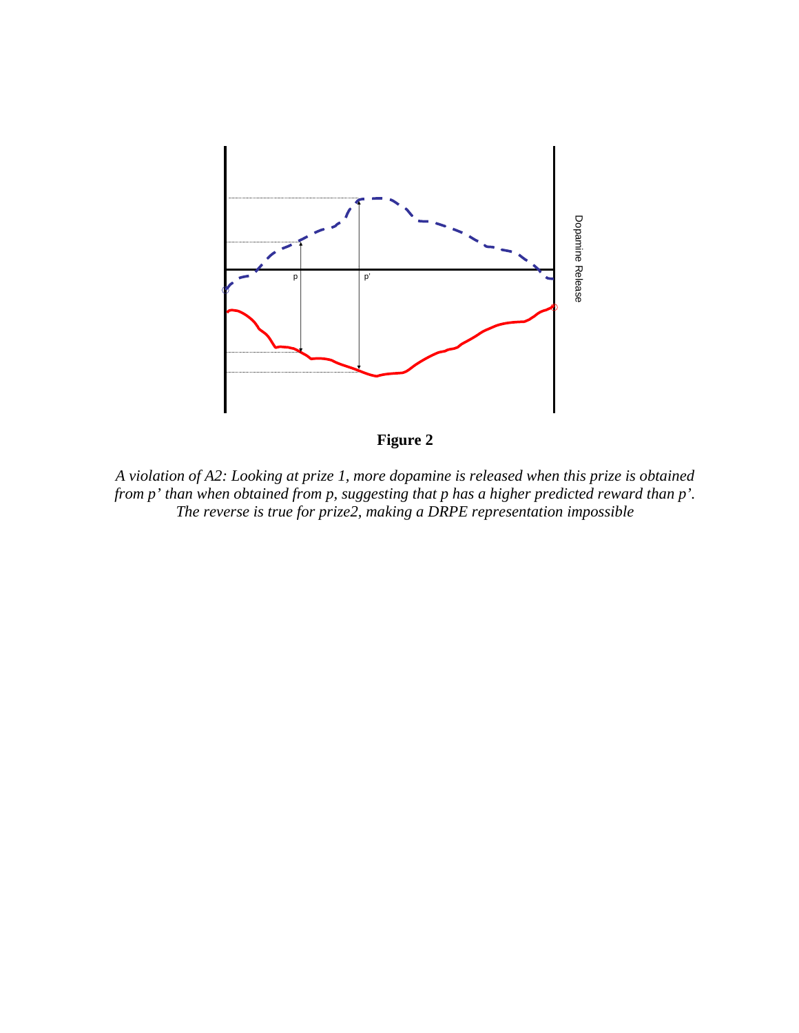**Figure 2**

*A violation of A2: Looking at prize 1, more dopamine is released when this prize is obtained from p' than when obtained from p, suggesting that p has a higher predicted reward than p'. The reverse is true for prize2, making a DRPE representation impossible*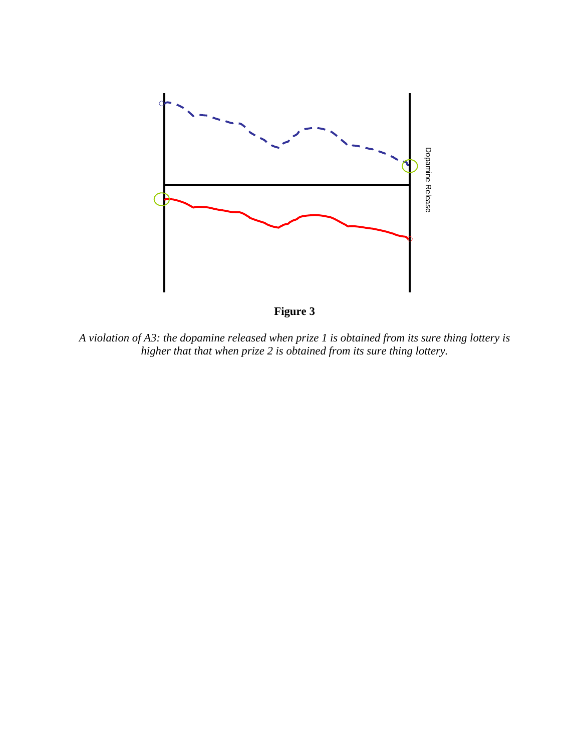Dopamine Release

**Figure 3**

*A violation of A3: the dopamine released when prize 1 is obtained from its sure thing lottery is higher that that when prize 2 is obtained from its sure thing lottery.*